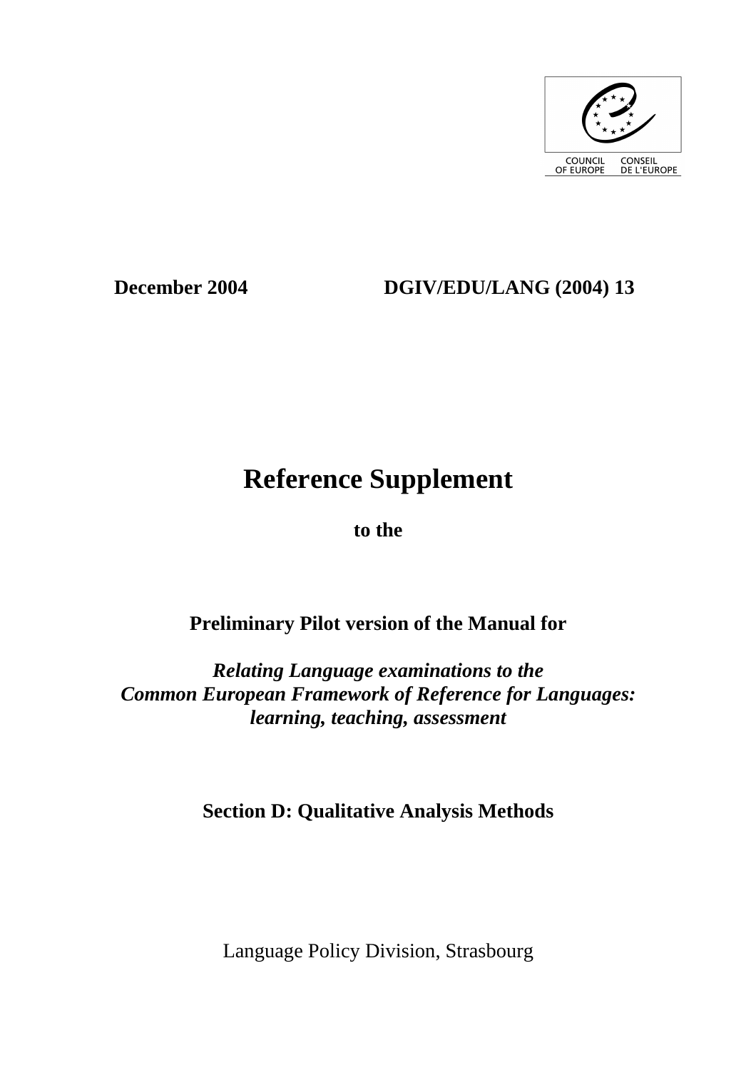COUNCIL OF EUROPE    CONSEIL DE L'EUROPE

**December 2004** **DGIV/EDU/LANG (2004) 13**

# Reference Supplement

**to the**

**Preliminary Pilot version of the Manual for**

***Relating Language examinations to the Common European Framework of Reference for Languages: learning, teaching, assessment***

**Section D: Qualitative Analysis Methods**

Language Policy Division, Strasbourg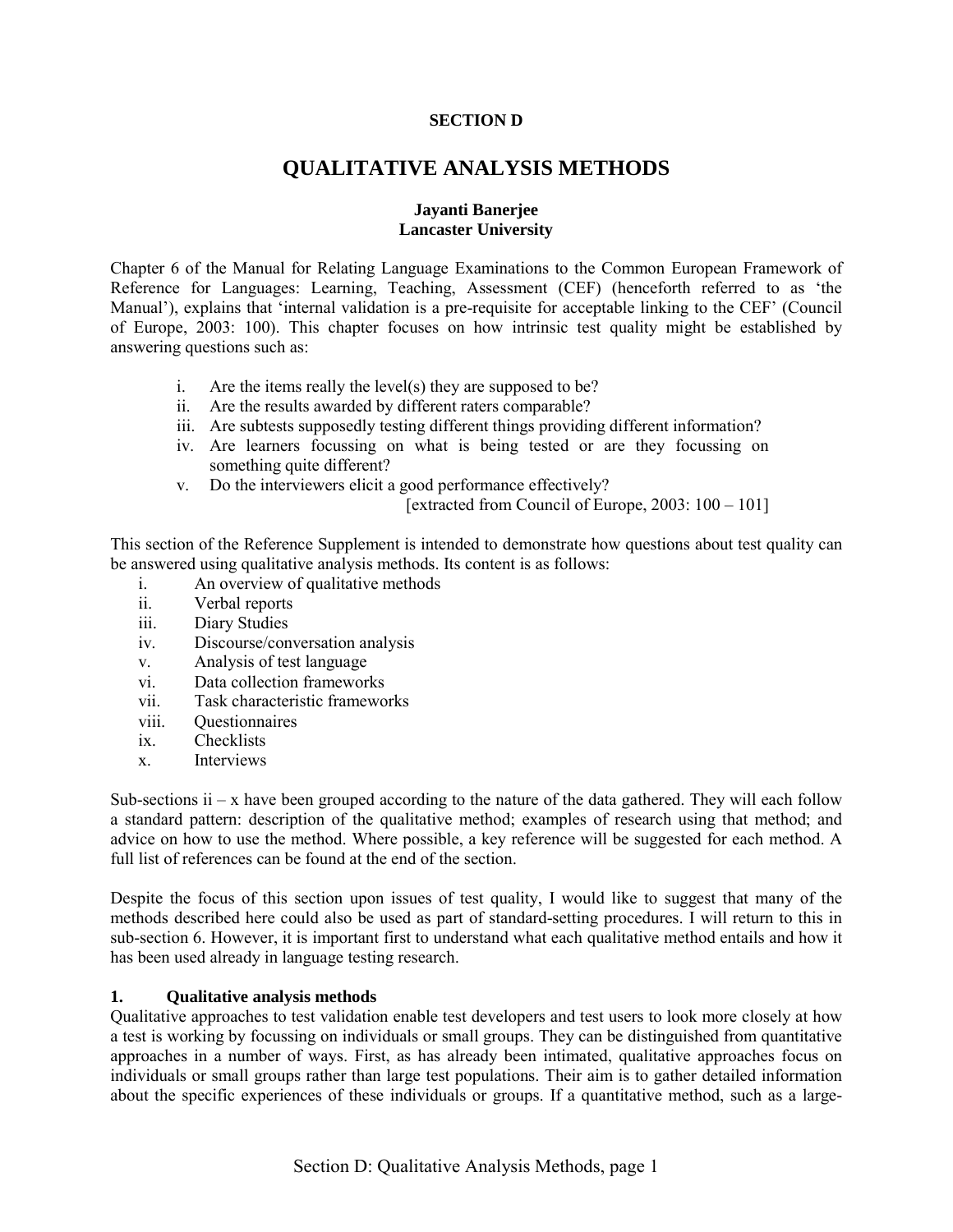**SECTION D**

# QUALITATIVE ANALYSIS METHODS

**Jayanti Banerjee**
**Lancaster University**

Chapter 6 of the Manual for Relating Language Examinations to the Common European Framework of Reference for Languages: Learning, Teaching, Assessment (CEF) (henceforth referred to as 'the Manual'), explains that 'internal validation is a pre-requisite for acceptable linking to the CEF' (Council of Europe, 2003: 100). This chapter focuses on how intrinsic test quality might be established by answering questions such as:

i. Are the items really the level(s) they are supposed to be?
ii. Are the results awarded by different raters comparable?
iii. Are subtests supposedly testing different things providing different information?
iv. Are learners focussing on what is being tested or are they focussing on something quite different?
v. Do the interviewers elicit a good performance effectively?

[extracted from Council of Europe, 2003: 100 – 101]

This section of the Reference Supplement is intended to demonstrate how questions about test quality can be answered using qualitative analysis methods. Its content is as follows:

i. An overview of qualitative methods
ii. Verbal reports
iii. Diary Studies
iv. Discourse/conversation analysis
v. Analysis of test language
vi. Data collection frameworks
vii. Task characteristic frameworks
viii. Questionnaires
ix. Checklists
x. Interviews

Sub-sections ii – x have been grouped according to the nature of the data gathered. They will each follow a standard pattern: description of the qualitative method; examples of research using that method; and advice on how to use the method. Where possible, a key reference will be suggested for each method. A full list of references can be found at the end of the section.

Despite the focus of this section upon issues of test quality, I would like to suggest that many of the methods described here could also be used as part of standard-setting procedures. I will return to this in sub-section 6. However, it is important first to understand what each qualitative method entails and how it has been used already in language testing research.

## 1. Qualitative analysis methods

Qualitative approaches to test validation enable test developers and test users to look more closely at how a test is working by focussing on individuals or small groups. They can be distinguished from quantitative approaches in a number of ways. First, as has already been intimated, qualitative approaches focus on individuals or small groups rather than large test populations. Their aim is to gather detailed information about the specific experiences of these individuals or groups. If a quantitative method, such as a large-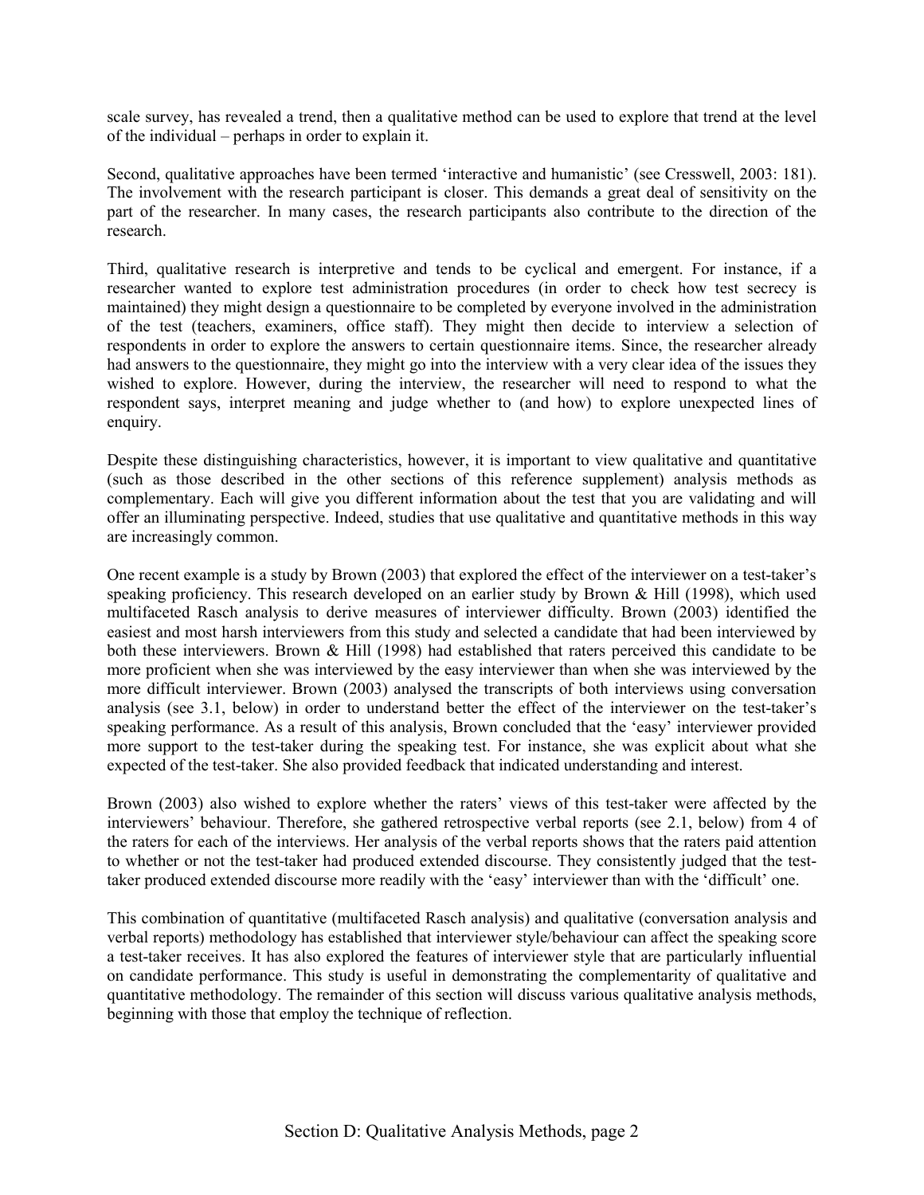scale survey, has revealed a trend, then a qualitative method can be used to explore that trend at the level of the individual – perhaps in order to explain it.

Second, qualitative approaches have been termed 'interactive and humanistic' (see Cresswell, 2003: 181). The involvement with the research participant is closer. This demands a great deal of sensitivity on the part of the researcher. In many cases, the research participants also contribute to the direction of the research.

Third, qualitative research is interpretive and tends to be cyclical and emergent. For instance, if a researcher wanted to explore test administration procedures (in order to check how test secrecy is maintained) they might design a questionnaire to be completed by everyone involved in the administration of the test (teachers, examiners, office staff). They might then decide to interview a selection of respondents in order to explore the answers to certain questionnaire items. Since, the researcher already had answers to the questionnaire, they might go into the interview with a very clear idea of the issues they wished to explore. However, during the interview, the researcher will need to respond to what the respondent says, interpret meaning and judge whether to (and how) to explore unexpected lines of enquiry.

Despite these distinguishing characteristics, however, it is important to view qualitative and quantitative (such as those described in the other sections of this reference supplement) analysis methods as complementary. Each will give you different information about the test that you are validating and will offer an illuminating perspective. Indeed, studies that use qualitative and quantitative methods in this way are increasingly common.

One recent example is a study by Brown (2003) that explored the effect of the interviewer on a test-taker's speaking proficiency. This research developed on an earlier study by Brown & Hill (1998), which used multifaceted Rasch analysis to derive measures of interviewer difficulty. Brown (2003) identified the easiest and most harsh interviewers from this study and selected a candidate that had been interviewed by both these interviewers. Brown & Hill (1998) had established that raters perceived this candidate to be more proficient when she was interviewed by the easy interviewer than when she was interviewed by the more difficult interviewer. Brown (2003) analysed the transcripts of both interviews using conversation analysis (see 3.1, below) in order to understand better the effect of the interviewer on the test-taker's speaking performance. As a result of this analysis, Brown concluded that the 'easy' interviewer provided more support to the test-taker during the speaking test. For instance, she was explicit about what she expected of the test-taker. She also provided feedback that indicated understanding and interest.

Brown (2003) also wished to explore whether the raters' views of this test-taker were affected by the interviewers' behaviour. Therefore, she gathered retrospective verbal reports (see 2.1, below) from 4 of the raters for each of the interviews. Her analysis of the verbal reports shows that the raters paid attention to whether or not the test-taker had produced extended discourse. They consistently judged that the test-taker produced extended discourse more readily with the 'easy' interviewer than with the 'difficult' one.

This combination of quantitative (multifaceted Rasch analysis) and qualitative (conversation analysis and verbal reports) methodology has established that interviewer style/behaviour can affect the speaking score a test-taker receives. It has also explored the features of interviewer style that are particularly influential on candidate performance. This study is useful in demonstrating the complementarity of qualitative and quantitative methodology. The remainder of this section will discuss various qualitative analysis methods, beginning with those that employ the technique of reflection.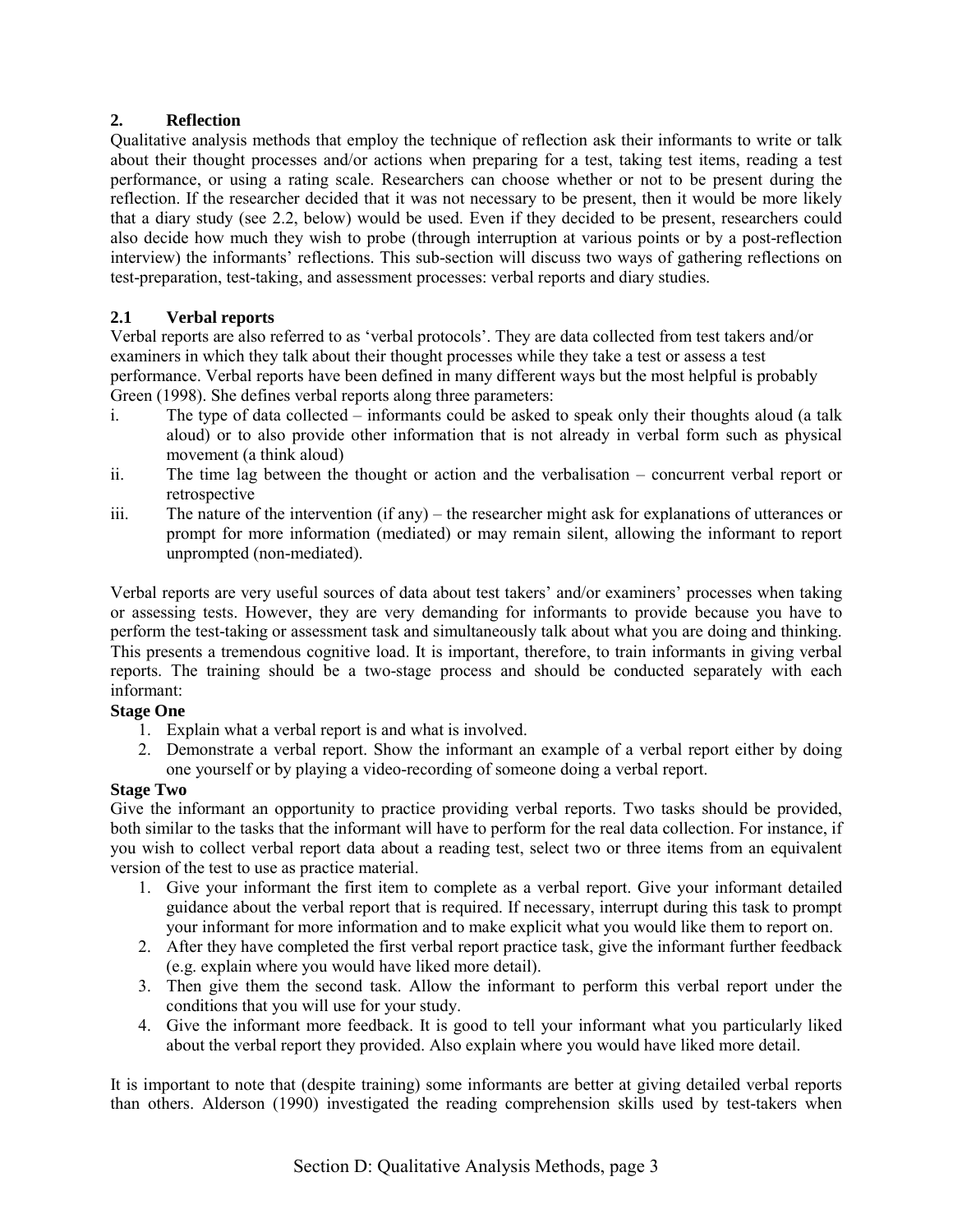## 2. Reflection

Qualitative analysis methods that employ the technique of reflection ask their informants to write or talk about their thought processes and/or actions when preparing for a test, taking test items, reading a test performance, or using a rating scale. Researchers can choose whether or not to be present during the reflection. If the researcher decided that it was not necessary to be present, then it would be more likely that a diary study (see 2.2, below) would be used. Even if they decided to be present, researchers could also decide how much they wish to probe (through interruption at various points or by a post-reflection interview) the informants' reflections. This sub-section will discuss two ways of gathering reflections on test-preparation, test-taking, and assessment processes: verbal reports and diary studies.

### 2.1 Verbal reports

Verbal reports are also referred to as 'verbal protocols'. They are data collected from test takers and/or examiners in which they talk about their thought processes while they take a test or assess a test performance. Verbal reports have been defined in many different ways but the most helpful is probably Green (1998). She defines verbal reports along three parameters:

i. The type of data collected – informants could be asked to speak only their thoughts aloud (a talk aloud) or to also provide other information that is not already in verbal form such as physical movement (a think aloud)
ii. The time lag between the thought or action and the verbalisation – concurrent verbal report or retrospective
iii. The nature of the intervention (if any) – the researcher might ask for explanations of utterances or prompt for more information (mediated) or may remain silent, allowing the informant to report unprompted (non-mediated).

Verbal reports are very useful sources of data about test takers' and/or examiners' processes when taking or assessing tests. However, they are very demanding for informants to provide because you have to perform the test-taking or assessment task and simultaneously talk about what you are doing and thinking. This presents a tremendous cognitive load. It is important, therefore, to train informants in giving verbal reports. The training should be a two-stage process and should be conducted separately with each informant:

**Stage One**

1. Explain what a verbal report is and what is involved.
2. Demonstrate a verbal report. Show the informant an example of a verbal report either by doing one yourself or by playing a video-recording of someone doing a verbal report.

**Stage Two**

Give the informant an opportunity to practice providing verbal reports. Two tasks should be provided, both similar to the tasks that the informant will have to perform for the real data collection. For instance, if you wish to collect verbal report data about a reading test, select two or three items from an equivalent version of the test to use as practice material.

1. Give your informant the first item to complete as a verbal report. Give your informant detailed guidance about the verbal report that is required. If necessary, interrupt during this task to prompt your informant for more information and to make explicit what you would like them to report on.
2. After they have completed the first verbal report practice task, give the informant further feedback (e.g. explain where you would have liked more detail).
3. Then give them the second task. Allow the informant to perform this verbal report under the conditions that you will use for your study.
4. Give the informant more feedback. It is good to tell your informant what you particularly liked about the verbal report they provided. Also explain where you would have liked more detail.

It is important to note that (despite training) some informants are better at giving detailed verbal reports than others. Alderson (1990) investigated the reading comprehension skills used by test-takers when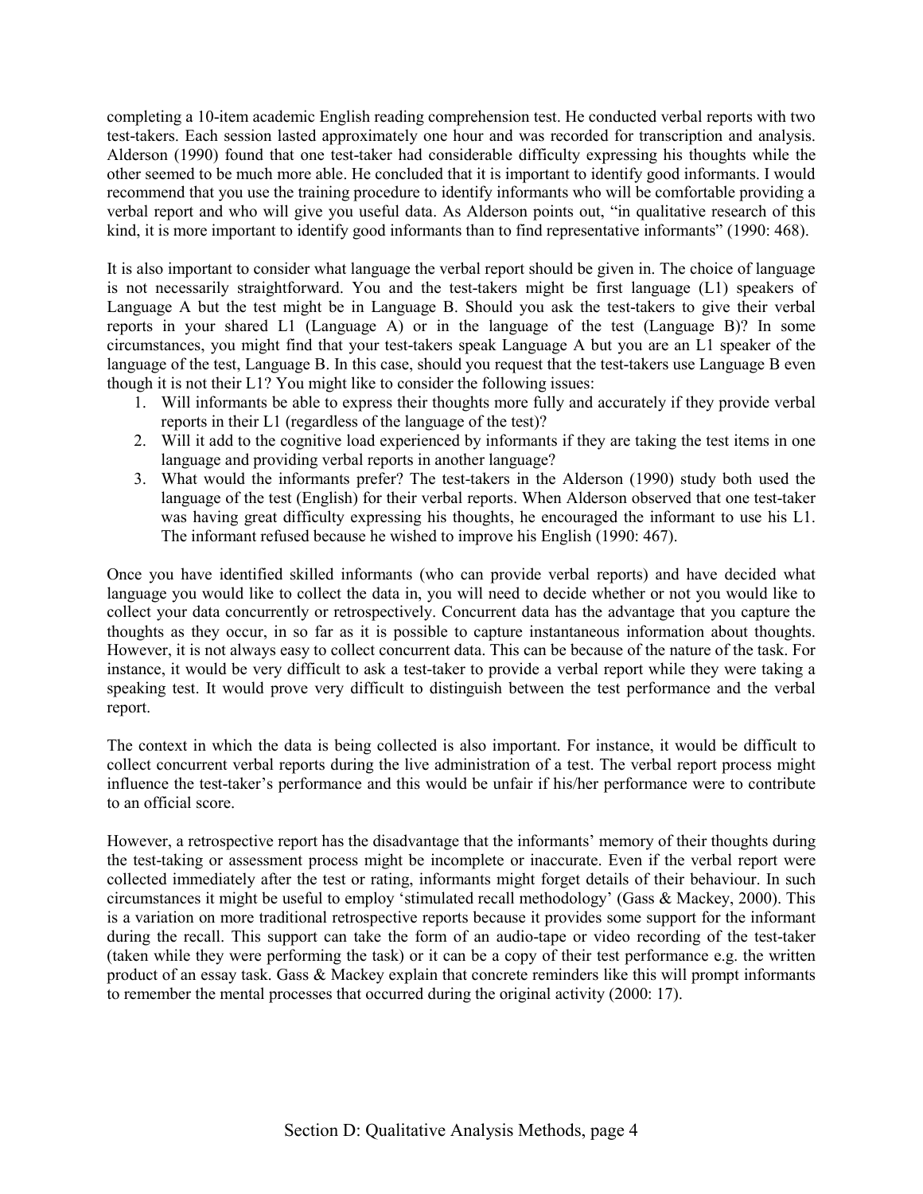completing a 10-item academic English reading comprehension test. He conducted verbal reports with two test-takers. Each session lasted approximately one hour and was recorded for transcription and analysis. Alderson (1990) found that one test-taker had considerable difficulty expressing his thoughts while the other seemed to be much more able. He concluded that it is important to identify good informants. I would recommend that you use the training procedure to identify informants who will be comfortable providing a verbal report and who will give you useful data. As Alderson points out, "in qualitative research of this kind, it is more important to identify good informants than to find representative informants" (1990: 468).

It is also important to consider what language the verbal report should be given in. The choice of language is not necessarily straightforward. You and the test-takers might be first language (L1) speakers of Language A but the test might be in Language B. Should you ask the test-takers to give their verbal reports in your shared L1 (Language A) or in the language of the test (Language B)? In some circumstances, you might find that your test-takers speak Language A but you are an L1 speaker of the language of the test, Language B. In this case, should you request that the test-takers use Language B even though it is not their L1? You might like to consider the following issues:

1. Will informants be able to express their thoughts more fully and accurately if they provide verbal reports in their L1 (regardless of the language of the test)?
2. Will it add to the cognitive load experienced by informants if they are taking the test items in one language and providing verbal reports in another language?
3. What would the informants prefer? The test-takers in the Alderson (1990) study both used the language of the test (English) for their verbal reports. When Alderson observed that one test-taker was having great difficulty expressing his thoughts, he encouraged the informant to use his L1. The informant refused because he wished to improve his English (1990: 467).

Once you have identified skilled informants (who can provide verbal reports) and have decided what language you would like to collect the data in, you will need to decide whether or not you would like to collect your data concurrently or retrospectively. Concurrent data has the advantage that you capture the thoughts as they occur, in so far as it is possible to capture instantaneous information about thoughts. However, it is not always easy to collect concurrent data. This can be because of the nature of the task. For instance, it would be very difficult to ask a test-taker to provide a verbal report while they were taking a speaking test. It would prove very difficult to distinguish between the test performance and the verbal report.

The context in which the data is being collected is also important. For instance, it would be difficult to collect concurrent verbal reports during the live administration of a test. The verbal report process might influence the test-taker's performance and this would be unfair if his/her performance were to contribute to an official score.

However, a retrospective report has the disadvantage that the informants' memory of their thoughts during the test-taking or assessment process might be incomplete or inaccurate. Even if the verbal report were collected immediately after the test or rating, informants might forget details of their behaviour. In such circumstances it might be useful to employ 'stimulated recall methodology' (Gass & Mackey, 2000). This is a variation on more traditional retrospective reports because it provides some support for the informant during the recall. This support can take the form of an audio-tape or video recording of the test-taker (taken while they were performing the task) or it can be a copy of their test performance e.g. the written product of an essay task. Gass & Mackey explain that concrete reminders like this will prompt informants to remember the mental processes that occurred during the original activity (2000: 17).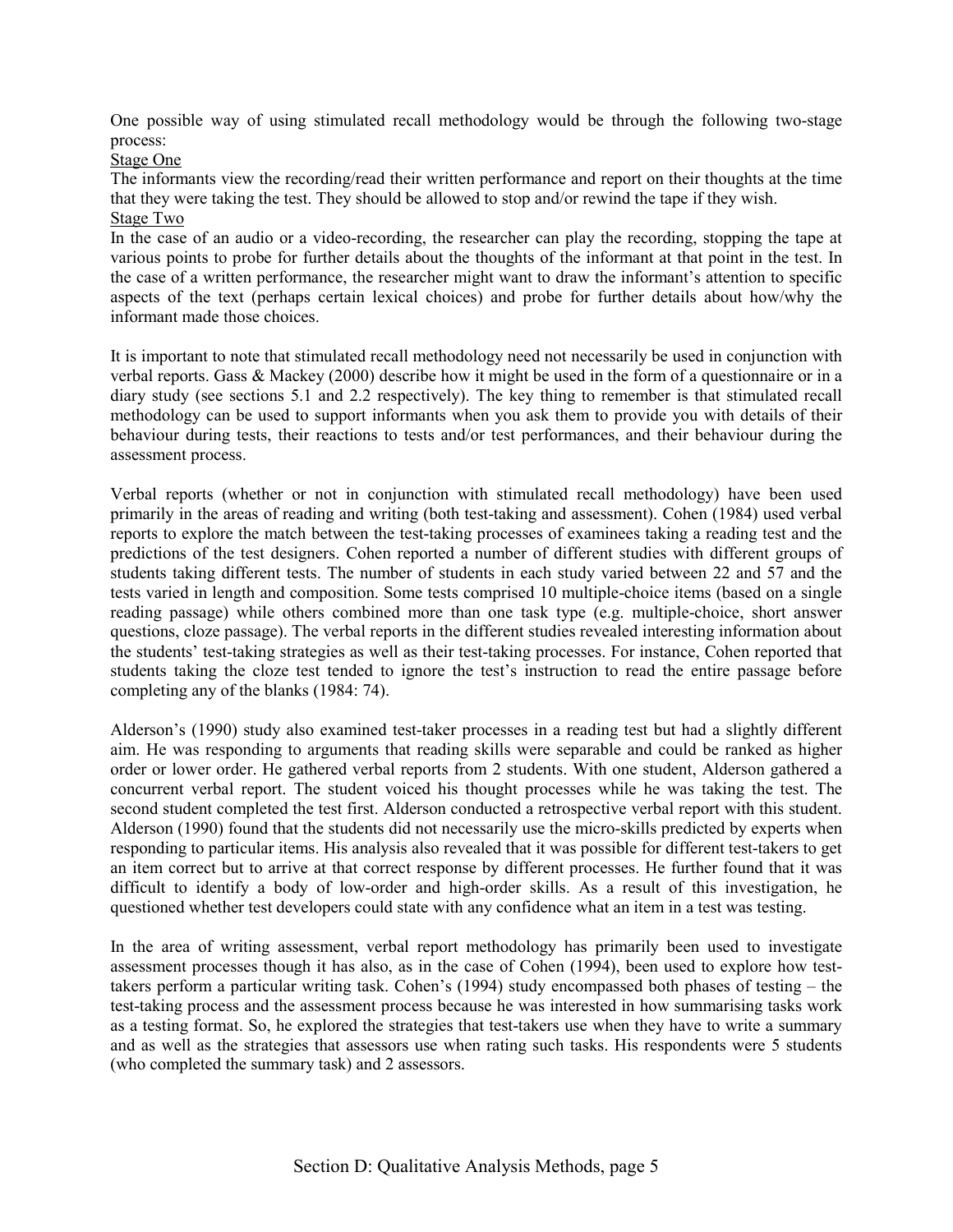One possible way of using stimulated recall methodology would be through the following two-stage process:

Stage One

The informants view the recording/read their written performance and report on their thoughts at the time that they were taking the test. They should be allowed to stop and/or rewind the tape if they wish.

Stage Two

In the case of an audio or a video-recording, the researcher can play the recording, stopping the tape at various points to probe for further details about the thoughts of the informant at that point in the test. In the case of a written performance, the researcher might want to draw the informant's attention to specific aspects of the text (perhaps certain lexical choices) and probe for further details about how/why the informant made those choices.

It is important to note that stimulated recall methodology need not necessarily be used in conjunction with verbal reports. Gass & Mackey (2000) describe how it might be used in the form of a questionnaire or in a diary study (see sections 5.1 and 2.2 respectively). The key thing to remember is that stimulated recall methodology can be used to support informants when you ask them to provide you with details of their behaviour during tests, their reactions to tests and/or test performances, and their behaviour during the assessment process.

Verbal reports (whether or not in conjunction with stimulated recall methodology) have been used primarily in the areas of reading and writing (both test-taking and assessment). Cohen (1984) used verbal reports to explore the match between the test-taking processes of examinees taking a reading test and the predictions of the test designers. Cohen reported a number of different studies with different groups of students taking different tests. The number of students in each study varied between 22 and 57 and the tests varied in length and composition. Some tests comprised 10 multiple-choice items (based on a single reading passage) while others combined more than one task type (e.g. multiple-choice, short answer questions, cloze passage). The verbal reports in the different studies revealed interesting information about the students' test-taking strategies as well as their test-taking processes. For instance, Cohen reported that students taking the cloze test tended to ignore the test's instruction to read the entire passage before completing any of the blanks (1984: 74).

Alderson's (1990) study also examined test-taker processes in a reading test but had a slightly different aim. He was responding to arguments that reading skills were separable and could be ranked as higher order or lower order. He gathered verbal reports from 2 students. With one student, Alderson gathered a concurrent verbal report. The student voiced his thought processes while he was taking the test. The second student completed the test first. Alderson conducted a retrospective verbal report with this student. Alderson (1990) found that the students did not necessarily use the micro-skills predicted by experts when responding to particular items. His analysis also revealed that it was possible for different test-takers to get an item correct but to arrive at that correct response by different processes. He further found that it was difficult to identify a body of low-order and high-order skills. As a result of this investigation, he questioned whether test developers could state with any confidence what an item in a test was testing.

In the area of writing assessment, verbal report methodology has primarily been used to investigate assessment processes though it has also, as in the case of Cohen (1994), been used to explore how test-takers perform a particular writing task. Cohen's (1994) study encompassed both phases of testing – the test-taking process and the assessment process because he was interested in how summarising tasks work as a testing format. So, he explored the strategies that test-takers use when they have to write a summary and as well as the strategies that assessors use when rating such tasks. His respondents were 5 students (who completed the summary task) and 2 assessors.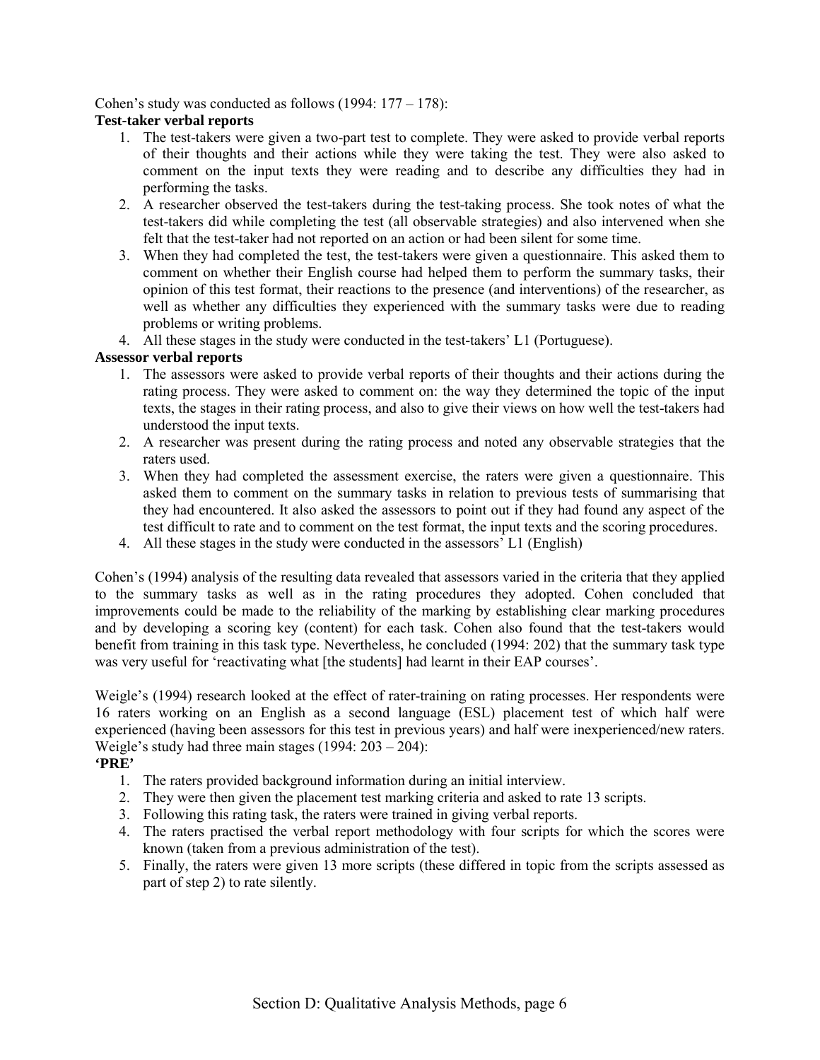Cohen's study was conducted as follows (1994: 177 – 178):

**Test-taker verbal reports**

1. The test-takers were given a two-part test to complete. They were asked to provide verbal reports of their thoughts and their actions while they were taking the test. They were also asked to comment on the input texts they were reading and to describe any difficulties they had in performing the tasks.
2. A researcher observed the test-takers during the test-taking process. She took notes of what the test-takers did while completing the test (all observable strategies) and also intervened when she felt that the test-taker had not reported on an action or had been silent for some time.
3. When they had completed the test, the test-takers were given a questionnaire. This asked them to comment on whether their English course had helped them to perform the summary tasks, their opinion of this test format, their reactions to the presence (and interventions) of the researcher, as well as whether any difficulties they experienced with the summary tasks were due to reading problems or writing problems.
4. All these stages in the study were conducted in the test-takers' L1 (Portuguese).

**Assessor verbal reports**

1. The assessors were asked to provide verbal reports of their thoughts and their actions during the rating process. They were asked to comment on: the way they determined the topic of the input texts, the stages in their rating process, and also to give their views on how well the test-takers had understood the input texts.
2. A researcher was present during the rating process and noted any observable strategies that the raters used.
3. When they had completed the assessment exercise, the raters were given a questionnaire. This asked them to comment on the summary tasks in relation to previous tests of summarising that they had encountered. It also asked the assessors to point out if they had found any aspect of the test difficult to rate and to comment on the test format, the input texts and the scoring procedures.
4. All these stages in the study were conducted in the assessors' L1 (English)

Cohen's (1994) analysis of the resulting data revealed that assessors varied in the criteria that they applied to the summary tasks as well as in the rating procedures they adopted. Cohen concluded that improvements could be made to the reliability of the marking by establishing clear marking procedures and by developing a scoring key (content) for each task. Cohen also found that the test-takers would benefit from training in this task type. Nevertheless, he concluded (1994: 202) that the summary task type was very useful for 'reactivating what [the students] had learnt in their EAP courses'.

Weigle's (1994) research looked at the effect of rater-training on rating processes. Her respondents were 16 raters working on an English as a second language (ESL) placement test of which half were experienced (having been assessors for this test in previous years) and half were inexperienced/new raters. Weigle's study had three main stages (1994: 203 – 204):

**'PRE'**

1. The raters provided background information during an initial interview.
2. They were then given the placement test marking criteria and asked to rate 13 scripts.
3. Following this rating task, the raters were trained in giving verbal reports.
4. The raters practised the verbal report methodology with four scripts for which the scores were known (taken from a previous administration of the test).
5. Finally, the raters were given 13 more scripts (these differed in topic from the scripts assessed as part of step 2) to rate silently.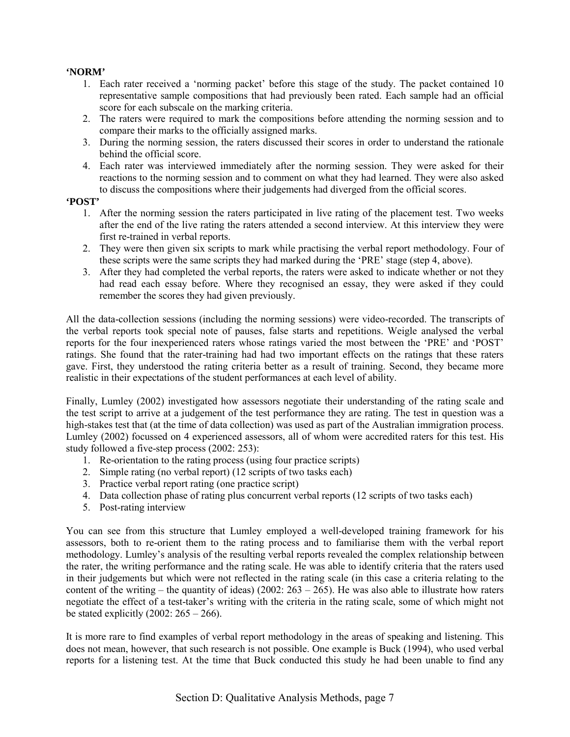**'NORM'**

1. Each rater received a 'norming packet' before this stage of the study. The packet contained 10 representative sample compositions that had previously been rated. Each sample had an official score for each subscale on the marking criteria.
2. The raters were required to mark the compositions before attending the norming session and to compare their marks to the officially assigned marks.
3. During the norming session, the raters discussed their scores in order to understand the rationale behind the official score.
4. Each rater was interviewed immediately after the norming session. They were asked for their reactions to the norming session and to comment on what they had learned. They were also asked to discuss the compositions where their judgements had diverged from the official scores.

**'POST'**

1. After the norming session the raters participated in live rating of the placement test. Two weeks after the end of the live rating the raters attended a second interview. At this interview they were first re-trained in verbal reports.
2. They were then given six scripts to mark while practising the verbal report methodology. Four of these scripts were the same scripts they had marked during the 'PRE' stage (step 4, above).
3. After they had completed the verbal reports, the raters were asked to indicate whether or not they had read each essay before. Where they recognised an essay, they were asked if they could remember the scores they had given previously.

All the data-collection sessions (including the norming sessions) were video-recorded. The transcripts of the verbal reports took special note of pauses, false starts and repetitions. Weigle analysed the verbal reports for the four inexperienced raters whose ratings varied the most between the 'PRE' and 'POST' ratings. She found that the rater-training had had two important effects on the ratings that these raters gave. First, they understood the rating criteria better as a result of training. Second, they became more realistic in their expectations of the student performances at each level of ability.

Finally, Lumley (2002) investigated how assessors negotiate their understanding of the rating scale and the test script to arrive at a judgement of the test performance they are rating. The test in question was a high-stakes test that (at the time of data collection) was used as part of the Australian immigration process. Lumley (2002) focussed on 4 experienced assessors, all of whom were accredited raters for this test. His study followed a five-step process (2002: 253):

1. Re-orientation to the rating process (using four practice scripts)
2. Simple rating (no verbal report) (12 scripts of two tasks each)
3. Practice verbal report rating (one practice script)
4. Data collection phase of rating plus concurrent verbal reports (12 scripts of two tasks each)
5. Post-rating interview

You can see from this structure that Lumley employed a well-developed training framework for his assessors, both to re-orient them to the rating process and to familiarise them with the verbal report methodology. Lumley's analysis of the resulting verbal reports revealed the complex relationship between the rater, the writing performance and the rating scale. He was able to identify criteria that the raters used in their judgements but which were not reflected in the rating scale (in this case a criteria relating to the content of the writing – the quantity of ideas) (2002: 263 – 265). He was also able to illustrate how raters negotiate the effect of a test-taker's writing with the criteria in the rating scale, some of which might not be stated explicitly (2002: 265 – 266).

It is more rare to find examples of verbal report methodology in the areas of speaking and listening. This does not mean, however, that such research is not possible. One example is Buck (1994), who used verbal reports for a listening test. At the time that Buck conducted this study he had been unable to find any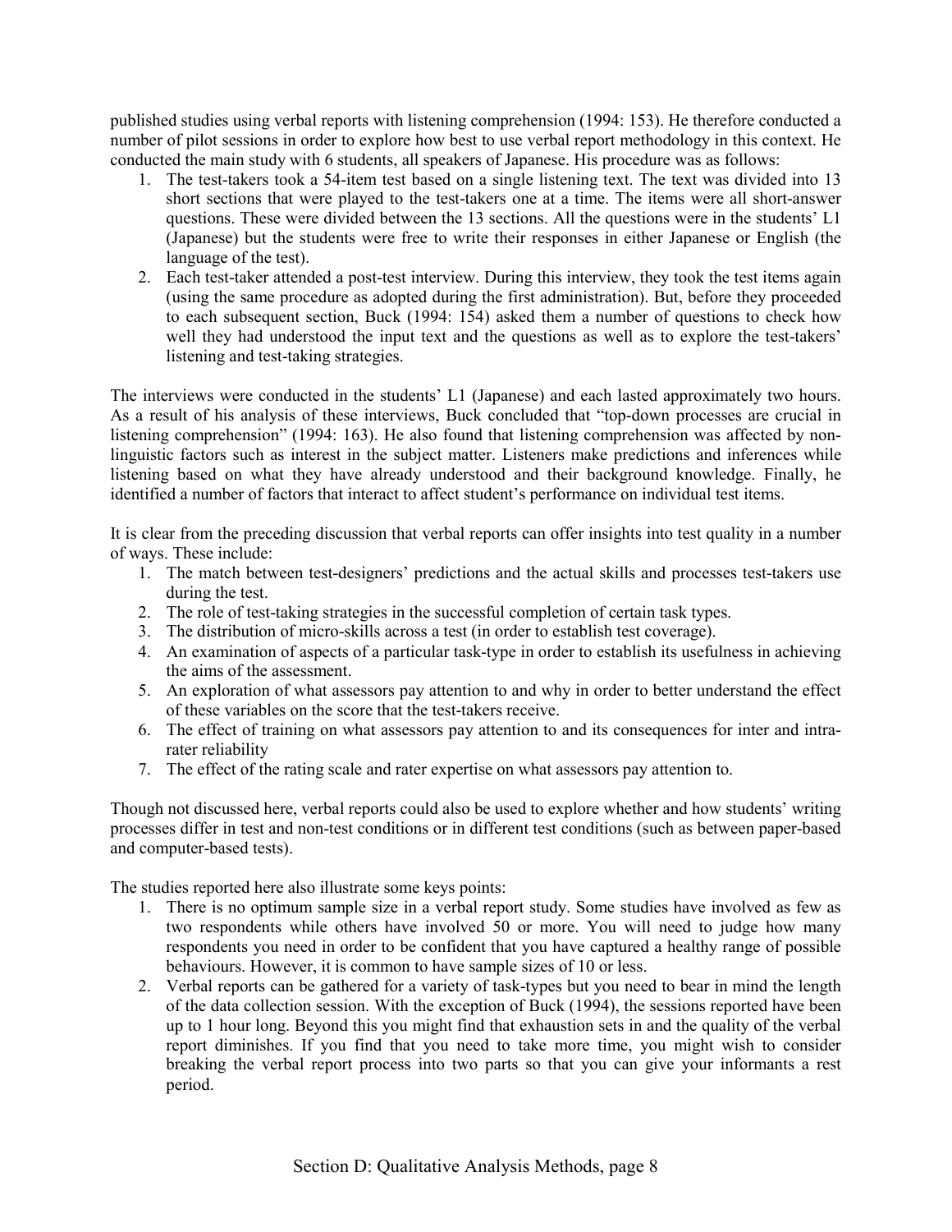published studies using verbal reports with listening comprehension (1994: 153). He therefore conducted a number of pilot sessions in order to explore how best to use verbal report methodology in this context. He conducted the main study with 6 students, all speakers of Japanese. His procedure was as follows:

1. The test-takers took a 54-item test based on a single listening text. The text was divided into 13 short sections that were played to the test-takers one at a time. The items were all short-answer questions. These were divided between the 13 sections. All the questions were in the students' L1 (Japanese) but the students were free to write their responses in either Japanese or English (the language of the test).
2. Each test-taker attended a post-test interview. During this interview, they took the test items again (using the same procedure as adopted during the first administration). But, before they proceeded to each subsequent section, Buck (1994: 154) asked them a number of questions to check how well they had understood the input text and the questions as well as to explore the test-takers' listening and test-taking strategies.

The interviews were conducted in the students' L1 (Japanese) and each lasted approximately two hours. As a result of his analysis of these interviews, Buck concluded that "top-down processes are crucial in listening comprehension" (1994: 163). He also found that listening comprehension was affected by non-linguistic factors such as interest in the subject matter. Listeners make predictions and inferences while listening based on what they have already understood and their background knowledge. Finally, he identified a number of factors that interact to affect student's performance on individual test items.

It is clear from the preceding discussion that verbal reports can offer insights into test quality in a number of ways. These include:

1. The match between test-designers' predictions and the actual skills and processes test-takers use during the test.
2. The role of test-taking strategies in the successful completion of certain task types.
3. The distribution of micro-skills across a test (in order to establish test coverage).
4. An examination of aspects of a particular task-type in order to establish its usefulness in achieving the aims of the assessment.
5. An exploration of what assessors pay attention to and why in order to better understand the effect of these variables on the score that the test-takers receive.
6. The effect of training on what assessors pay attention to and its consequences for inter and intra-rater reliability
7. The effect of the rating scale and rater expertise on what assessors pay attention to.

Though not discussed here, verbal reports could also be used to explore whether and how students' writing processes differ in test and non-test conditions or in different test conditions (such as between paper-based and computer-based tests).

The studies reported here also illustrate some keys points:

1. There is no optimum sample size in a verbal report study. Some studies have involved as few as two respondents while others have involved 50 or more. You will need to judge how many respondents you need in order to be confident that you have captured a healthy range of possible behaviours. However, it is common to have sample sizes of 10 or less.
2. Verbal reports can be gathered for a variety of task-types but you need to bear in mind the length of the data collection session. With the exception of Buck (1994), the sessions reported have been up to 1 hour long. Beyond this you might find that exhaustion sets in and the quality of the verbal report diminishes. If you find that you need to take more time, you might wish to consider breaking the verbal report process into two parts so that you can give your informants a rest period.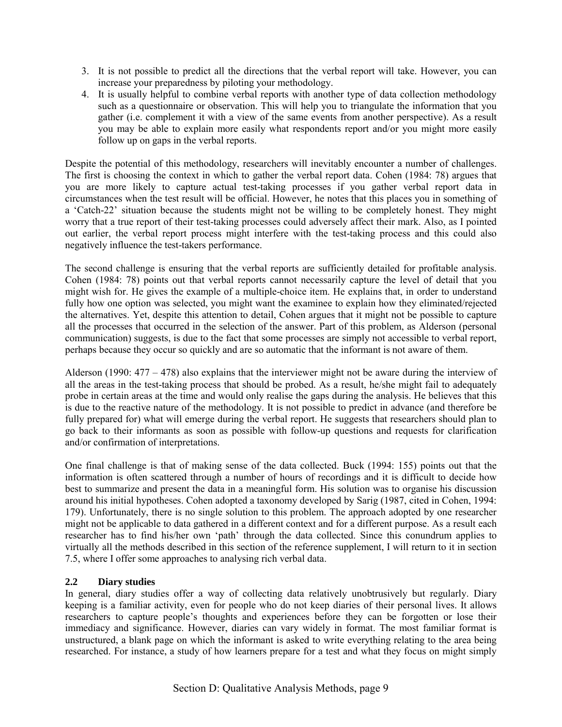3. It is not possible to predict all the directions that the verbal report will take. However, you can increase your preparedness by piloting your methodology.
4. It is usually helpful to combine verbal reports with another type of data collection methodology such as a questionnaire or observation. This will help you to triangulate the information that you gather (i.e. complement it with a view of the same events from another perspective). As a result you may be able to explain more easily what respondents report and/or you might more easily follow up on gaps in the verbal reports.

Despite the potential of this methodology, researchers will inevitably encounter a number of challenges. The first is choosing the context in which to gather the verbal report data. Cohen (1984: 78) argues that you are more likely to capture actual test-taking processes if you gather verbal report data in circumstances when the test result will be official. However, he notes that this places you in something of a 'Catch-22' situation because the students might not be willing to be completely honest. They might worry that a true report of their test-taking processes could adversely affect their mark. Also, as I pointed out earlier, the verbal report process might interfere with the test-taking process and this could also negatively influence the test-takers performance.

The second challenge is ensuring that the verbal reports are sufficiently detailed for profitable analysis. Cohen (1984: 78) points out that verbal reports cannot necessarily capture the level of detail that you might wish for. He gives the example of a multiple-choice item. He explains that, in order to understand fully how one option was selected, you might want the examinee to explain how they eliminated/rejected the alternatives. Yet, despite this attention to detail, Cohen argues that it might not be possible to capture all the processes that occurred in the selection of the answer. Part of this problem, as Alderson (personal communication) suggests, is due to the fact that some processes are simply not accessible to verbal report, perhaps because they occur so quickly and are so automatic that the informant is not aware of them.

Alderson (1990: 477 – 478) also explains that the interviewer might not be aware during the interview of all the areas in the test-taking process that should be probed. As a result, he/she might fail to adequately probe in certain areas at the time and would only realise the gaps during the analysis. He believes that this is due to the reactive nature of the methodology. It is not possible to predict in advance (and therefore be fully prepared for) what will emerge during the verbal report. He suggests that researchers should plan to go back to their informants as soon as possible with follow-up questions and requests for clarification and/or confirmation of interpretations.

One final challenge is that of making sense of the data collected. Buck (1994: 155) points out that the information is often scattered through a number of hours of recordings and it is difficult to decide how best to summarize and present the data in a meaningful form. His solution was to organise his discussion around his initial hypotheses. Cohen adopted a taxonomy developed by Sarig (1987, cited in Cohen, 1994: 179). Unfortunately, there is no single solution to this problem. The approach adopted by one researcher might not be applicable to data gathered in a different context and for a different purpose. As a result each researcher has to find his/her own 'path' through the data collected. Since this conundrum applies to virtually all the methods described in this section of the reference supplement, I will return to it in section 7.5, where I offer some approaches to analysing rich verbal data.

## 2.2 Diary studies

In general, diary studies offer a way of collecting data relatively unobtrusively but regularly. Diary keeping is a familiar activity, even for people who do not keep diaries of their personal lives. It allows researchers to capture people's thoughts and experiences before they can be forgotten or lose their immediacy and significance. However, diaries can vary widely in format. The most familiar format is unstructured, a blank page on which the informant is asked to write everything relating to the area being researched. For instance, a study of how learners prepare for a test and what they focus on might simply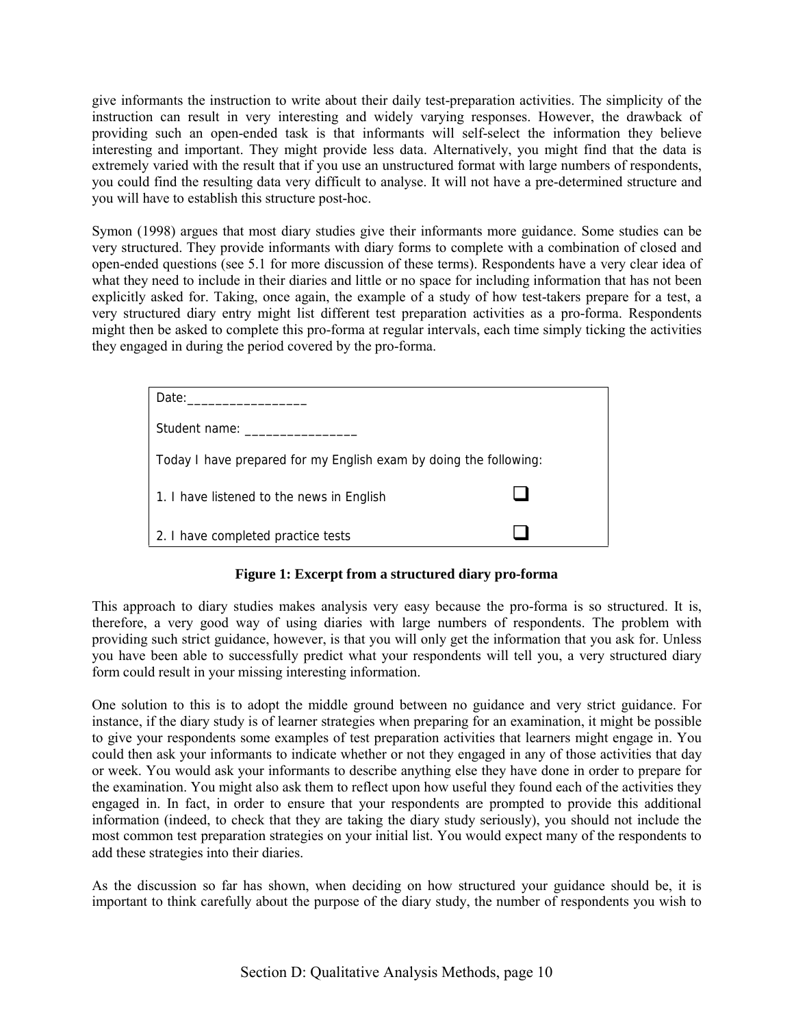give informants the instruction to write about their daily test-preparation activities. The simplicity of the instruction can result in very interesting and widely varying responses. However, the drawback of providing such an open-ended task is that informants will self-select the information they believe interesting and important. They might provide less data. Alternatively, you might find that the data is extremely varied with the result that if you use an unstructured format with large numbers of respondents, you could find the resulting data very difficult to analyse. It will not have a pre-determined structure and you will have to establish this structure post-hoc.

Symon (1998) argues that most diary studies give their informants more guidance. Some studies can be very structured. They provide informants with diary forms to complete with a combination of closed and open-ended questions (see 5.1 for more discussion of these terms). Respondents have a very clear idea of what they need to include in their diaries and little or no space for including information that has not been explicitly asked for. Taking, once again, the example of a study of how test-takers prepare for a test, a very structured diary entry might list different test preparation activities as a pro-forma. Respondents might then be asked to complete this pro-forma at regular intervals, each time simply ticking the activities they engaged in during the period covered by the pro-forma.

| Date:_________________ | |
|---|---|
| Student name: ________________ | |
| Today I have prepared for my English exam by doing the following: | |
| 1. I have listened to the news in English | ☐ |
| 2. I have completed practice tests | ☐ |

**Figure 1: Excerpt from a structured diary pro-forma**

This approach to diary studies makes analysis very easy because the pro-forma is so structured. It is, therefore, a very good way of using diaries with large numbers of respondents. The problem with providing such strict guidance, however, is that you will only get the information that you ask for. Unless you have been able to successfully predict what your respondents will tell you, a very structured diary form could result in your missing interesting information.

One solution to this is to adopt the middle ground between no guidance and very strict guidance. For instance, if the diary study is of learner strategies when preparing for an examination, it might be possible to give your respondents some examples of test preparation activities that learners might engage in. You could then ask your informants to indicate whether or not they engaged in any of those activities that day or week. You would ask your informants to describe anything else they have done in order to prepare for the examination. You might also ask them to reflect upon how useful they found each of the activities they engaged in. In fact, in order to ensure that your respondents are prompted to provide this additional information (indeed, to check that they are taking the diary study seriously), you should not include the most common test preparation strategies on your initial list. You would expect many of the respondents to add these strategies into their diaries.

As the discussion so far has shown, when deciding on how structured your guidance should be, it is important to think carefully about the purpose of the diary study, the number of respondents you wish to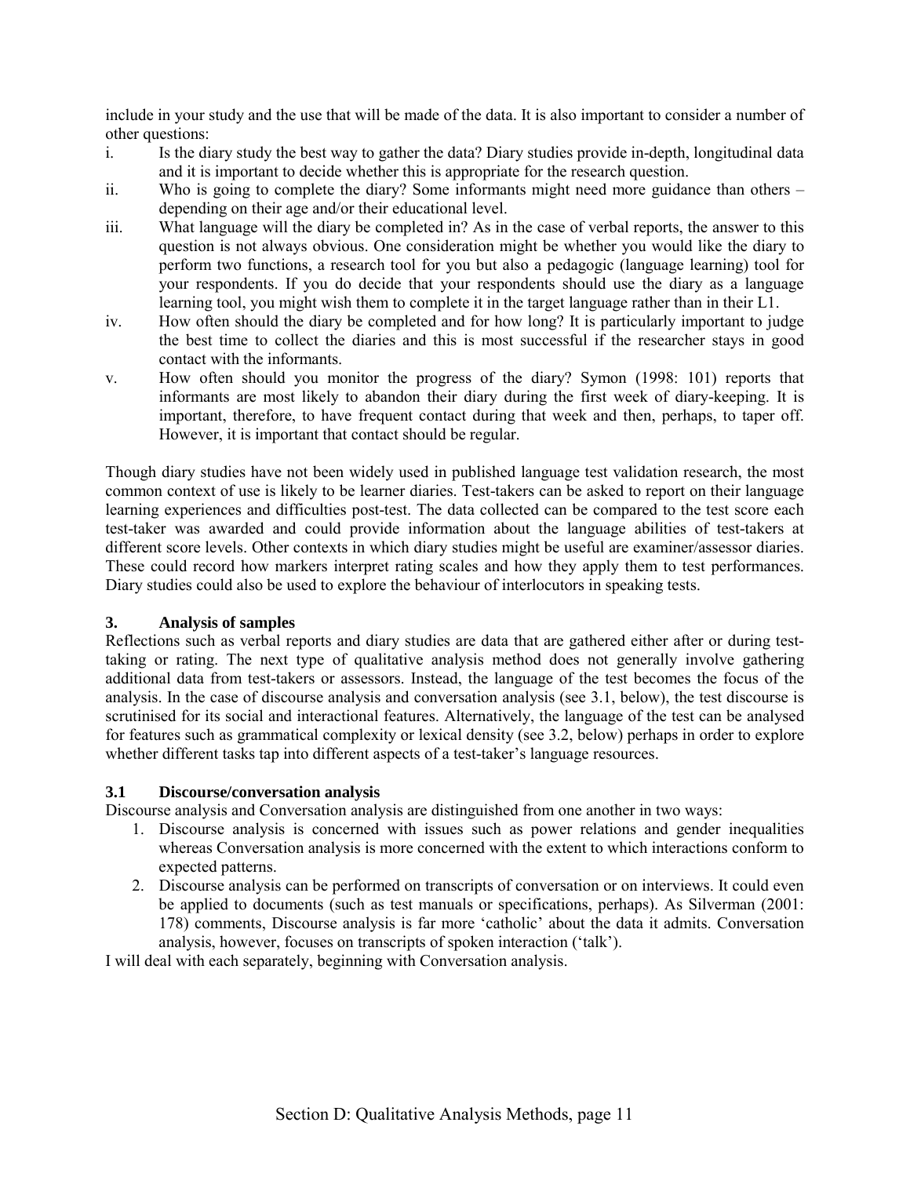include in your study and the use that will be made of the data. It is also important to consider a number of other questions:

i. Is the diary study the best way to gather the data? Diary studies provide in-depth, longitudinal data and it is important to decide whether this is appropriate for the research question.
ii. Who is going to complete the diary? Some informants might need more guidance than others – depending on their age and/or their educational level.
iii. What language will the diary be completed in? As in the case of verbal reports, the answer to this question is not always obvious. One consideration might be whether you would like the diary to perform two functions, a research tool for you but also a pedagogic (language learning) tool for your respondents. If you do decide that your respondents should use the diary as a language learning tool, you might wish them to complete it in the target language rather than in their L1.
iv. How often should the diary be completed and for how long? It is particularly important to judge the best time to collect the diaries and this is most successful if the researcher stays in good contact with the informants.
v. How often should you monitor the progress of the diary? Symon (1998: 101) reports that informants are most likely to abandon their diary during the first week of diary-keeping. It is important, therefore, to have frequent contact during that week and then, perhaps, to taper off. However, it is important that contact should be regular.

Though diary studies have not been widely used in published language test validation research, the most common context of use is likely to be learner diaries. Test-takers can be asked to report on their language learning experiences and difficulties post-test. The data collected can be compared to the test score each test-taker was awarded and could provide information about the language abilities of test-takers at different score levels. Other contexts in which diary studies might be useful are examiner/assessor diaries. These could record how markers interpret rating scales and how they apply them to test performances. Diary studies could also be used to explore the behaviour of interlocutors in speaking tests.

## 3. Analysis of samples

Reflections such as verbal reports and diary studies are data that are gathered either after or during test-taking or rating. The next type of qualitative analysis method does not generally involve gathering additional data from test-takers or assessors. Instead, the language of the test becomes the focus of the analysis. In the case of discourse analysis and conversation analysis (see 3.1, below), the test discourse is scrutinised for its social and interactional features. Alternatively, the language of the test can be analysed for features such as grammatical complexity or lexical density (see 3.2, below) perhaps in order to explore whether different tasks tap into different aspects of a test-taker's language resources.

### 3.1 Discourse/conversation analysis

Discourse analysis and Conversation analysis are distinguished from one another in two ways:

1. Discourse analysis is concerned with issues such as power relations and gender inequalities whereas Conversation analysis is more concerned with the extent to which interactions conform to expected patterns.
2. Discourse analysis can be performed on transcripts of conversation or on interviews. It could even be applied to documents (such as test manuals or specifications, perhaps). As Silverman (2001: 178) comments, Discourse analysis is far more 'catholic' about the data it admits. Conversation analysis, however, focuses on transcripts of spoken interaction ('talk').

I will deal with each separately, beginning with Conversation analysis.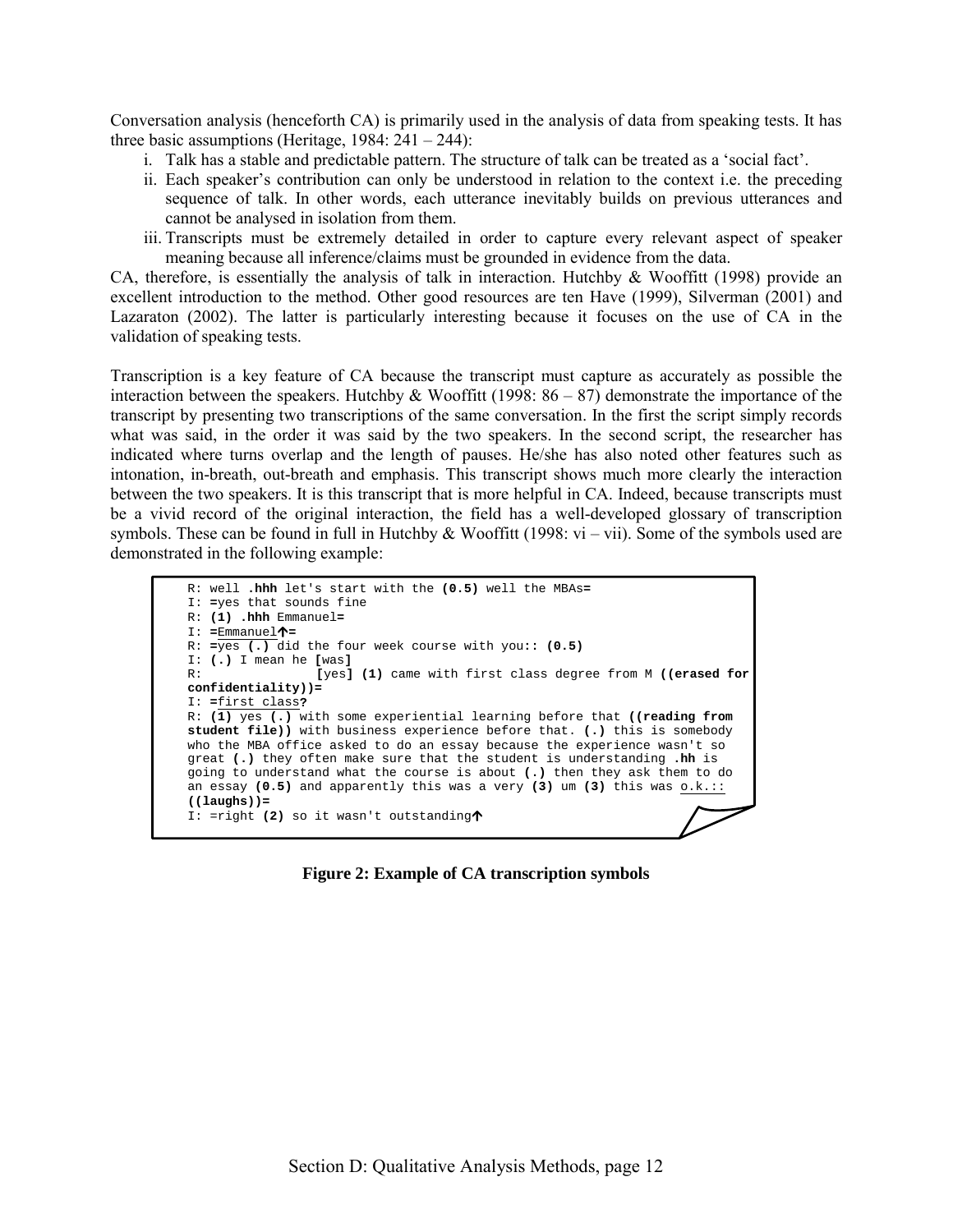Conversation analysis (henceforth CA) is primarily used in the analysis of data from speaking tests. It has three basic assumptions (Heritage, 1984: 241 – 244):

i. Talk has a stable and predictable pattern. The structure of talk can be treated as a 'social fact'.
ii. Each speaker's contribution can only be understood in relation to the context i.e. the preceding sequence of talk. In other words, each utterance inevitably builds on previous utterances and cannot be analysed in isolation from them.
iii. Transcripts must be extremely detailed in order to capture every relevant aspect of speaker meaning because all inference/claims must be grounded in evidence from the data.

CA, therefore, is essentially the analysis of talk in interaction. Hutchby & Wooffitt (1998) provide an excellent introduction to the method. Other good resources are ten Have (1999), Silverman (2001) and Lazaraton (2002). The latter is particularly interesting because it focuses on the use of CA in the validation of speaking tests.

Transcription is a key feature of CA because the transcript must capture as accurately as possible the interaction between the speakers. Hutchby & Wooffitt (1998: 86 – 87) demonstrate the importance of the transcript by presenting two transcriptions of the same conversation. In the first the script simply records what was said, in the order it was said by the two speakers. In the second script, the researcher has indicated where turns overlap and the length of pauses. He/she has also noted other features such as intonation, in-breath, out-breath and emphasis. This transcript shows much more clearly the interaction between the two speakers. It is this transcript that is more helpful in CA. Indeed, because transcripts must be a vivid record of the original interaction, the field has a well-developed glossary of transcription symbols. These can be found in full in Hutchby & Wooffitt (1998: vi – vii). Some of the symbols used are demonstrated in the following example:

```
R: well .hhh let's start with the (0.5) well the MBAs=
I: =yes that sounds fine
R: (1) .hhh Emmanuel=
I: =Emmanuel↑=
R: =yes (.) did the four week course with you:: (0.5)
I: (.) I mean he [was]
R:               [yes] (1) came with first class degree from M ((erased for
confidentiality))=
I: =first class?
R: (1) yes (.) with some experiential learning before that ((reading from
student file)) with business experience before that. (.) this is somebody
who the MBA office asked to do an essay because the experience wasn't so
great (.) they often make sure that the student is understanding .hh is
going to understand what the course is about (.) then they ask them to do
an essay (0.5) and apparently this was a very (3) um (3) this was o.k.::
((laughs))=
I: =right (2) so it wasn't outstanding↑
```

**Figure 2: Example of CA transcription symbols**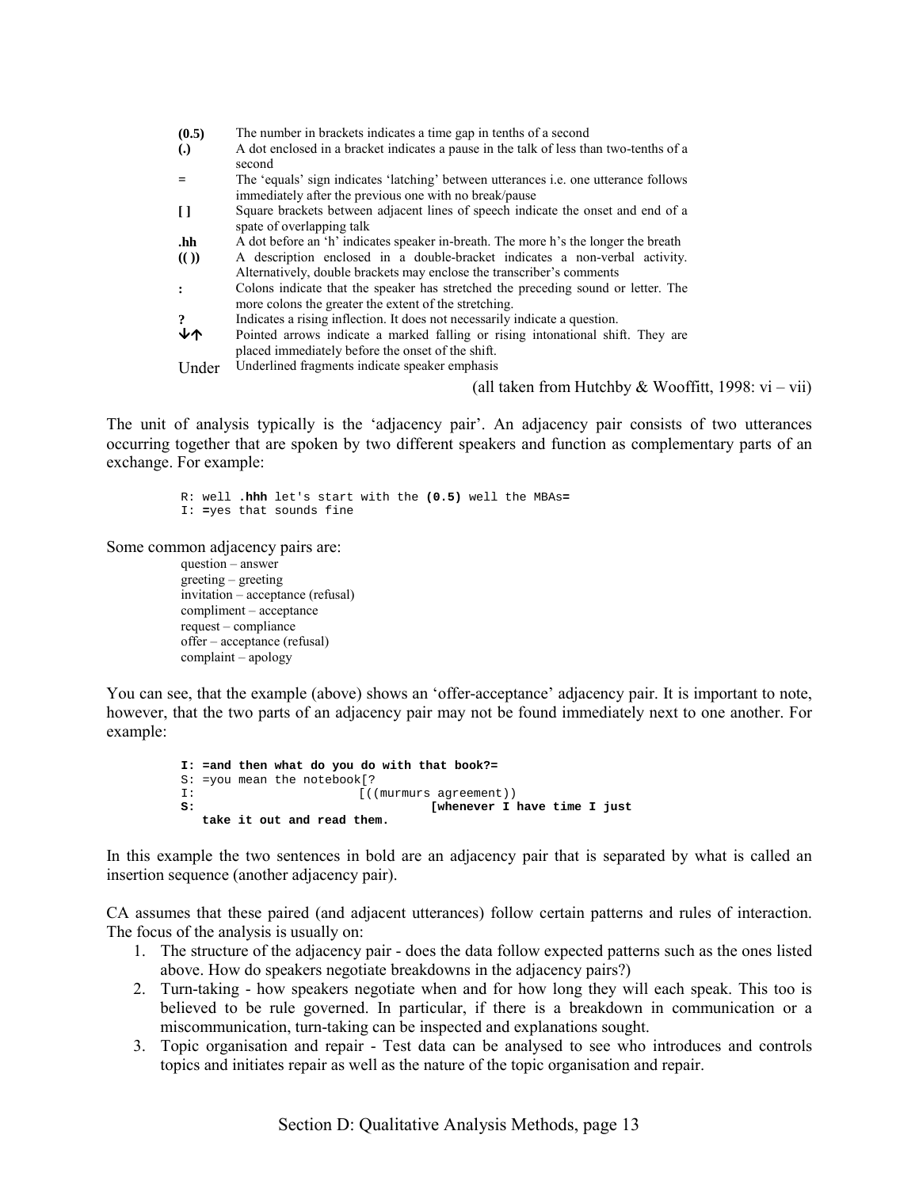| | |
|---|---|
| **(0.5)** | The number in brackets indicates a time gap in tenths of a second |
| **(.)** | A dot enclosed in a bracket indicates a pause in the talk of less than two-tenths of a second |
| **=** | The 'equals' sign indicates 'latching' between utterances i.e. one utterance follows immediately after the previous one with no break/pause |
| **[ ]** | Square brackets between adjacent lines of speech indicate the onset and end of a spate of overlapping talk |
| **.hh** | A dot before an 'h' indicates speaker in-breath. The more h's the longer the breath |
| **(( ))** | A description enclosed in a double-bracket indicates a non-verbal activity. Alternatively, double brackets may enclose the transcriber's comments |
| **:** | Colons indicate that the speaker has stretched the preceding sound or letter. The more colons the greater the extent of the stretching. |
| **?** | Indicates a rising inflection. It does not necessarily indicate a question. |
| **↓↑** | Pointed arrows indicate a marked falling or rising intonational shift. They are placed immediately before the onset of the shift. |
| <u>Under</u> | Underlined fragments indicate speaker emphasis |

(all taken from Hutchby & Wooffitt, 1998: vi – vii)

The unit of analysis typically is the 'adjacency pair'. An adjacency pair consists of two utterances occurring together that are spoken by two different speakers and function as complementary parts of an exchange. For example:

```
R: well .hhh let's start with the (0.5) well the MBAs=
I: =yes that sounds fine
```

Some common adjacency pairs are:

question – answer
greeting – greeting
invitation – acceptance (refusal)
compliment – acceptance
request – compliance
offer – acceptance (refusal)
complaint – apology

You can see, that the example (above) shows an 'offer-acceptance' adjacency pair. It is important to note, however, that the two parts of an adjacency pair may not be found immediately next to one another. For example:

```
I: =and then what do you do with that book?=
S: =you mean the notebook[?
I:                       [((murmurs agreement))
S:                                  [whenever I have time I just
   take it out and read them.
```

In this example the two sentences in bold are an adjacency pair that is separated by what is called an insertion sequence (another adjacency pair).

CA assumes that these paired (and adjacent utterances) follow certain patterns and rules of interaction. The focus of the analysis is usually on:

1. The structure of the adjacency pair - does the data follow expected patterns such as the ones listed above. How do speakers negotiate breakdowns in the adjacency pairs?)
2. Turn-taking - how speakers negotiate when and for how long they will each speak. This too is believed to be rule governed. In particular, if there is a breakdown in communication or a miscommunication, turn-taking can be inspected and explanations sought.
3. Topic organisation and repair - Test data can be analysed to see who introduces and controls topics and initiates repair as well as the nature of the topic organisation and repair.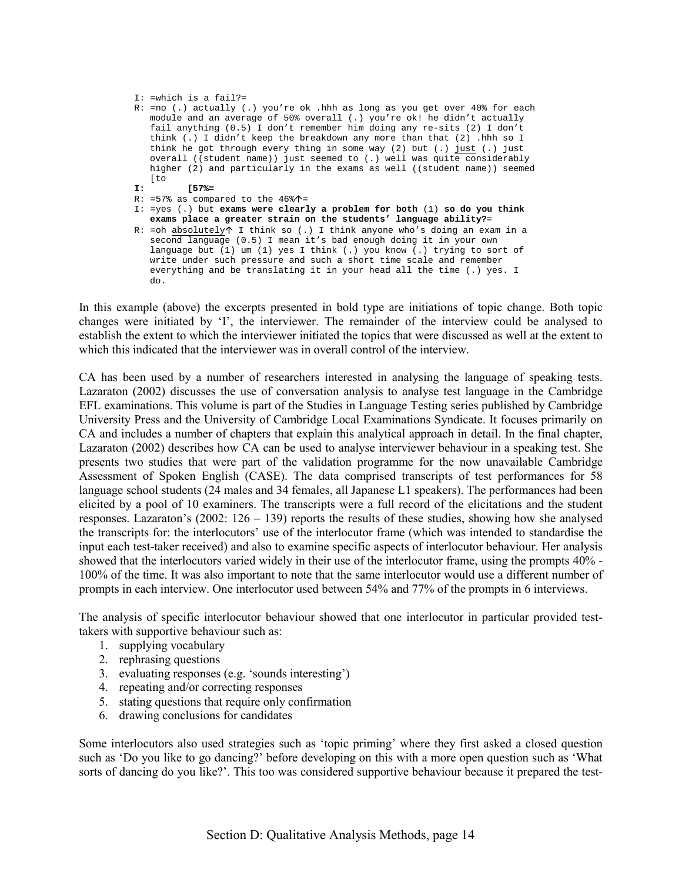```
I: =which is a fail?=
R: =no (.) actually (.) you're ok .hhh as long as you get over 40% for each
   module and an average of 50% overall (.) you're ok! he didn't actually
   fail anything (0.5) I don't remember him doing any re-sits (2) I don't
   think (.) I didn't keep the breakdown any more than that (2) .hhh so I
   think he got through every thing in some way (2) but (.) just (.) just
   overall ((student name)) just seemed to (.) well was quite considerably
   higher (2) and particularly in the exams as well ((student name)) seemed
   [to
I:        [57%=
R: =57% as compared to the 46%↑=
I: =yes (.) but exams were clearly a problem for both (1) so do you think
   exams place a greater strain on the students' language ability?=
R: =oh absolutely↑ I think so (.) I think anyone who's doing an exam in a
   second language (0.5) I mean it's bad enough doing it in your own
   language but (1) um (1) yes I think (.) you know (.) trying to sort of
   write under such pressure and such a short time scale and remember
   everything and be translating it in your head all the time (.) yes. I
   do.
```

In this example (above) the excerpts presented in bold type are initiations of topic change. Both topic changes were initiated by 'I', the interviewer. The remainder of the interview could be analysed to establish the extent to which the interviewer initiated the topics that were discussed as well at the extent to which this indicated that the interviewer was in overall control of the interview.

CA has been used by a number of researchers interested in analysing the language of speaking tests. Lazaraton (2002) discusses the use of conversation analysis to analyse test language in the Cambridge EFL examinations. This volume is part of the Studies in Language Testing series published by Cambridge University Press and the University of Cambridge Local Examinations Syndicate. It focuses primarily on CA and includes a number of chapters that explain this analytical approach in detail. In the final chapter, Lazaraton (2002) describes how CA can be used to analyse interviewer behaviour in a speaking test. She presents two studies that were part of the validation programme for the now unavailable Cambridge Assessment of Spoken English (CASE). The data comprised transcripts of test performances for 58 language school students (24 males and 34 females, all Japanese L1 speakers). The performances had been elicited by a pool of 10 examiners. The transcripts were a full record of the elicitations and the student responses. Lazaraton's (2002: 126 – 139) reports the results of these studies, showing how she analysed the transcripts for: the interlocutors' use of the interlocutor frame (which was intended to standardise the input each test-taker received) and also to examine specific aspects of interlocutor behaviour. Her analysis showed that the interlocutors varied widely in their use of the interlocutor frame, using the prompts 40% - 100% of the time. It was also important to note that the same interlocutor would use a different number of prompts in each interview. One interlocutor used between 54% and 77% of the prompts in 6 interviews.

The analysis of specific interlocutor behaviour showed that one interlocutor in particular provided test-takers with supportive behaviour such as:

1. supplying vocabulary
2. rephrasing questions
3. evaluating responses (e.g. 'sounds interesting')
4. repeating and/or correcting responses
5. stating questions that require only confirmation
6. drawing conclusions for candidates

Some interlocutors also used strategies such as 'topic priming' where they first asked a closed question such as 'Do you like to go dancing?' before developing on this with a more open question such as 'What sorts of dancing do you like?'. This too was considered supportive behaviour because it prepared the test-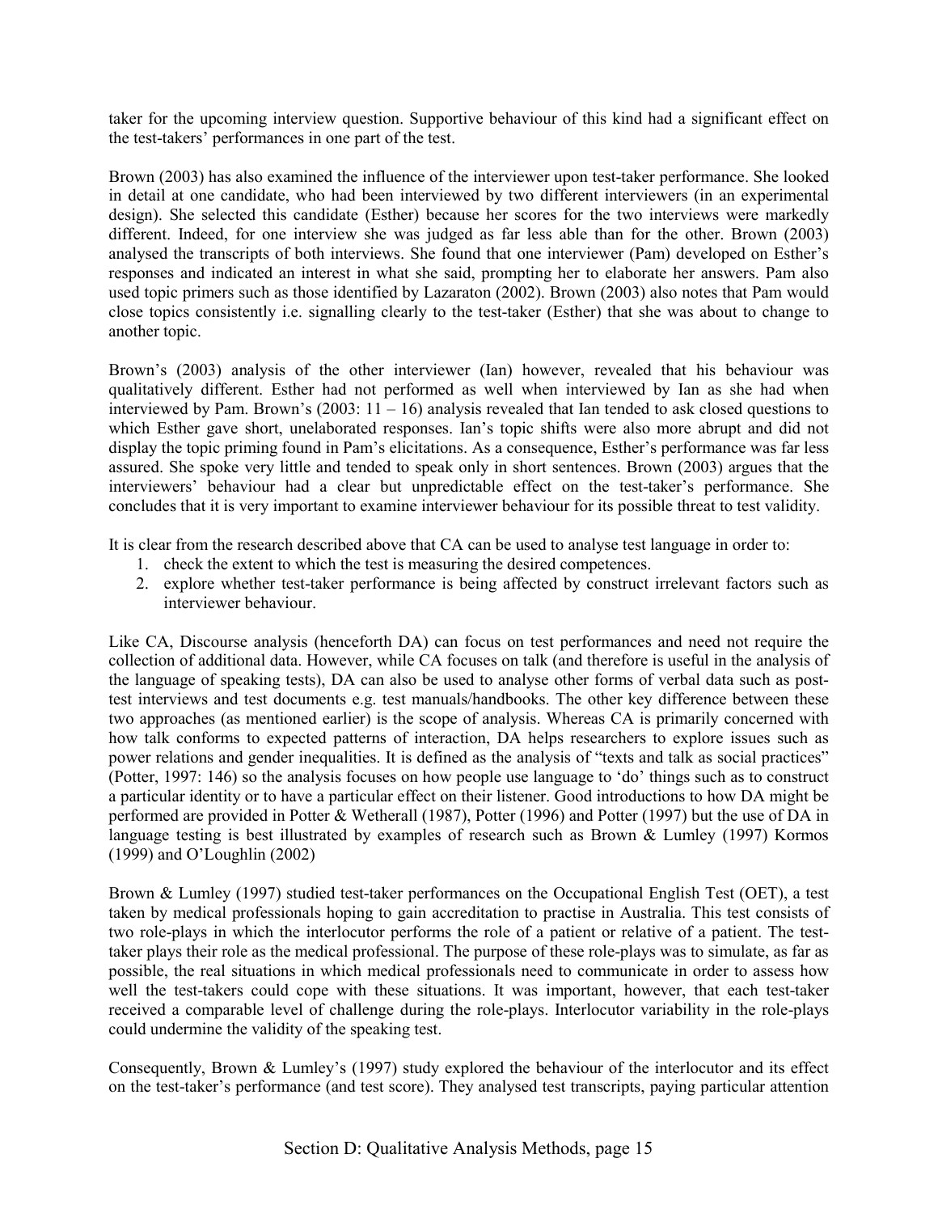taker for the upcoming interview question. Supportive behaviour of this kind had a significant effect on the test-takers' performances in one part of the test.

Brown (2003) has also examined the influence of the interviewer upon test-taker performance. She looked in detail at one candidate, who had been interviewed by two different interviewers (in an experimental design). She selected this candidate (Esther) because her scores for the two interviews were markedly different. Indeed, for one interview she was judged as far less able than for the other. Brown (2003) analysed the transcripts of both interviews. She found that one interviewer (Pam) developed on Esther's responses and indicated an interest in what she said, prompting her to elaborate her answers. Pam also used topic primers such as those identified by Lazaraton (2002). Brown (2003) also notes that Pam would close topics consistently i.e. signalling clearly to the test-taker (Esther) that she was about to change to another topic.

Brown's (2003) analysis of the other interviewer (Ian) however, revealed that his behaviour was qualitatively different. Esther had not performed as well when interviewed by Ian as she had when interviewed by Pam. Brown's (2003: 11 – 16) analysis revealed that Ian tended to ask closed questions to which Esther gave short, unelaborated responses. Ian's topic shifts were also more abrupt and did not display the topic priming found in Pam's elicitations. As a consequence, Esther's performance was far less assured. She spoke very little and tended to speak only in short sentences. Brown (2003) argues that the interviewers' behaviour had a clear but unpredictable effect on the test-taker's performance. She concludes that it is very important to examine interviewer behaviour for its possible threat to test validity.

It is clear from the research described above that CA can be used to analyse test language in order to:

1. check the extent to which the test is measuring the desired competences.
2. explore whether test-taker performance is being affected by construct irrelevant factors such as interviewer behaviour.

Like CA, Discourse analysis (henceforth DA) can focus on test performances and need not require the collection of additional data. However, while CA focuses on talk (and therefore is useful in the analysis of the language of speaking tests), DA can also be used to analyse other forms of verbal data such as post-test interviews and test documents e.g. test manuals/handbooks. The other key difference between these two approaches (as mentioned earlier) is the scope of analysis. Whereas CA is primarily concerned with how talk conforms to expected patterns of interaction, DA helps researchers to explore issues such as power relations and gender inequalities. It is defined as the analysis of "texts and talk as social practices" (Potter, 1997: 146) so the analysis focuses on how people use language to 'do' things such as to construct a particular identity or to have a particular effect on their listener. Good introductions to how DA might be performed are provided in Potter & Wetherall (1987), Potter (1996) and Potter (1997) but the use of DA in language testing is best illustrated by examples of research such as Brown & Lumley (1997) Kormos (1999) and O'Loughlin (2002)

Brown & Lumley (1997) studied test-taker performances on the Occupational English Test (OET), a test taken by medical professionals hoping to gain accreditation to practise in Australia. This test consists of two role-plays in which the interlocutor performs the role of a patient or relative of a patient. The test-taker plays their role as the medical professional. The purpose of these role-plays was to simulate, as far as possible, the real situations in which medical professionals need to communicate in order to assess how well the test-takers could cope with these situations. It was important, however, that each test-taker received a comparable level of challenge during the role-plays. Interlocutor variability in the role-plays could undermine the validity of the speaking test.

Consequently, Brown & Lumley's (1997) study explored the behaviour of the interlocutor and its effect on the test-taker's performance (and test score). They analysed test transcripts, paying particular attention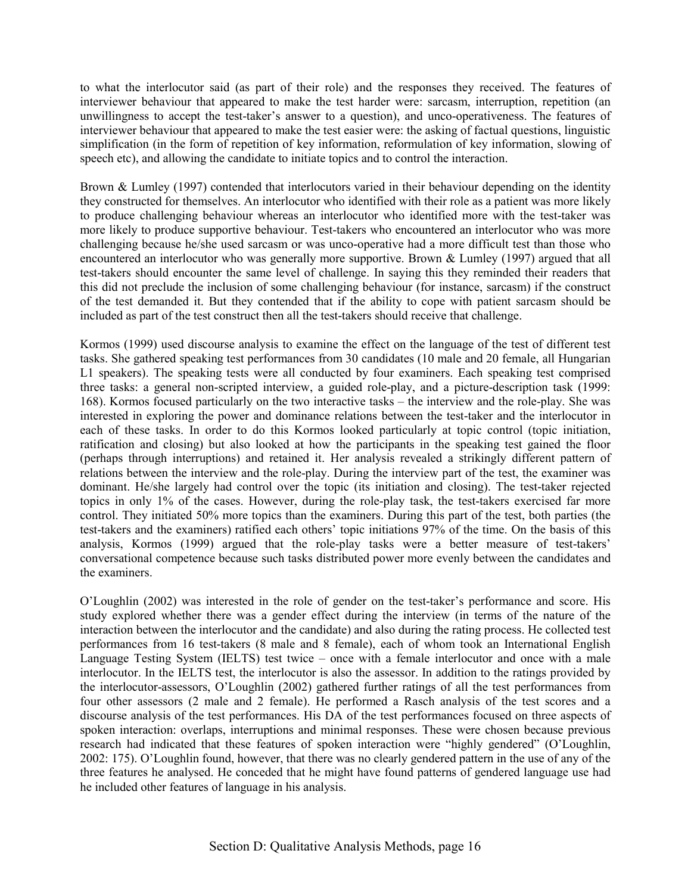to what the interlocutor said (as part of their role) and the responses they received. The features of interviewer behaviour that appeared to make the test harder were: sarcasm, interruption, repetition (an unwillingness to accept the test-taker's answer to a question), and unco-operativeness. The features of interviewer behaviour that appeared to make the test easier were: the asking of factual questions, linguistic simplification (in the form of repetition of key information, reformulation of key information, slowing of speech etc), and allowing the candidate to initiate topics and to control the interaction.

Brown & Lumley (1997) contended that interlocutors varied in their behaviour depending on the identity they constructed for themselves. An interlocutor who identified with their role as a patient was more likely to produce challenging behaviour whereas an interlocutor who identified more with the test-taker was more likely to produce supportive behaviour. Test-takers who encountered an interlocutor who was more challenging because he/she used sarcasm or was unco-operative had a more difficult test than those who encountered an interlocutor who was generally more supportive. Brown & Lumley (1997) argued that all test-takers should encounter the same level of challenge. In saying this they reminded their readers that this did not preclude the inclusion of some challenging behaviour (for instance, sarcasm) if the construct of the test demanded it. But they contended that if the ability to cope with patient sarcasm should be included as part of the test construct then all the test-takers should receive that challenge.

Kormos (1999) used discourse analysis to examine the effect on the language of the test of different test tasks. She gathered speaking test performances from 30 candidates (10 male and 20 female, all Hungarian L1 speakers). The speaking tests were all conducted by four examiners. Each speaking test comprised three tasks: a general non-scripted interview, a guided role-play, and a picture-description task (1999: 168). Kormos focused particularly on the two interactive tasks – the interview and the role-play. She was interested in exploring the power and dominance relations between the test-taker and the interlocutor in each of these tasks. In order to do this Kormos looked particularly at topic control (topic initiation, ratification and closing) but also looked at how the participants in the speaking test gained the floor (perhaps through interruptions) and retained it. Her analysis revealed a strikingly different pattern of relations between the interview and the role-play. During the interview part of the test, the examiner was dominant. He/she largely had control over the topic (its initiation and closing). The test-taker rejected topics in only 1% of the cases. However, during the role-play task, the test-takers exercised far more control. They initiated 50% more topics than the examiners. During this part of the test, both parties (the test-takers and the examiners) ratified each others' topic initiations 97% of the time. On the basis of this analysis, Kormos (1999) argued that the role-play tasks were a better measure of test-takers' conversational competence because such tasks distributed power more evenly between the candidates and the examiners.

O'Loughlin (2002) was interested in the role of gender on the test-taker's performance and score. His study explored whether there was a gender effect during the interview (in terms of the nature of the interaction between the interlocutor and the candidate) and also during the rating process. He collected test performances from 16 test-takers (8 male and 8 female), each of whom took an International English Language Testing System (IELTS) test twice – once with a female interlocutor and once with a male interlocutor. In the IELTS test, the interlocutor is also the assessor. In addition to the ratings provided by the interlocutor-assessors, O'Loughlin (2002) gathered further ratings of all the test performances from four other assessors (2 male and 2 female). He performed a Rasch analysis of the test scores and a discourse analysis of the test performances. His DA of the test performances focused on three aspects of spoken interaction: overlaps, interruptions and minimal responses. These were chosen because previous research had indicated that these features of spoken interaction were "highly gendered" (O'Loughlin, 2002: 175). O'Loughlin found, however, that there was no clearly gendered pattern in the use of any of the three features he analysed. He conceded that he might have found patterns of gendered language use had he included other features of language in his analysis.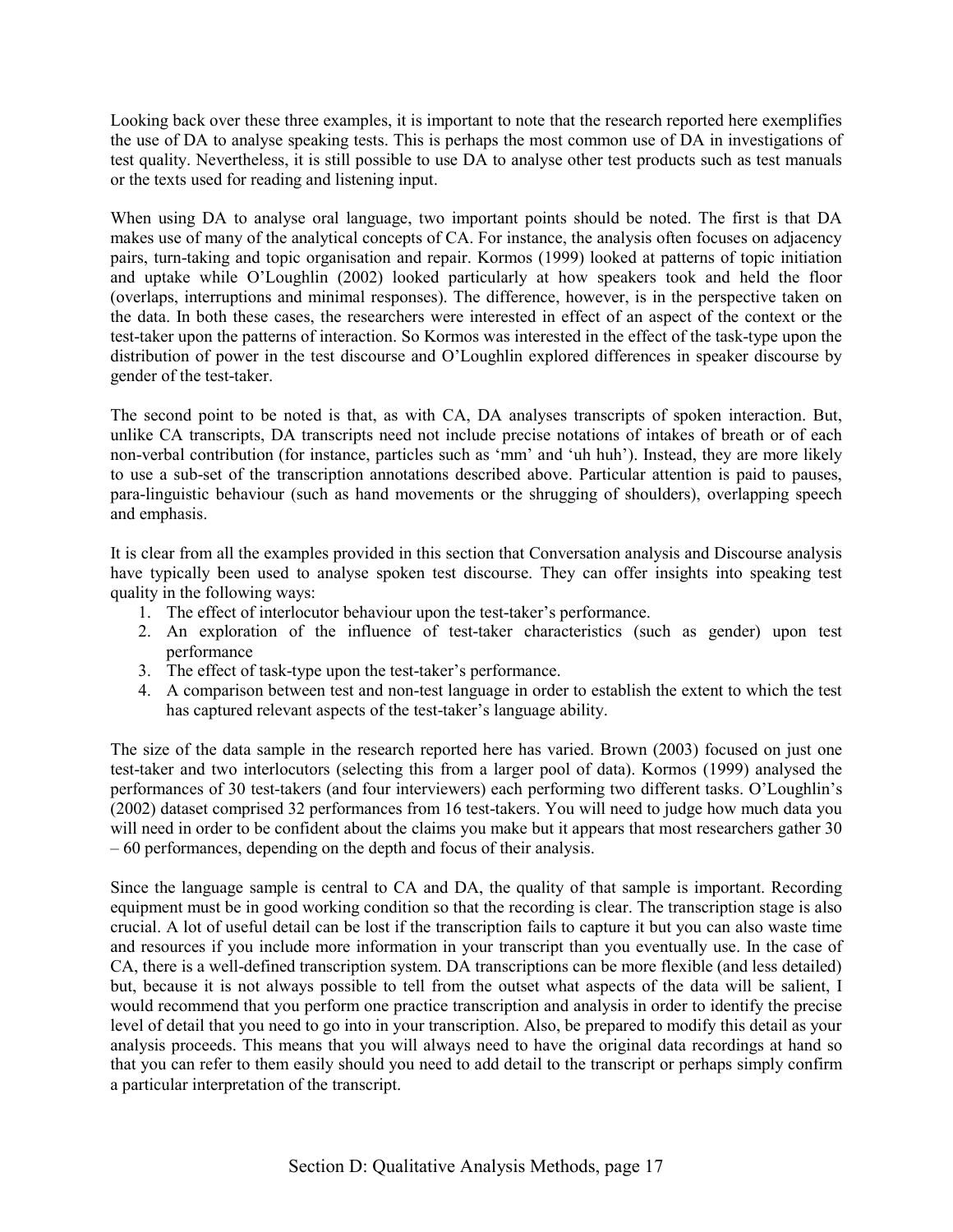Looking back over these three examples, it is important to note that the research reported here exemplifies the use of DA to analyse speaking tests. This is perhaps the most common use of DA in investigations of test quality. Nevertheless, it is still possible to use DA to analyse other test products such as test manuals or the texts used for reading and listening input.

When using DA to analyse oral language, two important points should be noted. The first is that DA makes use of many of the analytical concepts of CA. For instance, the analysis often focuses on adjacency pairs, turn-taking and topic organisation and repair. Kormos (1999) looked at patterns of topic initiation and uptake while O'Loughlin (2002) looked particularly at how speakers took and held the floor (overlaps, interruptions and minimal responses). The difference, however, is in the perspective taken on the data. In both these cases, the researchers were interested in effect of an aspect of the context or the test-taker upon the patterns of interaction. So Kormos was interested in the effect of the task-type upon the distribution of power in the test discourse and O'Loughlin explored differences in speaker discourse by gender of the test-taker.

The second point to be noted is that, as with CA, DA analyses transcripts of spoken interaction. But, unlike CA transcripts, DA transcripts need not include precise notations of intakes of breath or of each non-verbal contribution (for instance, particles such as 'mm' and 'uh huh'). Instead, they are more likely to use a sub-set of the transcription annotations described above. Particular attention is paid to pauses, para-linguistic behaviour (such as hand movements or the shrugging of shoulders), overlapping speech and emphasis.

It is clear from all the examples provided in this section that Conversation analysis and Discourse analysis have typically been used to analyse spoken test discourse. They can offer insights into speaking test quality in the following ways:

1. The effect of interlocutor behaviour upon the test-taker's performance.
2. An exploration of the influence of test-taker characteristics (such as gender) upon test performance
3. The effect of task-type upon the test-taker's performance.
4. A comparison between test and non-test language in order to establish the extent to which the test has captured relevant aspects of the test-taker's language ability.

The size of the data sample in the research reported here has varied. Brown (2003) focused on just one test-taker and two interlocutors (selecting this from a larger pool of data). Kormos (1999) analysed the performances of 30 test-takers (and four interviewers) each performing two different tasks. O'Loughlin's (2002) dataset comprised 32 performances from 16 test-takers. You will need to judge how much data you will need in order to be confident about the claims you make but it appears that most researchers gather 30 – 60 performances, depending on the depth and focus of their analysis.

Since the language sample is central to CA and DA, the quality of that sample is important. Recording equipment must be in good working condition so that the recording is clear. The transcription stage is also crucial. A lot of useful detail can be lost if the transcription fails to capture it but you can also waste time and resources if you include more information in your transcript than you eventually use. In the case of CA, there is a well-defined transcription system. DA transcriptions can be more flexible (and less detailed) but, because it is not always possible to tell from the outset what aspects of the data will be salient, I would recommend that you perform one practice transcription and analysis in order to identify the precise level of detail that you need to go into in your transcription. Also, be prepared to modify this detail as your analysis proceeds. This means that you will always need to have the original data recordings at hand so that you can refer to them easily should you need to add detail to the transcript or perhaps simply confirm a particular interpretation of the transcript.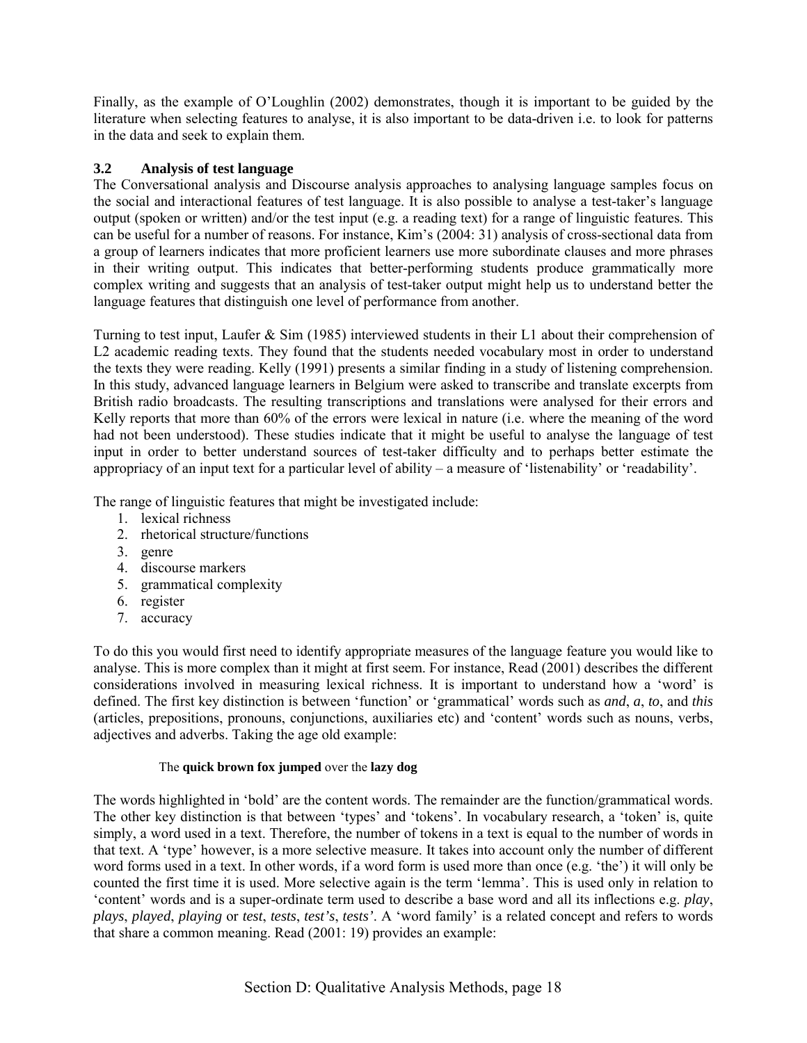Finally, as the example of O'Loughlin (2002) demonstrates, though it is important to be guided by the literature when selecting features to analyse, it is also important to be data-driven i.e. to look for patterns in the data and seek to explain them.

### 3.2 Analysis of test language

The Conversational analysis and Discourse analysis approaches to analysing language samples focus on the social and interactional features of test language. It is also possible to analyse a test-taker's language output (spoken or written) and/or the test input (e.g. a reading text) for a range of linguistic features. This can be useful for a number of reasons. For instance, Kim's (2004: 31) analysis of cross-sectional data from a group of learners indicates that more proficient learners use more subordinate clauses and more phrases in their writing output. This indicates that better-performing students produce grammatically more complex writing and suggests that an analysis of test-taker output might help us to understand better the language features that distinguish one level of performance from another.

Turning to test input, Laufer & Sim (1985) interviewed students in their L1 about their comprehension of L2 academic reading texts. They found that the students needed vocabulary most in order to understand the texts they were reading. Kelly (1991) presents a similar finding in a study of listening comprehension. In this study, advanced language learners in Belgium were asked to transcribe and translate excerpts from British radio broadcasts. The resulting transcriptions and translations were analysed for their errors and Kelly reports that more than 60% of the errors were lexical in nature (i.e. where the meaning of the word had not been understood). These studies indicate that it might be useful to analyse the language of test input in order to better understand sources of test-taker difficulty and to perhaps better estimate the appropriacy of an input text for a particular level of ability – a measure of 'listenability' or 'readability'.

The range of linguistic features that might be investigated include:

1. lexical richness
2. rhetorical structure/functions
3. genre
4. discourse markers
5. grammatical complexity
6. register
7. accuracy

To do this you would first need to identify appropriate measures of the language feature you would like to analyse. This is more complex than it might at first seem. For instance, Read (2001) describes the different considerations involved in measuring lexical richness. It is important to understand how a 'word' is defined. The first key distinction is between 'function' or 'grammatical' words such as *and*, *a*, *to*, and *this* (articles, prepositions, pronouns, conjunctions, auxiliaries etc) and 'content' words such as nouns, verbs, adjectives and adverbs. Taking the age old example:

> The **quick brown fox jumped** over the **lazy dog**

The words highlighted in 'bold' are the content words. The remainder are the function/grammatical words. The other key distinction is that between 'types' and 'tokens'. In vocabulary research, a 'token' is, quite simply, a word used in a text. Therefore, the number of tokens in a text is equal to the number of words in that text. A 'type' however, is a more selective measure. It takes into account only the number of different word forms used in a text. In other words, if a word form is used more than once (e.g. 'the') it will only be counted the first time it is used. More selective again is the term 'lemma'. This is used only in relation to 'content' words and is a super-ordinate term used to describe a base word and all its inflections e.g. *play*, *plays*, *played*, *playing* or *test*, *tests*, *test's*, *tests'*. A 'word family' is a related concept and refers to words that share a common meaning. Read (2001: 19) provides an example: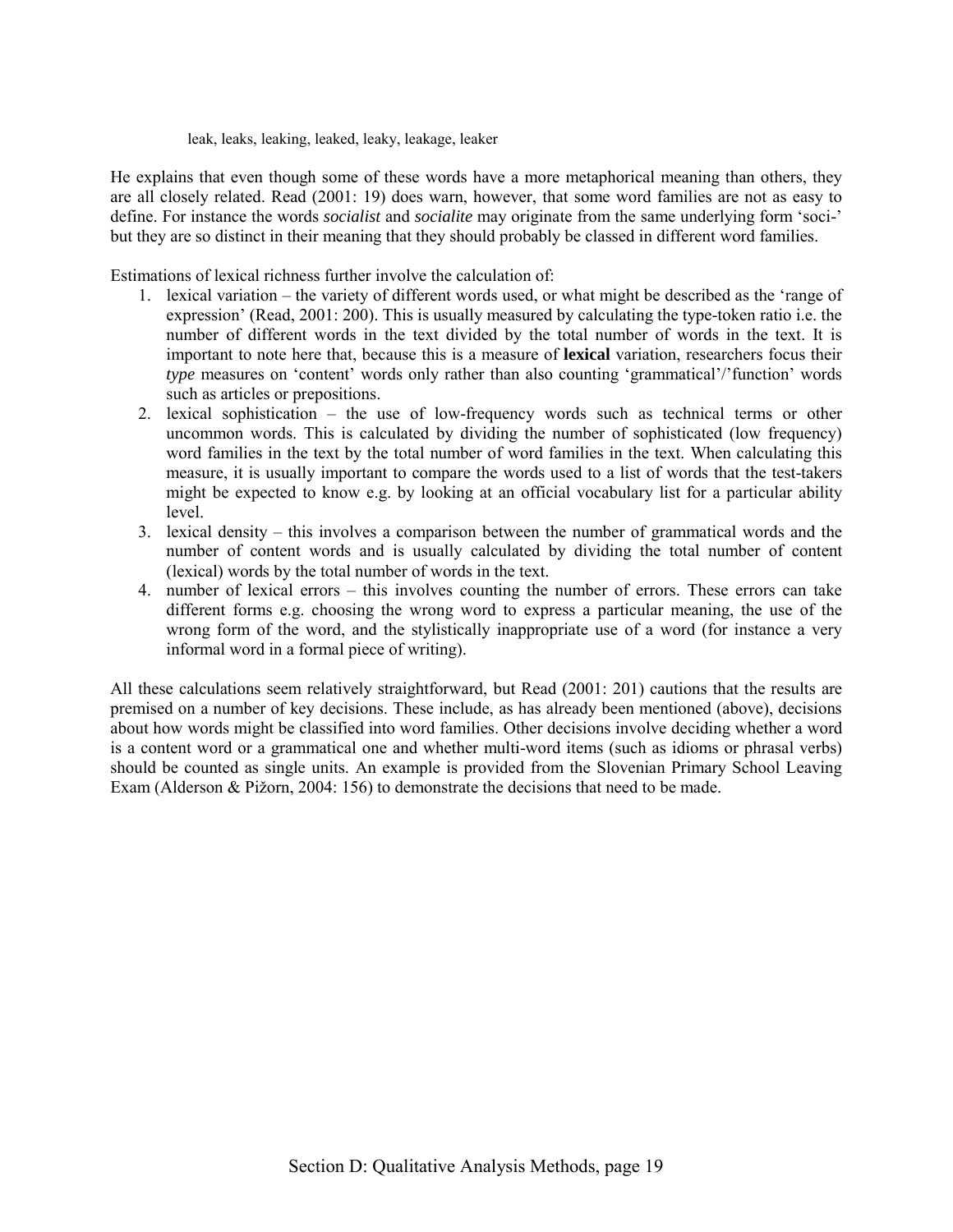leak, leaks, leaking, leaked, leaky, leakage, leaker

He explains that even though some of these words have a more metaphorical meaning than others, they are all closely related. Read (2001: 19) does warn, however, that some word families are not as easy to define. For instance the words *socialist* and *socialite* may originate from the same underlying form 'soci-' but they are so distinct in their meaning that they should probably be classed in different word families.

Estimations of lexical richness further involve the calculation of:

1. lexical variation – the variety of different words used, or what might be described as the 'range of expression' (Read, 2001: 200). This is usually measured by calculating the type-token ratio i.e. the number of different words in the text divided by the total number of words in the text. It is important to note here that, because this is a measure of **lexical** variation, researchers focus their *type* measures on 'content' words only rather than also counting 'grammatical'/'function' words such as articles or prepositions.
2. lexical sophistication – the use of low-frequency words such as technical terms or other uncommon words. This is calculated by dividing the number of sophisticated (low frequency) word families in the text by the total number of word families in the text. When calculating this measure, it is usually important to compare the words used to a list of words that the test-takers might be expected to know e.g. by looking at an official vocabulary list for a particular ability level.
3. lexical density – this involves a comparison between the number of grammatical words and the number of content words and is usually calculated by dividing the total number of content (lexical) words by the total number of words in the text.
4. number of lexical errors – this involves counting the number of errors. These errors can take different forms e.g. choosing the wrong word to express a particular meaning, the use of the wrong form of the word, and the stylistically inappropriate use of a word (for instance a very informal word in a formal piece of writing).

All these calculations seem relatively straightforward, but Read (2001: 201) cautions that the results are premised on a number of key decisions. These include, as has already been mentioned (above), decisions about how words might be classified into word families. Other decisions involve deciding whether a word is a content word or a grammatical one and whether multi-word items (such as idioms or phrasal verbs) should be counted as single units. An example is provided from the Slovenian Primary School Leaving Exam (Alderson & Pižorn, 2004: 156) to demonstrate the decisions that need to be made.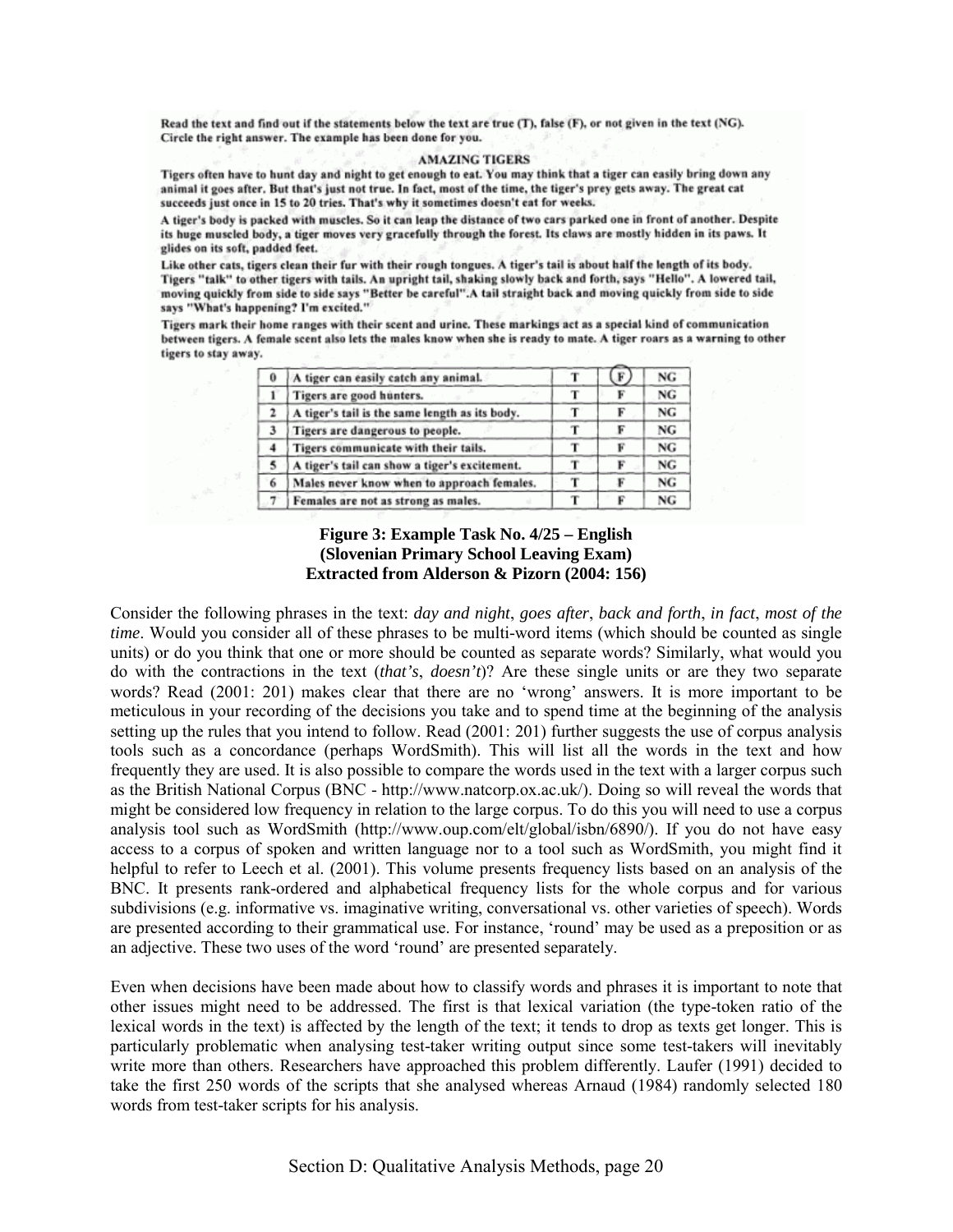Read the text and find out if the statements below the text are true (T), false (F), or not given in the text (NG). Circle the right answer. The example has been done for you.

**AMAZING TIGERS**

Tigers often have to hunt day and night to get enough to eat. You may think that a tiger can easily bring down any animal it goes after. But that's just not true. In fact, most of the time, the tiger's prey gets away. The great cat succeeds just once in 15 to 20 tries. That's why it sometimes doesn't eat for weeks.

A tiger's body is packed with muscles. So it can leap the distance of two cars parked one in front of another. Despite its huge muscled body, a tiger moves very gracefully through the forest. Its claws are mostly hidden in its paws. It glides on its soft, padded feet.

Like other cats, tigers clean their fur with their rough tongues. A tiger's tail is about half the length of its body. Tigers "talk" to other tigers with tails. An upright tail, shaking slowly back and forth, says "Hello". A lowered tail, moving quickly from side to side says "Better be careful".A tail straight back and moving quickly from side to side says "What's happening? I'm excited."

Tigers mark their home ranges with their scent and urine. These markings act as a special kind of communication between tigers. A female scent also lets the males know when she is ready to mate. A tiger roars as a warning to other tigers to stay away.

| | | | | |
|---|---|---|---|---|
| 0 | A tiger can easily catch any animal. | T | (F) | NG |
| 1 | Tigers are good hunters. | T | F | NG |
| 2 | A tiger's tail is the same length as its body. | T | F | NG |
| 3 | Tigers are dangerous to people. | T | F | NG |
| 4 | Tigers communicate with their tails. | T | F | NG |
| 5 | A tiger's tail can show a tiger's excitement. | T | F | NG |
| 6 | Males never know when to approach females. | T | F | NG |
| 7 | Females are not as strong as males. | T | F | NG |

**Figure 3: Example Task No. 4/25 – English (Slovenian Primary School Leaving Exam) Extracted from Alderson & Pizorn (2004: 156)**

Consider the following phrases in the text: *day and night*, *goes after*, *back and forth*, *in fact*, *most of the time*. Would you consider all of these phrases to be multi-word items (which should be counted as single units) or do you think that one or more should be counted as separate words? Similarly, what would you do with the contractions in the text (*that's*, *doesn't*)? Are these single units or are they two separate words? Read (2001: 201) makes clear that there are no 'wrong' answers. It is more important to be meticulous in your recording of the decisions you take and to spend time at the beginning of the analysis setting up the rules that you intend to follow. Read (2001: 201) further suggests the use of corpus analysis tools such as a concordance (perhaps WordSmith). This will list all the words in the text and how frequently they are used. It is also possible to compare the words used in the text with a larger corpus such as the British National Corpus (BNC - http://www.natcorp.ox.ac.uk/). Doing so will reveal the words that might be considered low frequency in relation to the large corpus. To do this you will need to use a corpus analysis tool such as WordSmith (http://www.oup.com/elt/global/isbn/6890/). If you do not have easy access to a corpus of spoken and written language nor to a tool such as WordSmith, you might find it helpful to refer to Leech et al. (2001). This volume presents frequency lists based on an analysis of the BNC. It presents rank-ordered and alphabetical frequency lists for the whole corpus and for various subdivisions (e.g. informative vs. imaginative writing, conversational vs. other varieties of speech). Words are presented according to their grammatical use. For instance, 'round' may be used as a preposition or as an adjective. These two uses of the word 'round' are presented separately.

Even when decisions have been made about how to classify words and phrases it is important to note that other issues might need to be addressed. The first is that lexical variation (the type-token ratio of the lexical words in the text) is affected by the length of the text; it tends to drop as texts get longer. This is particularly problematic when analysing test-taker writing output since some test-takers will inevitably write more than others. Researchers have approached this problem differently. Laufer (1991) decided to take the first 250 words of the scripts that she analysed whereas Arnaud (1984) randomly selected 180 words from test-taker scripts for his analysis.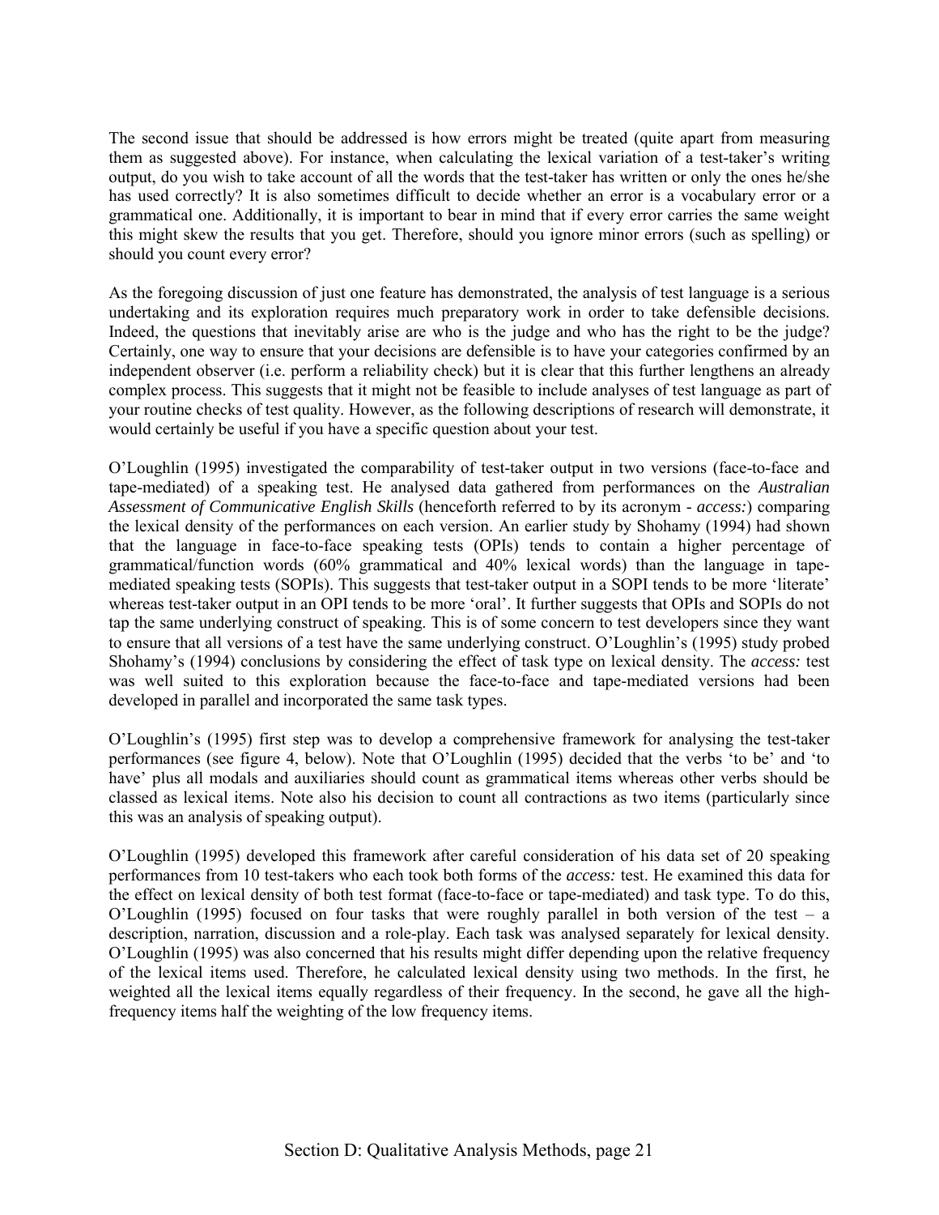The second issue that should be addressed is how errors might be treated (quite apart from measuring them as suggested above). For instance, when calculating the lexical variation of a test-taker's writing output, do you wish to take account of all the words that the test-taker has written or only the ones he/she has used correctly? It is also sometimes difficult to decide whether an error is a vocabulary error or a grammatical one. Additionally, it is important to bear in mind that if every error carries the same weight this might skew the results that you get. Therefore, should you ignore minor errors (such as spelling) or should you count every error?

As the foregoing discussion of just one feature has demonstrated, the analysis of test language is a serious undertaking and its exploration requires much preparatory work in order to take defensible decisions. Indeed, the questions that inevitably arise are who is the judge and who has the right to be the judge? Certainly, one way to ensure that your decisions are defensible is to have your categories confirmed by an independent observer (i.e. perform a reliability check) but it is clear that this further lengthens an already complex process. This suggests that it might not be feasible to include analyses of test language as part of your routine checks of test quality. However, as the following descriptions of research will demonstrate, it would certainly be useful if you have a specific question about your test.

O'Loughlin (1995) investigated the comparability of test-taker output in two versions (face-to-face and tape-mediated) of a speaking test. He analysed data gathered from performances on the *Australian Assessment of Communicative English Skills* (henceforth referred to by its acronym - *access:*) comparing the lexical density of the performances on each version. An earlier study by Shohamy (1994) had shown that the language in face-to-face speaking tests (OPIs) tends to contain a higher percentage of grammatical/function words (60% grammatical and 40% lexical words) than the language in tape-mediated speaking tests (SOPIs). This suggests that test-taker output in a SOPI tends to be more 'literate' whereas test-taker output in an OPI tends to be more 'oral'. It further suggests that OPIs and SOPIs do not tap the same underlying construct of speaking. This is of some concern to test developers since they want to ensure that all versions of a test have the same underlying construct. O'Loughlin's (1995) study probed Shohamy's (1994) conclusions by considering the effect of task type on lexical density. The *access:* test was well suited to this exploration because the face-to-face and tape-mediated versions had been developed in parallel and incorporated the same task types.

O'Loughlin's (1995) first step was to develop a comprehensive framework for analysing the test-taker performances (see figure 4, below). Note that O'Loughlin (1995) decided that the verbs 'to be' and 'to have' plus all modals and auxiliaries should count as grammatical items whereas other verbs should be classed as lexical items. Note also his decision to count all contractions as two items (particularly since this was an analysis of speaking output).

O'Loughlin (1995) developed this framework after careful consideration of his data set of 20 speaking performances from 10 test-takers who each took both forms of the *access:* test. He examined this data for the effect on lexical density of both test format (face-to-face or tape-mediated) and task type. To do this, O'Loughlin (1995) focused on four tasks that were roughly parallel in both version of the test – a description, narration, discussion and a role-play. Each task was analysed separately for lexical density. O'Loughlin (1995) was also concerned that his results might differ depending upon the relative frequency of the lexical items used. Therefore, he calculated lexical density using two methods. In the first, he weighted all the lexical items equally regardless of their frequency. In the second, he gave all the high-frequency items half the weighting of the low frequency items.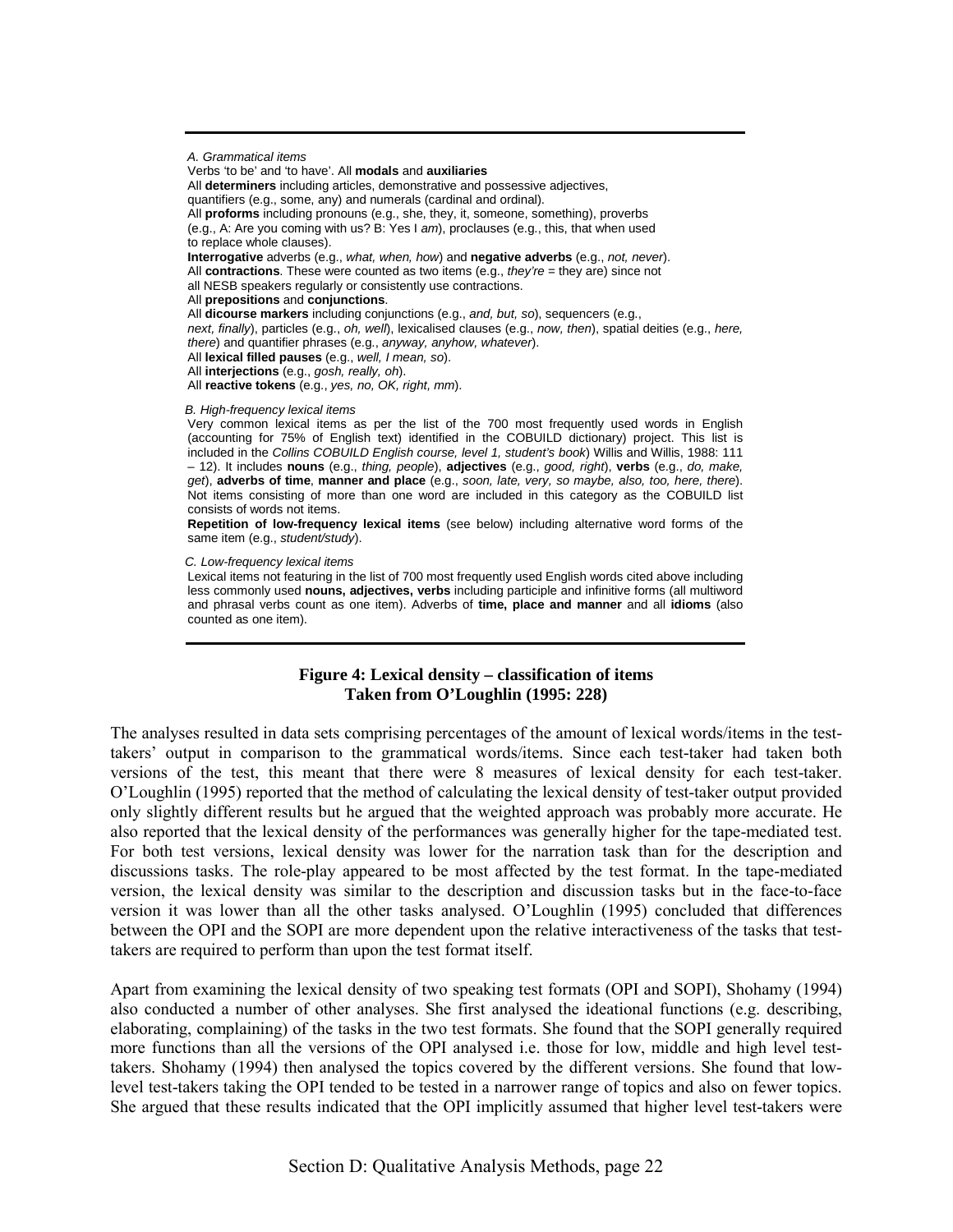*A. Grammatical items*

Verbs 'to be' and 'to have'. All **modals** and **auxiliaries**

All **determiners** including articles, demonstrative and possessive adjectives, quantifiers (e.g., some, any) and numerals (cardinal and ordinal).

All **proforms** including pronouns (e.g., she, they, it, someone, something), proverbs (e.g., A: Are you coming with us? B: Yes I *am*), proclauses (e.g., this, that when used to replace whole clauses).

**Interrogative** adverbs (e.g., *what, when, how*) and **negative adverbs** (e.g., *not, never*).

All **contractions**. These were counted as two items (e.g., *they're* = they are) since not all NESB speakers regularly or consistently use contractions.

All **prepositions** and **conjunctions**.

All **dicourse markers** including conjunctions (e.g., *and, but, so*), sequencers (e.g., *next, finally*), particles (e.g., *oh, well*), lexicalised clauses (e.g., *now, then*), spatial deities (e.g., *here, there*) and quantifier phrases (e.g., *anyway, anyhow, whatever*).

All **lexical filled pauses** (e.g., *well, I mean, so*).

All **interjections** (e.g., *gosh, really, oh*).

All **reactive tokens** (e.g., *yes, no, OK, right, mm*).

*B. High-frequency lexical items*

Very common lexical items as per the list of the 700 most frequently used words in English (accounting for 75% of English text) identified in the COBUILD dictionary) project. This list is included in the *Collins COBUILD English course, level 1, student's book*) Willis and Willis, 1988: 111 – 12). It includes **nouns** (e.g., *thing, people*), **adjectives** (e.g., *good, right*), **verbs** (e.g., *do, make, get*), **adverbs of time**, **manner and place** (e.g., *soon, late, very, so maybe, also, too, here, there*). Not items consisting of more than one word are included in this category as the COBUILD list consists of words not items.

**Repetition of low-frequency lexical items** (see below) including alternative word forms of the same item (e.g., *student/study*).

*C. Low-frequency lexical items*

Lexical items not featuring in the list of 700 most frequently used English words cited above including less commonly used **nouns, adjectives, verbs** including participle and infinitive forms (all multiword and phrasal verbs count as one item). Adverbs of **time, place and manner** and all **idioms** (also counted as one item).

**Figure 4: Lexical density – classification of items**
**Taken from O'Loughlin (1995: 228)**

The analyses resulted in data sets comprising percentages of the amount of lexical words/items in the test-takers' output in comparison to the grammatical words/items. Since each test-taker had taken both versions of the test, this meant that there were 8 measures of lexical density for each test-taker. O'Loughlin (1995) reported that the method of calculating the lexical density of test-taker output provided only slightly different results but he argued that the weighted approach was probably more accurate. He also reported that the lexical density of the performances was generally higher for the tape-mediated test. For both test versions, lexical density was lower for the narration task than for the description and discussions tasks. The role-play appeared to be most affected by the test format. In the tape-mediated version, the lexical density was similar to the description and discussion tasks but in the face-to-face version it was lower than all the other tasks analysed. O'Loughlin (1995) concluded that differences between the OPI and the SOPI are more dependent upon the relative interactiveness of the tasks that test-takers are required to perform than upon the test format itself.

Apart from examining the lexical density of two speaking test formats (OPI and SOPI), Shohamy (1994) also conducted a number of other analyses. She first analysed the ideational functions (e.g. describing, elaborating, complaining) of the tasks in the two test formats. She found that the SOPI generally required more functions than all the versions of the OPI analysed i.e. those for low, middle and high level test-takers. Shohamy (1994) then analysed the topics covered by the different versions. She found that low-level test-takers taking the OPI tended to be tested in a narrower range of topics and also on fewer topics. She argued that these results indicated that the OPI implicitly assumed that higher level test-takers were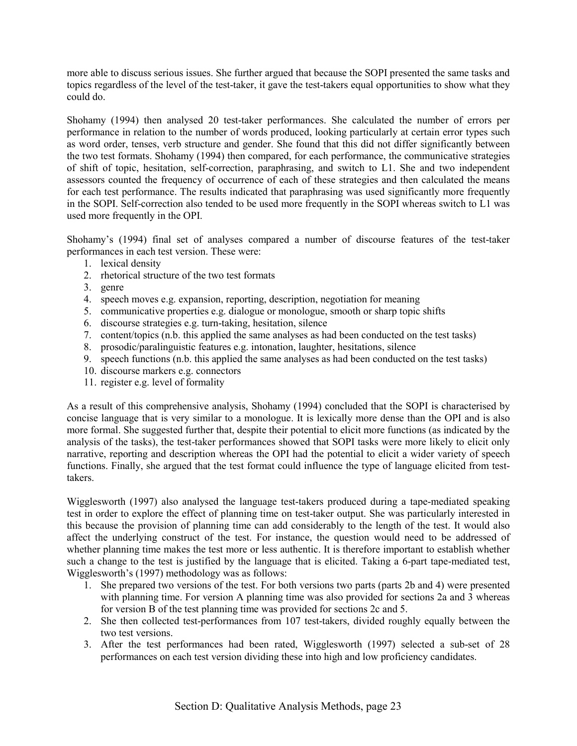more able to discuss serious issues. She further argued that because the SOPI presented the same tasks and topics regardless of the level of the test-taker, it gave the test-takers equal opportunities to show what they could do.

Shohamy (1994) then analysed 20 test-taker performances. She calculated the number of errors per performance in relation to the number of words produced, looking particularly at certain error types such as word order, tenses, verb structure and gender. She found that this did not differ significantly between the two test formats. Shohamy (1994) then compared, for each performance, the communicative strategies of shift of topic, hesitation, self-correction, paraphrasing, and switch to L1. She and two independent assessors counted the frequency of occurrence of each of these strategies and then calculated the means for each test performance. The results indicated that paraphrasing was used significantly more frequently in the SOPI. Self-correction also tended to be used more frequently in the SOPI whereas switch to L1 was used more frequently in the OPI.

Shohamy's (1994) final set of analyses compared a number of discourse features of the test-taker performances in each test version. These were:

1. lexical density
2. rhetorical structure of the two test formats
3. genre
4. speech moves e.g. expansion, reporting, description, negotiation for meaning
5. communicative properties e.g. dialogue or monologue, smooth or sharp topic shifts
6. discourse strategies e.g. turn-taking, hesitation, silence
7. content/topics (n.b. this applied the same analyses as had been conducted on the test tasks)
8. prosodic/paralinguistic features e.g. intonation, laughter, hesitations, silence
9. speech functions (n.b. this applied the same analyses as had been conducted on the test tasks)
10. discourse markers e.g. connectors
11. register e.g. level of formality

As a result of this comprehensive analysis, Shohamy (1994) concluded that the SOPI is characterised by concise language that is very similar to a monologue. It is lexically more dense than the OPI and is also more formal. She suggested further that, despite their potential to elicit more functions (as indicated by the analysis of the tasks), the test-taker performances showed that SOPI tasks were more likely to elicit only narrative, reporting and description whereas the OPI had the potential to elicit a wider variety of speech functions. Finally, she argued that the test format could influence the type of language elicited from test-takers.

Wigglesworth (1997) also analysed the language test-takers produced during a tape-mediated speaking test in order to explore the effect of planning time on test-taker output. She was particularly interested in this because the provision of planning time can add considerably to the length of the test. It would also affect the underlying construct of the test. For instance, the question would need to be addressed of whether planning time makes the test more or less authentic. It is therefore important to establish whether such a change to the test is justified by the language that is elicited. Taking a 6-part tape-mediated test, Wigglesworth's (1997) methodology was as follows:

1. She prepared two versions of the test. For both versions two parts (parts 2b and 4) were presented with planning time. For version A planning time was also provided for sections 2a and 3 whereas for version B of the test planning time was provided for sections 2c and 5.
2. She then collected test-performances from 107 test-takers, divided roughly equally between the two test versions.
3. After the test performances had been rated, Wigglesworth (1997) selected a sub-set of 28 performances on each test version dividing these into high and low proficiency candidates.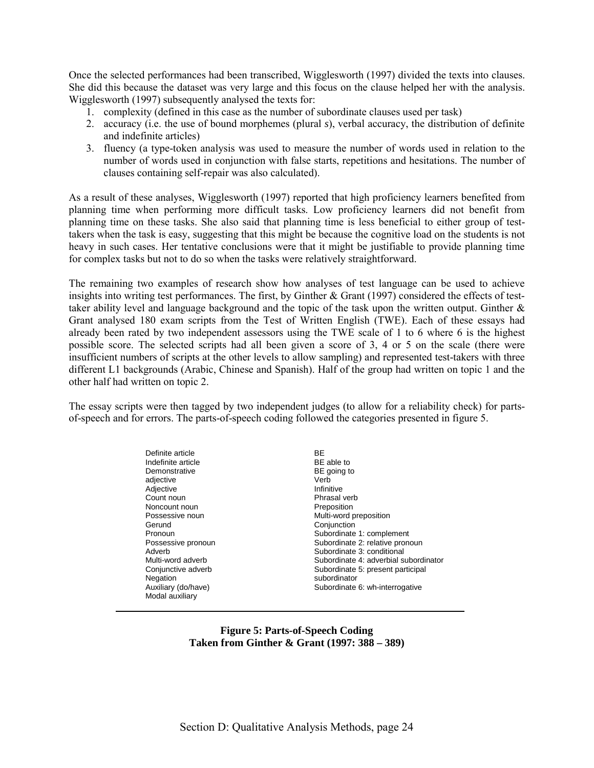Once the selected performances had been transcribed, Wigglesworth (1997) divided the texts into clauses. She did this because the dataset was very large and this focus on the clause helped her with the analysis. Wigglesworth (1997) subsequently analysed the texts for:

1. complexity (defined in this case as the number of subordinate clauses used per task)
2. accuracy (i.e. the use of bound morphemes (plural *s*), verbal accuracy, the distribution of definite and indefinite articles)
3. fluency (a type-token analysis was used to measure the number of words used in relation to the number of words used in conjunction with false starts, repetitions and hesitations. The number of clauses containing self-repair was also calculated).

As a result of these analyses, Wigglesworth (1997) reported that high proficiency learners benefited from planning time when performing more difficult tasks. Low proficiency learners did not benefit from planning time on these tasks. She also said that planning time is less beneficial to either group of test-takers when the task is easy, suggesting that this might be because the cognitive load on the students is not heavy in such cases. Her tentative conclusions were that it might be justifiable to provide planning time for complex tasks but not to do so when the tasks were relatively straightforward.

The remaining two examples of research show how analyses of test language can be used to achieve insights into writing test performances. The first, by Ginther & Grant (1997) considered the effects of test-taker ability level and language background and the topic of the task upon the written output. Ginther & Grant analysed 180 exam scripts from the Test of Written English (TWE). Each of these essays had already been rated by two independent assessors using the TWE scale of 1 to 6 where 6 is the highest possible score. The selected scripts had all been given a score of 3, 4 or 5 on the scale (there were insufficient numbers of scripts at the other levels to allow sampling) and represented test-takers with three different L1 backgrounds (Arabic, Chinese and Spanish). Half of the group had written on topic 1 and the other half had written on topic 2.

The essay scripts were then tagged by two independent judges (to allow for a reliability check) for parts-of-speech and for errors. The parts-of-speech coding followed the categories presented in figure 5.

| | |
|---|---|
| Definite article | BE |
| Indefinite article | BE able to |
| Demonstrative adjective | BE going to |
| Adjective | Verb |
| Count noun | Infinitive |
| Noncount noun | Phrasal verb |
| Possessive noun | Preposition |
| Gerund | Multi-word preposition |
| Pronoun | Conjunction |
| Possessive pronoun | Subordinate 1: complement |
| Adverb | Subordinate 2: relative pronoun |
| Multi-word adverb | Subordinate 3: conditional |
| Conjunctive adverb | Subordinate 4: adverbial subordinator |
| Negation | Subordinate 5: present participal subordinator |
| Auxiliary (do/have) | Subordinate 6: wh-interrogative |
| Modal auxiliary | |

**Figure 5: Parts-of-Speech Coding**
**Taken from Ginther & Grant (1997: 388 – 389)**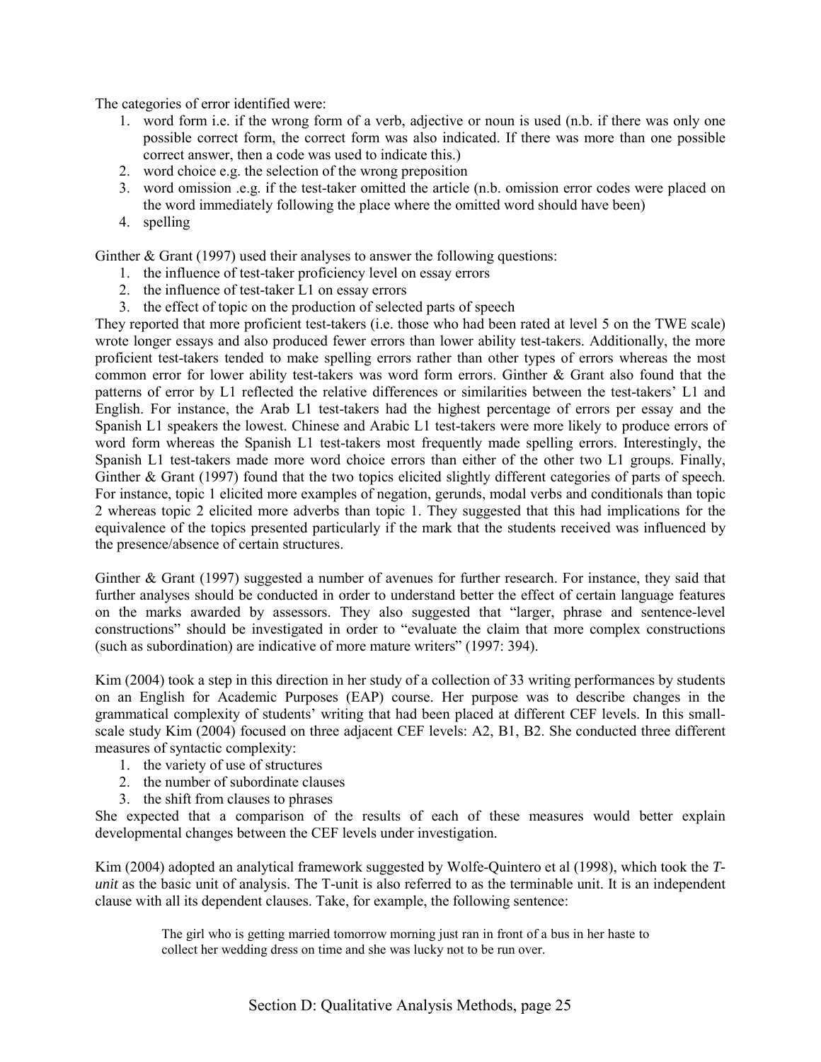The categories of error identified were:

1. word form i.e. if the wrong form of a verb, adjective or noun is used (n.b. if there was only one possible correct form, the correct form was also indicated. If there was more than one possible correct answer, then a code was used to indicate this.)
2. word choice e.g. the selection of the wrong preposition
3. word omission .e.g. if the test-taker omitted the article (n.b. omission error codes were placed on the word immediately following the place where the omitted word should have been)
4. spelling

Ginther & Grant (1997) used their analyses to answer the following questions:

1. the influence of test-taker proficiency level on essay errors
2. the influence of test-taker L1 on essay errors
3. the effect of topic on the production of selected parts of speech

They reported that more proficient test-takers (i.e. those who had been rated at level 5 on the TWE scale) wrote longer essays and also produced fewer errors than lower ability test-takers. Additionally, the more proficient test-takers tended to make spelling errors rather than other types of errors whereas the most common error for lower ability test-takers was word form errors. Ginther & Grant also found that the patterns of error by L1 reflected the relative differences or similarities between the test-takers' L1 and English. For instance, the Arab L1 test-takers had the highest percentage of errors per essay and the Spanish L1 speakers the lowest. Chinese and Arabic L1 test-takers were more likely to produce errors of word form whereas the Spanish L1 test-takers most frequently made spelling errors. Interestingly, the Spanish L1 test-takers made more word choice errors than either of the other two L1 groups. Finally, Ginther & Grant (1997) found that the two topics elicited slightly different categories of parts of speech. For instance, topic 1 elicited more examples of negation, gerunds, modal verbs and conditionals than topic 2 whereas topic 2 elicited more adverbs than topic 1. They suggested that this had implications for the equivalence of the topics presented particularly if the mark that the students received was influenced by the presence/absence of certain structures.

Ginther & Grant (1997) suggested a number of avenues for further research. For instance, they said that further analyses should be conducted in order to understand better the effect of certain language features on the marks awarded by assessors. They also suggested that "larger, phrase and sentence-level constructions" should be investigated in order to "evaluate the claim that more complex constructions (such as subordination) are indicative of more mature writers" (1997: 394).

Kim (2004) took a step in this direction in her study of a collection of 33 writing performances by students on an English for Academic Purposes (EAP) course. Her purpose was to describe changes in the grammatical complexity of students' writing that had been placed at different CEF levels. In this small-scale study Kim (2004) focused on three adjacent CEF levels: A2, B1, B2. She conducted three different measures of syntactic complexity:

1. the variety of use of structures
2. the number of subordinate clauses
3. the shift from clauses to phrases

She expected that a comparison of the results of each of these measures would better explain developmental changes between the CEF levels under investigation.

Kim (2004) adopted an analytical framework suggested by Wolfe-Quintero et al (1998), which took the *T-unit* as the basic unit of analysis. The T-unit is also referred to as the terminable unit. It is an independent clause with all its dependent clauses. Take, for example, the following sentence:

> The girl who is getting married tomorrow morning just ran in front of a bus in her haste to collect her wedding dress on time and she was lucky not to be run over.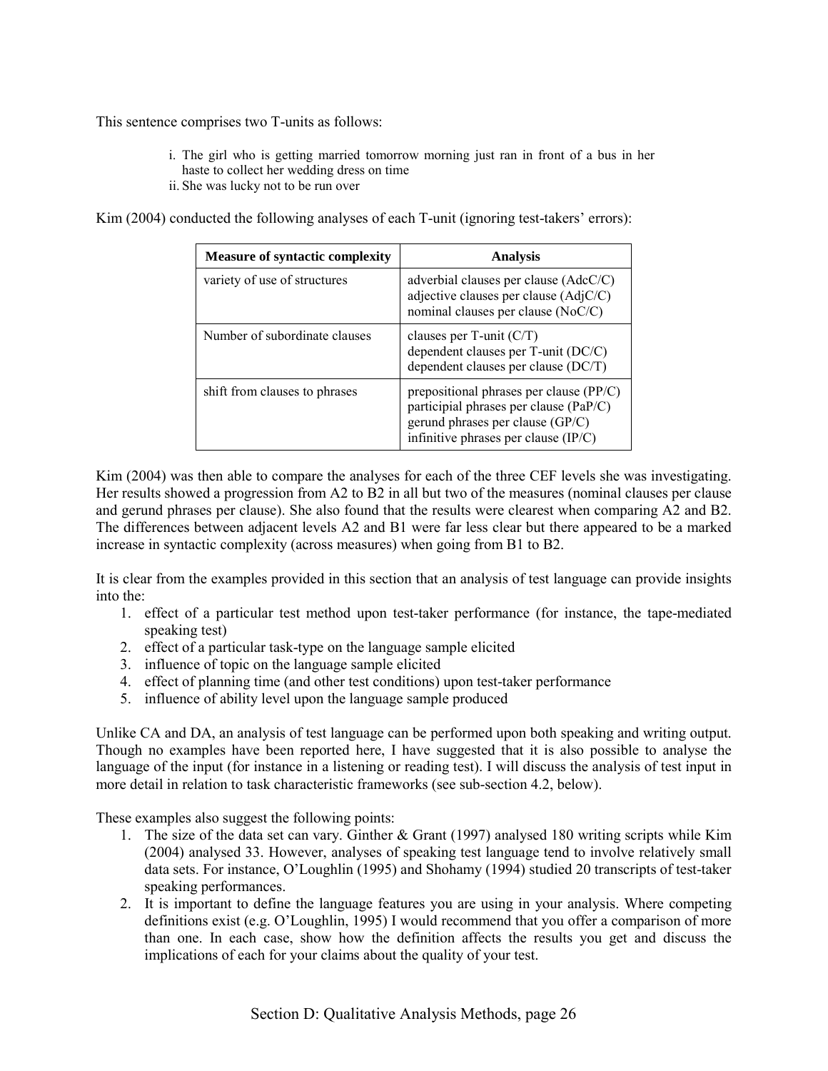This sentence comprises two T-units as follows:

i. The girl who is getting married tomorrow morning just ran in front of a bus in her haste to collect her wedding dress on time
ii. She was lucky not to be run over

Kim (2004) conducted the following analyses of each T-unit (ignoring test-takers' errors):

| Measure of syntactic complexity | Analysis |
|---|---|
| variety of use of structures | adverbial clauses per clause (AdcC/C)<br>adjective clauses per clause (AdjC/C)<br>nominal clauses per clause (NoC/C) |
| Number of subordinate clauses | clauses per T-unit (C/T)<br>dependent clauses per T-unit (DC/C)<br>dependent clauses per clause (DC/T) |
| shift from clauses to phrases | prepositional phrases per clause (PP/C)<br>participial phrases per clause (PaP/C)<br>gerund phrases per clause (GP/C)<br>infinitive phrases per clause (IP/C) |

Kim (2004) was then able to compare the analyses for each of the three CEF levels she was investigating. Her results showed a progression from A2 to B2 in all but two of the measures (nominal clauses per clause and gerund phrases per clause). She also found that the results were clearest when comparing A2 and B2. The differences between adjacent levels A2 and B1 were far less clear but there appeared to be a marked increase in syntactic complexity (across measures) when going from B1 to B2.

It is clear from the examples provided in this section that an analysis of test language can provide insights into the:

1. effect of a particular test method upon test-taker performance (for instance, the tape-mediated speaking test)
2. effect of a particular task-type on the language sample elicited
3. influence of topic on the language sample elicited
4. effect of planning time (and other test conditions) upon test-taker performance
5. influence of ability level upon the language sample produced

Unlike CA and DA, an analysis of test language can be performed upon both speaking and writing output. Though no examples have been reported here, I have suggested that it is also possible to analyse the language of the input (for instance in a listening or reading test). I will discuss the analysis of test input in more detail in relation to task characteristic frameworks (see sub-section 4.2, below).

These examples also suggest the following points:

1. The size of the data set can vary. Ginther & Grant (1997) analysed 180 writing scripts while Kim (2004) analysed 33. However, analyses of speaking test language tend to involve relatively small data sets. For instance, O'Loughlin (1995) and Shohamy (1994) studied 20 transcripts of test-taker speaking performances.
2. It is important to define the language features you are using in your analysis. Where competing definitions exist (e.g. O'Loughlin, 1995) I would recommend that you offer a comparison of more than one. In each case, show how the definition affects the results you get and discuss the implications of each for your claims about the quality of your test.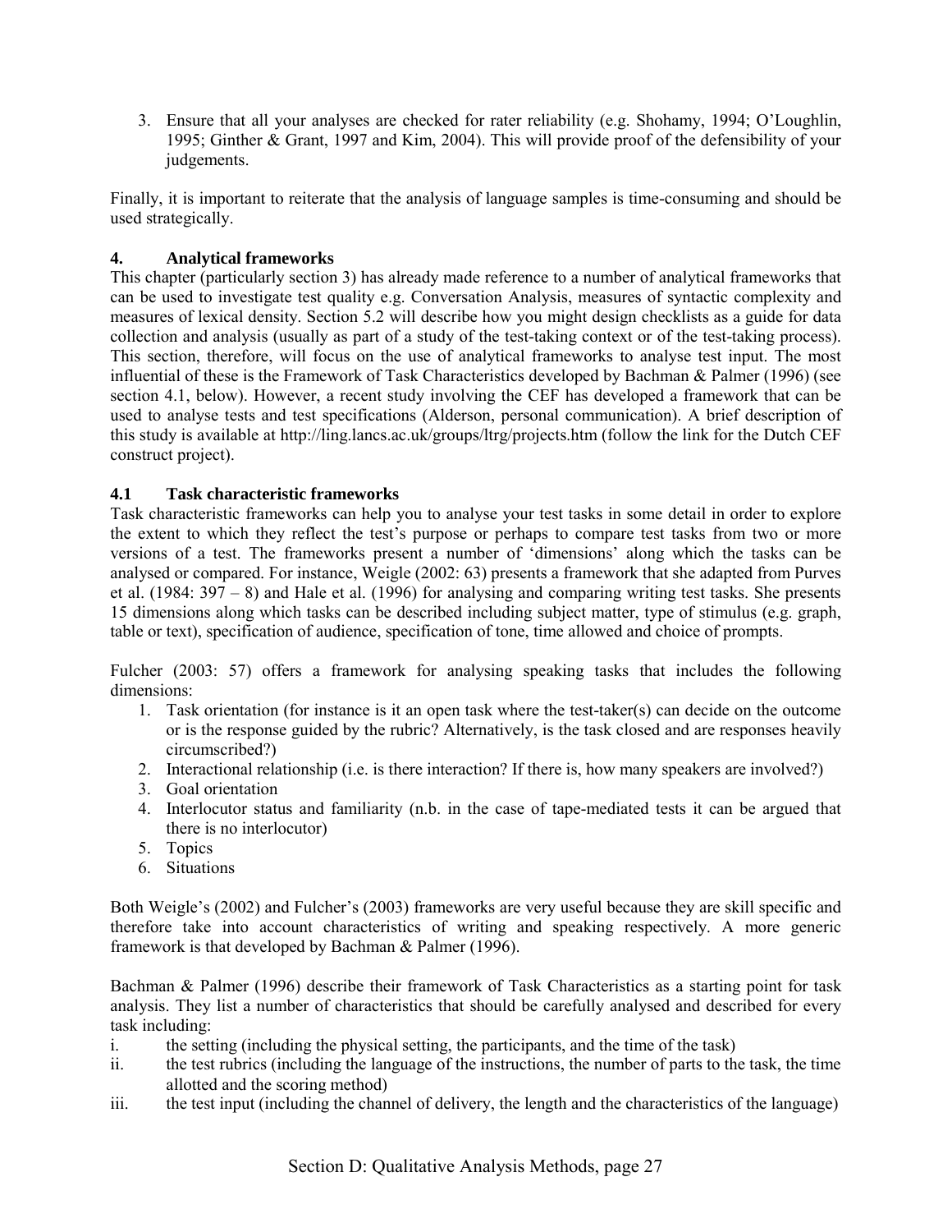3. Ensure that all your analyses are checked for rater reliability (e.g. Shohamy, 1994; O'Loughlin, 1995; Ginther & Grant, 1997 and Kim, 2004). This will provide proof of the defensibility of your judgements.

Finally, it is important to reiterate that the analysis of language samples is time-consuming and should be used strategically.

## 4. Analytical frameworks

This chapter (particularly section 3) has already made reference to a number of analytical frameworks that can be used to investigate test quality e.g. Conversation Analysis, measures of syntactic complexity and measures of lexical density. Section 5.2 will describe how you might design checklists as a guide for data collection and analysis (usually as part of a study of the test-taking context or of the test-taking process). This section, therefore, will focus on the use of analytical frameworks to analyse test input. The most influential of these is the Framework of Task Characteristics developed by Bachman & Palmer (1996) (see section 4.1, below). However, a recent study involving the CEF has developed a framework that can be used to analyse tests and test specifications (Alderson, personal communication). A brief description of this study is available at http://ling.lancs.ac.uk/groups/ltrg/projects.htm (follow the link for the Dutch CEF construct project).

### 4.1 Task characteristic frameworks

Task characteristic frameworks can help you to analyse your test tasks in some detail in order to explore the extent to which they reflect the test's purpose or perhaps to compare test tasks from two or more versions of a test. The frameworks present a number of 'dimensions' along which the tasks can be analysed or compared. For instance, Weigle (2002: 63) presents a framework that she adapted from Purves et al. (1984: 397 – 8) and Hale et al. (1996) for analysing and comparing writing test tasks. She presents 15 dimensions along which tasks can be described including subject matter, type of stimulus (e.g. graph, table or text), specification of audience, specification of tone, time allowed and choice of prompts.

Fulcher (2003: 57) offers a framework for analysing speaking tasks that includes the following dimensions:

1. Task orientation (for instance is it an open task where the test-taker(s) can decide on the outcome or is the response guided by the rubric? Alternatively, is the task closed and are responses heavily circumscribed?)
2. Interactional relationship (i.e. is there interaction? If there is, how many speakers are involved?)
3. Goal orientation
4. Interlocutor status and familiarity (n.b. in the case of tape-mediated tests it can be argued that there is no interlocutor)
5. Topics
6. Situations

Both Weigle's (2002) and Fulcher's (2003) frameworks are very useful because they are skill specific and therefore take into account characteristics of writing and speaking respectively. A more generic framework is that developed by Bachman & Palmer (1996).

Bachman & Palmer (1996) describe their framework of Task Characteristics as a starting point for task analysis. They list a number of characteristics that should be carefully analysed and described for every task including:

i. the setting (including the physical setting, the participants, and the time of the task)
ii. the test rubrics (including the language of the instructions, the number of parts to the task, the time allotted and the scoring method)
iii. the test input (including the channel of delivery, the length and the characteristics of the language)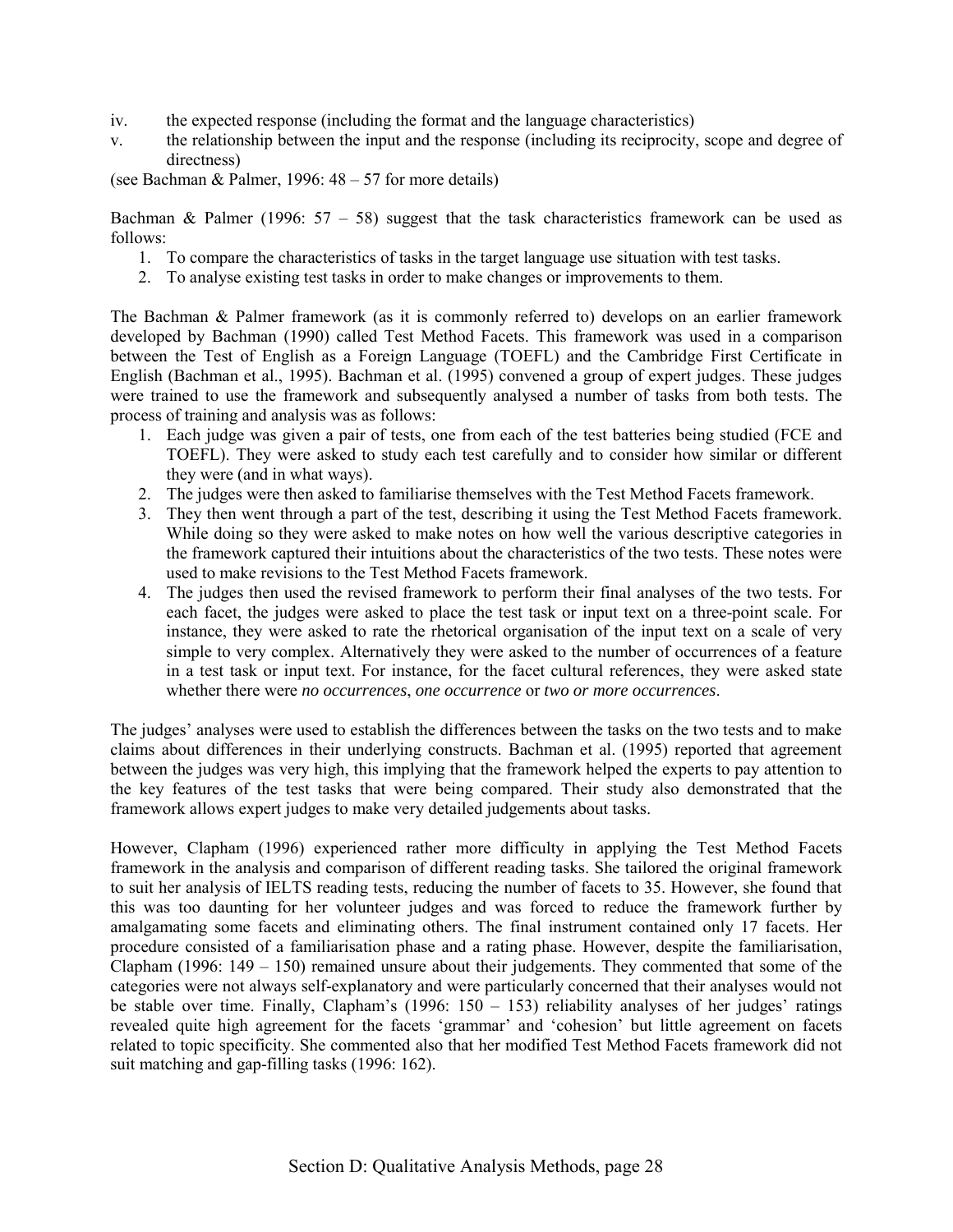iv. the expected response (including the format and the language characteristics)
v. the relationship between the input and the response (including its reciprocity, scope and degree of directness)

(see Bachman & Palmer, 1996: 48 – 57 for more details)

Bachman & Palmer (1996: 57 – 58) suggest that the task characteristics framework can be used as follows:

1. To compare the characteristics of tasks in the target language use situation with test tasks.
2. To analyse existing test tasks in order to make changes or improvements to them.

The Bachman & Palmer framework (as it is commonly referred to) develops on an earlier framework developed by Bachman (1990) called Test Method Facets. This framework was used in a comparison between the Test of English as a Foreign Language (TOEFL) and the Cambridge First Certificate in English (Bachman et al., 1995). Bachman et al. (1995) convened a group of expert judges. These judges were trained to use the framework and subsequently analysed a number of tasks from both tests. The process of training and analysis was as follows:

1. Each judge was given a pair of tests, one from each of the test batteries being studied (FCE and TOEFL). They were asked to study each test carefully and to consider how similar or different they were (and in what ways).
2. The judges were then asked to familiarise themselves with the Test Method Facets framework.
3. They then went through a part of the test, describing it using the Test Method Facets framework. While doing so they were asked to make notes on how well the various descriptive categories in the framework captured their intuitions about the characteristics of the two tests. These notes were used to make revisions to the Test Method Facets framework.
4. The judges then used the revised framework to perform their final analyses of the two tests. For each facet, the judges were asked to place the test task or input text on a three-point scale. For instance, they were asked to rate the rhetorical organisation of the input text on a scale of very simple to very complex. Alternatively they were asked to the number of occurrences of a feature in a test task or input text. For instance, for the facet cultural references, they were asked state whether there were *no occurrences*, *one occurrence* or *two or more occurrences*.

The judges' analyses were used to establish the differences between the tasks on the two tests and to make claims about differences in their underlying constructs. Bachman et al. (1995) reported that agreement between the judges was very high, this implying that the framework helped the experts to pay attention to the key features of the test tasks that were being compared. Their study also demonstrated that the framework allows expert judges to make very detailed judgements about tasks.

However, Clapham (1996) experienced rather more difficulty in applying the Test Method Facets framework in the analysis and comparison of different reading tasks. She tailored the original framework to suit her analysis of IELTS reading tests, reducing the number of facets to 35. However, she found that this was too daunting for her volunteer judges and was forced to reduce the framework further by amalgamating some facets and eliminating others. The final instrument contained only 17 facets. Her procedure consisted of a familiarisation phase and a rating phase. However, despite the familiarisation, Clapham (1996: 149 – 150) remained unsure about their judgements. They commented that some of the categories were not always self-explanatory and were particularly concerned that their analyses would not be stable over time. Finally, Clapham's (1996: 150 – 153) reliability analyses of her judges' ratings revealed quite high agreement for the facets 'grammar' and 'cohesion' but little agreement on facets related to topic specificity. She commented also that her modified Test Method Facets framework did not suit matching and gap-filling tasks (1996: 162).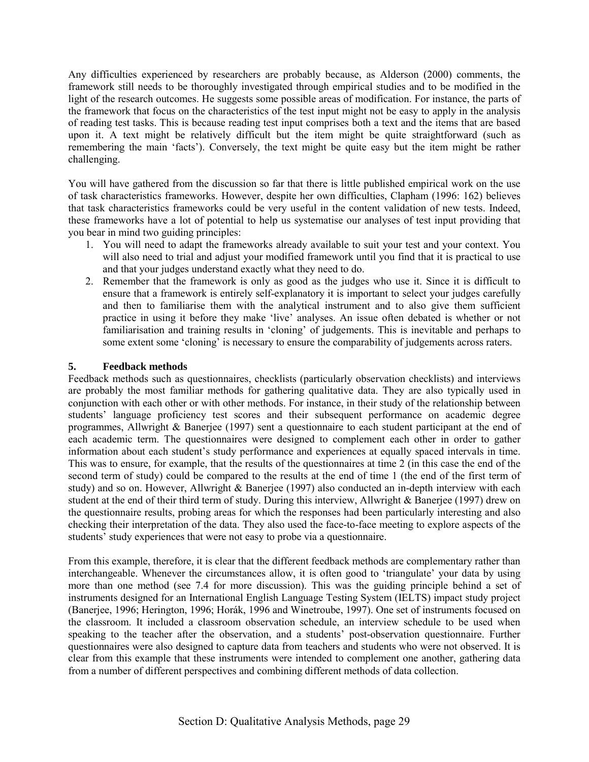Any difficulties experienced by researchers are probably because, as Alderson (2000) comments, the framework still needs to be thoroughly investigated through empirical studies and to be modified in the light of the research outcomes. He suggests some possible areas of modification. For instance, the parts of the framework that focus on the characteristics of the test input might not be easy to apply in the analysis of reading test tasks. This is because reading test input comprises both a text and the items that are based upon it. A text might be relatively difficult but the item might be quite straightforward (such as remembering the main 'facts'). Conversely, the text might be quite easy but the item might be rather challenging.

You will have gathered from the discussion so far that there is little published empirical work on the use of task characteristics frameworks. However, despite her own difficulties, Clapham (1996: 162) believes that task characteristics frameworks could be very useful in the content validation of new tests. Indeed, these frameworks have a lot of potential to help us systematise our analyses of test input providing that you bear in mind two guiding principles:

1. You will need to adapt the frameworks already available to suit your test and your context. You will also need to trial and adjust your modified framework until you find that it is practical to use and that your judges understand exactly what they need to do.
2. Remember that the framework is only as good as the judges who use it. Since it is difficult to ensure that a framework is entirely self-explanatory it is important to select your judges carefully and then to familiarise them with the analytical instrument and to also give them sufficient practice in using it before they make 'live' analyses. An issue often debated is whether or not familiarisation and training results in 'cloning' of judgements. This is inevitable and perhaps to some extent some 'cloning' is necessary to ensure the comparability of judgements across raters.

## 5. Feedback methods

Feedback methods such as questionnaires, checklists (particularly observation checklists) and interviews are probably the most familiar methods for gathering qualitative data. They are also typically used in conjunction with each other or with other methods. For instance, in their study of the relationship between students' language proficiency test scores and their subsequent performance on academic degree programmes, Allwright & Banerjee (1997) sent a questionnaire to each student participant at the end of each academic term. The questionnaires were designed to complement each other in order to gather information about each student's study performance and experiences at equally spaced intervals in time. This was to ensure, for example, that the results of the questionnaires at time 2 (in this case the end of the second term of study) could be compared to the results at the end of time 1 (the end of the first term of study) and so on. However, Allwright & Banerjee (1997) also conducted an in-depth interview with each student at the end of their third term of study. During this interview, Allwright & Banerjee (1997) drew on the questionnaire results, probing areas for which the responses had been particularly interesting and also checking their interpretation of the data. They also used the face-to-face meeting to explore aspects of the students' study experiences that were not easy to probe via a questionnaire.

From this example, therefore, it is clear that the different feedback methods are complementary rather than interchangeable. Whenever the circumstances allow, it is often good to 'triangulate' your data by using more than one method (see 7.4 for more discussion). This was the guiding principle behind a set of instruments designed for an International English Language Testing System (IELTS) impact study project (Banerjee, 1996; Herington, 1996; Horák, 1996 and Winetroube, 1997). One set of instruments focused on the classroom. It included a classroom observation schedule, an interview schedule to be used when speaking to the teacher after the observation, and a students' post-observation questionnaire. Further questionnaires were also designed to capture data from teachers and students who were not observed. It is clear from this example that these instruments were intended to complement one another, gathering data from a number of different perspectives and combining different methods of data collection.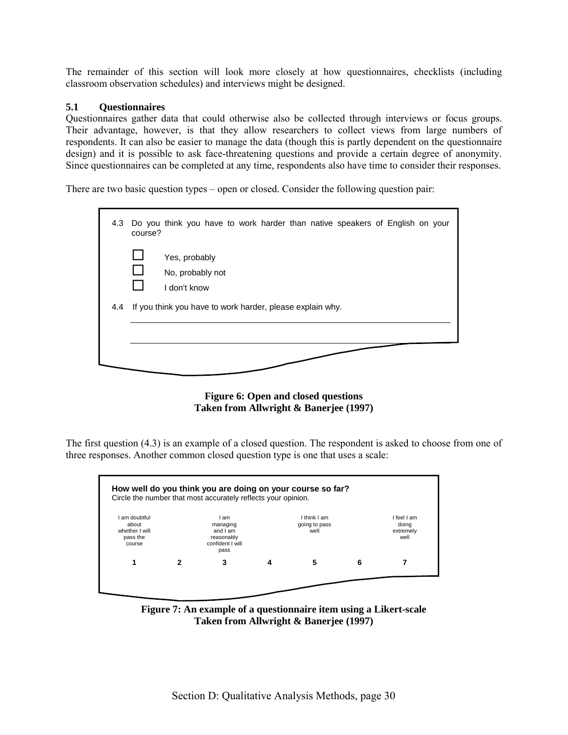The remainder of this section will look more closely at how questionnaires, checklists (including classroom observation schedules) and interviews might be designed.

### 5.1 Questionnaires

Questionnaires gather data that could otherwise also be collected through interviews or focus groups. Their advantage, however, is that they allow researchers to collect views from large numbers of respondents. It can also be easier to manage the data (though this is partly dependent on the questionnaire design) and it is possible to ask face-threatening questions and provide a certain degree of anonymity. Since questionnaires can be completed at any time, respondents also have time to consider their responses.

There are two basic question types – open or closed. Consider the following question pair:

4.3 Do you think you have to work harder than native speakers of English on your course?

- ☐ Yes, probably
- ☐ No, probably not
- ☐ I don't know

4.4 If you think you have to work harder, please explain why.

______________________________________________

______________________________________________

**Figure 6: Open and closed questions**
**Taken from Allwright & Banerjee (1997)**

The first question (4.3) is an example of a closed question. The respondent is asked to choose from one of three responses. Another common closed question type is one that uses a scale:

**How well do you think you are doing on your course so far?**
Circle the number that most accurately reflects your opinion.

| I am doubtful about whether I will pass the course | | I am managing and I am reasonably confident I will pass | | I think I am going to pass well | | I feel I am doing extremely well |
|---|---|---|---|---|---|---|
| **1** | **2** | **3** | **4** | **5** | **6** | **7** |

**Figure 7: An example of a questionnaire item using a Likert-scale**
**Taken from Allwright & Banerjee (1997)**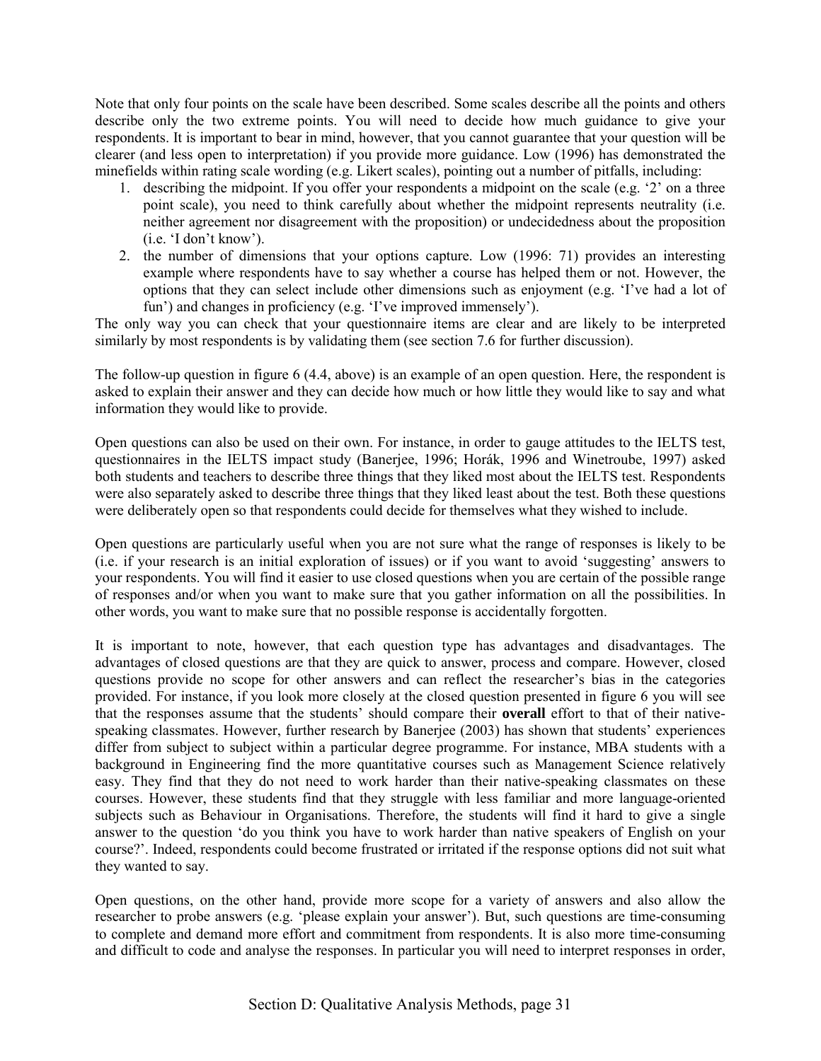Note that only four points on the scale have been described. Some scales describe all the points and others describe only the two extreme points. You will need to decide how much guidance to give your respondents. It is important to bear in mind, however, that you cannot guarantee that your question will be clearer (and less open to interpretation) if you provide more guidance. Low (1996) has demonstrated the minefields within rating scale wording (e.g. Likert scales), pointing out a number of pitfalls, including:

1. describing the midpoint. If you offer your respondents a midpoint on the scale (e.g. '2' on a three point scale), you need to think carefully about whether the midpoint represents neutrality (i.e. neither agreement nor disagreement with the proposition) or undecidedness about the proposition (i.e. 'I don't know').
2. the number of dimensions that your options capture. Low (1996: 71) provides an interesting example where respondents have to say whether a course has helped them or not. However, the options that they can select include other dimensions such as enjoyment (e.g. 'I've had a lot of fun') and changes in proficiency (e.g. 'I've improved immensely').

The only way you can check that your questionnaire items are clear and are likely to be interpreted similarly by most respondents is by validating them (see section 7.6 for further discussion).

The follow-up question in figure 6 (4.4, above) is an example of an open question. Here, the respondent is asked to explain their answer and they can decide how much or how little they would like to say and what information they would like to provide.

Open questions can also be used on their own. For instance, in order to gauge attitudes to the IELTS test, questionnaires in the IELTS impact study (Banerjee, 1996; Horák, 1996 and Winetroube, 1997) asked both students and teachers to describe three things that they liked most about the IELTS test. Respondents were also separately asked to describe three things that they liked least about the test. Both these questions were deliberately open so that respondents could decide for themselves what they wished to include.

Open questions are particularly useful when you are not sure what the range of responses is likely to be (i.e. if your research is an initial exploration of issues) or if you want to avoid 'suggesting' answers to your respondents. You will find it easier to use closed questions when you are certain of the possible range of responses and/or when you want to make sure that you gather information on all the possibilities. In other words, you want to make sure that no possible response is accidentally forgotten.

It is important to note, however, that each question type has advantages and disadvantages. The advantages of closed questions are that they are quick to answer, process and compare. However, closed questions provide no scope for other answers and can reflect the researcher's bias in the categories provided. For instance, if you look more closely at the closed question presented in figure 6 you will see that the responses assume that the students' should compare their **overall** effort to that of their native-speaking classmates. However, further research by Banerjee (2003) has shown that students' experiences differ from subject to subject within a particular degree programme. For instance, MBA students with a background in Engineering find the more quantitative courses such as Management Science relatively easy. They find that they do not need to work harder than their native-speaking classmates on these courses. However, these students find that they struggle with less familiar and more language-oriented subjects such as Behaviour in Organisations. Therefore, the students will find it hard to give a single answer to the question 'do you think you have to work harder than native speakers of English on your course?'. Indeed, respondents could become frustrated or irritated if the response options did not suit what they wanted to say.

Open questions, on the other hand, provide more scope for a variety of answers and also allow the researcher to probe answers (e.g. 'please explain your answer'). But, such questions are time-consuming to complete and demand more effort and commitment from respondents. It is also more time-consuming and difficult to code and analyse the responses. In particular you will need to interpret responses in order,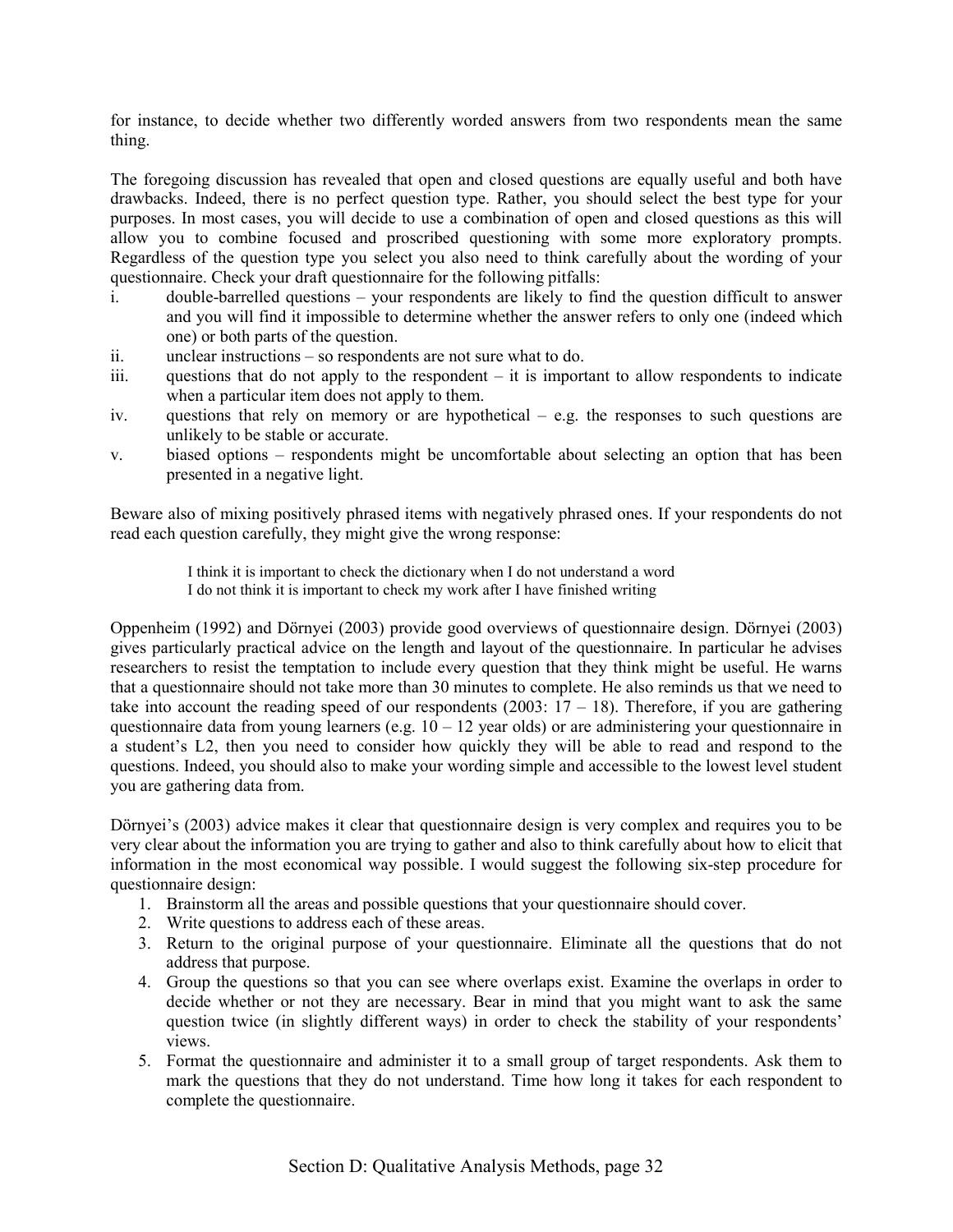for instance, to decide whether two differently worded answers from two respondents mean the same thing.

The foregoing discussion has revealed that open and closed questions are equally useful and both have drawbacks. Indeed, there is no perfect question type. Rather, you should select the best type for your purposes. In most cases, you will decide to use a combination of open and closed questions as this will allow you to combine focused and proscribed questioning with some more exploratory prompts. Regardless of the question type you select you also need to think carefully about the wording of your questionnaire. Check your draft questionnaire for the following pitfalls:

i. double-barrelled questions – your respondents are likely to find the question difficult to answer and you will find it impossible to determine whether the answer refers to only one (indeed which one) or both parts of the question.
ii. unclear instructions – so respondents are not sure what to do.
iii. questions that do not apply to the respondent – it is important to allow respondents to indicate when a particular item does not apply to them.
iv. questions that rely on memory or are hypothetical – e.g. the responses to such questions are unlikely to be stable or accurate.
v. biased options – respondents might be uncomfortable about selecting an option that has been presented in a negative light.

Beware also of mixing positively phrased items with negatively phrased ones. If your respondents do not read each question carefully, they might give the wrong response:

> I think it is important to check the dictionary when I do not understand a word
> I do not think it is important to check my work after I have finished writing

Oppenheim (1992) and Dörnyei (2003) provide good overviews of questionnaire design. Dörnyei (2003) gives particularly practical advice on the length and layout of the questionnaire. In particular he advises researchers to resist the temptation to include every question that they think might be useful. He warns that a questionnaire should not take more than 30 minutes to complete. He also reminds us that we need to take into account the reading speed of our respondents (2003: 17 – 18). Therefore, if you are gathering questionnaire data from young learners (e.g. 10 – 12 year olds) or are administering your questionnaire in a student's L2, then you need to consider how quickly they will be able to read and respond to the questions. Indeed, you should also to make your wording simple and accessible to the lowest level student you are gathering data from.

Dörnyei's (2003) advice makes it clear that questionnaire design is very complex and requires you to be very clear about the information you are trying to gather and also to think carefully about how to elicit that information in the most economical way possible. I would suggest the following six-step procedure for questionnaire design:

1. Brainstorm all the areas and possible questions that your questionnaire should cover.
2. Write questions to address each of these areas.
3. Return to the original purpose of your questionnaire. Eliminate all the questions that do not address that purpose.
4. Group the questions so that you can see where overlaps exist. Examine the overlaps in order to decide whether or not they are necessary. Bear in mind that you might want to ask the same question twice (in slightly different ways) in order to check the stability of your respondents' views.
5. Format the questionnaire and administer it to a small group of target respondents. Ask them to mark the questions that they do not understand. Time how long it takes for each respondent to complete the questionnaire.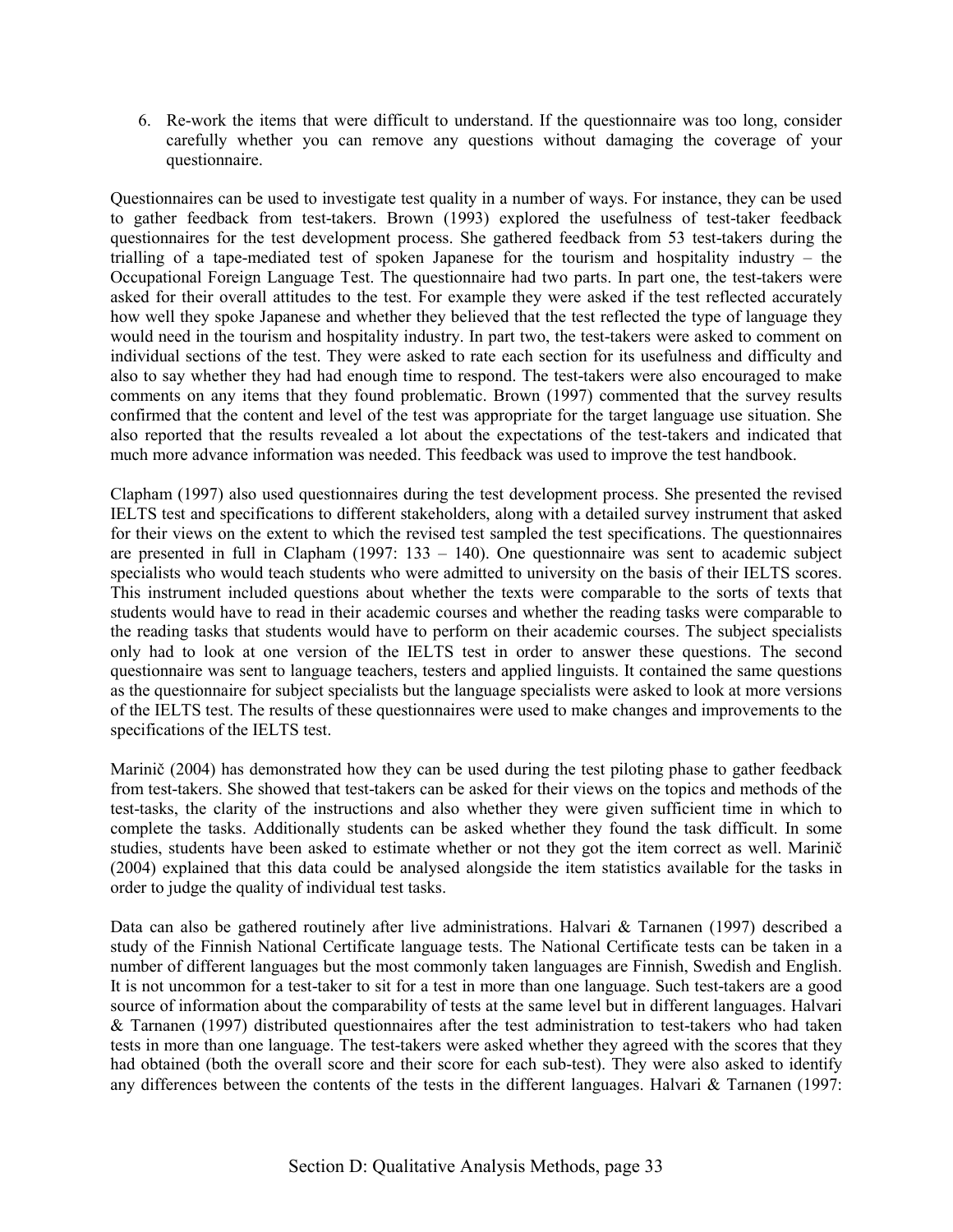6. Re-work the items that were difficult to understand. If the questionnaire was too long, consider carefully whether you can remove any questions without damaging the coverage of your questionnaire.

Questionnaires can be used to investigate test quality in a number of ways. For instance, they can be used to gather feedback from test-takers. Brown (1993) explored the usefulness of test-taker feedback questionnaires for the test development process. She gathered feedback from 53 test-takers during the trialling of a tape-mediated test of spoken Japanese for the tourism and hospitality industry – the Occupational Foreign Language Test. The questionnaire had two parts. In part one, the test-takers were asked for their overall attitudes to the test. For example they were asked if the test reflected accurately how well they spoke Japanese and whether they believed that the test reflected the type of language they would need in the tourism and hospitality industry. In part two, the test-takers were asked to comment on individual sections of the test. They were asked to rate each section for its usefulness and difficulty and also to say whether they had had enough time to respond. The test-takers were also encouraged to make comments on any items that they found problematic. Brown (1997) commented that the survey results confirmed that the content and level of the test was appropriate for the target language use situation. She also reported that the results revealed a lot about the expectations of the test-takers and indicated that much more advance information was needed. This feedback was used to improve the test handbook.

Clapham (1997) also used questionnaires during the test development process. She presented the revised IELTS test and specifications to different stakeholders, along with a detailed survey instrument that asked for their views on the extent to which the revised test sampled the test specifications. The questionnaires are presented in full in Clapham (1997: 133 – 140). One questionnaire was sent to academic subject specialists who would teach students who were admitted to university on the basis of their IELTS scores. This instrument included questions about whether the texts were comparable to the sorts of texts that students would have to read in their academic courses and whether the reading tasks were comparable to the reading tasks that students would have to perform on their academic courses. The subject specialists only had to look at one version of the IELTS test in order to answer these questions. The second questionnaire was sent to language teachers, testers and applied linguists. It contained the same questions as the questionnaire for subject specialists but the language specialists were asked to look at more versions of the IELTS test. The results of these questionnaires were used to make changes and improvements to the specifications of the IELTS test.

Marinič (2004) has demonstrated how they can be used during the test piloting phase to gather feedback from test-takers. She showed that test-takers can be asked for their views on the topics and methods of the test-tasks, the clarity of the instructions and also whether they were given sufficient time in which to complete the tasks. Additionally students can be asked whether they found the task difficult. In some studies, students have been asked to estimate whether or not they got the item correct as well. Marinič (2004) explained that this data could be analysed alongside the item statistics available for the tasks in order to judge the quality of individual test tasks.

Data can also be gathered routinely after live administrations. Halvari & Tarnanen (1997) described a study of the Finnish National Certificate language tests. The National Certificate tests can be taken in a number of different languages but the most commonly taken languages are Finnish, Swedish and English. It is not uncommon for a test-taker to sit for a test in more than one language. Such test-takers are a good source of information about the comparability of tests at the same level but in different languages. Halvari & Tarnanen (1997) distributed questionnaires after the test administration to test-takers who had taken tests in more than one language. The test-takers were asked whether they agreed with the scores that they had obtained (both the overall score and their score for each sub-test). They were also asked to identify any differences between the contents of the tests in the different languages. Halvari & Tarnanen (1997: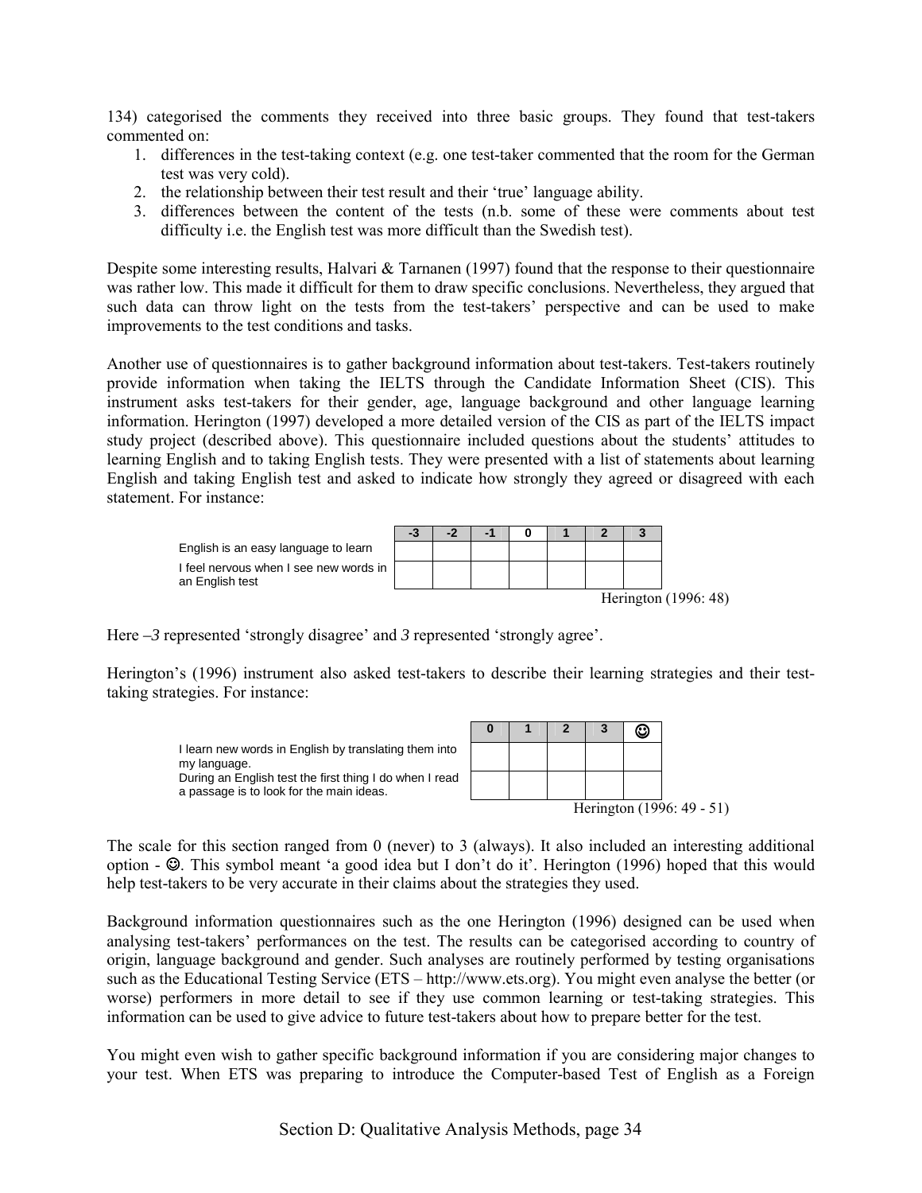134) categorised the comments they received into three basic groups. They found that test-takers commented on:

1. differences in the test-taking context (e.g. one test-taker commented that the room for the German test was very cold).
2. the relationship between their test result and their 'true' language ability.
3. differences between the content of the tests (n.b. some of these were comments about test difficulty i.e. the English test was more difficult than the Swedish test).

Despite some interesting results, Halvari & Tarnanen (1997) found that the response to their questionnaire was rather low. This made it difficult for them to draw specific conclusions. Nevertheless, they argued that such data can throw light on the tests from the test-takers' perspective and can be used to make improvements to the test conditions and tasks.

Another use of questionnaires is to gather background information about test-takers. Test-takers routinely provide information when taking the IELTS through the Candidate Information Sheet (CIS). This instrument asks test-takers for their gender, age, language background and other language learning information. Herington (1997) developed a more detailed version of the CIS as part of the IELTS impact study project (described above). This questionnaire included questions about the students' attitudes to learning English and to taking English tests. They were presented with a list of statements about learning English and taking English test and asked to indicate how strongly they agreed or disagreed with each statement. For instance:

| | -3 | -2 | -1 | 0 | 1 | 2 | 3 |
|---|---|---|---|---|---|---|---|
| English is an easy language to learn | | | | | | | |
| I feel nervous when I see new words in an English test | | | | | | | |

Herington (1996: 48)

Here *–3* represented 'strongly disagree' and *3* represented 'strongly agree'.

Herington's (1996) instrument also asked test-takers to describe their learning strategies and their test-taking strategies. For instance:

| | 0 | 1 | 2 | 3 | ☺ |
|---|---|---|---|---|---|
| I learn new words in English by translating them into my language. | | | | | |
| During an English test the first thing I do when I read a passage is to look for the main ideas. | | | | | |

Herington (1996: 49 - 51)

The scale for this section ranged from 0 (never) to 3 (always). It also included an interesting additional option - ☺. This symbol meant 'a good idea but I don't do it'. Herington (1996) hoped that this would help test-takers to be very accurate in their claims about the strategies they used.

Background information questionnaires such as the one Herington (1996) designed can be used when analysing test-takers' performances on the test. The results can be categorised according to country of origin, language background and gender. Such analyses are routinely performed by testing organisations such as the Educational Testing Service (ETS – http://www.ets.org). You might even analyse the better (or worse) performers in more detail to see if they use common learning or test-taking strategies. This information can be used to give advice to future test-takers about how to prepare better for the test.

You might even wish to gather specific background information if you are considering major changes to your test. When ETS was preparing to introduce the Computer-based Test of English as a Foreign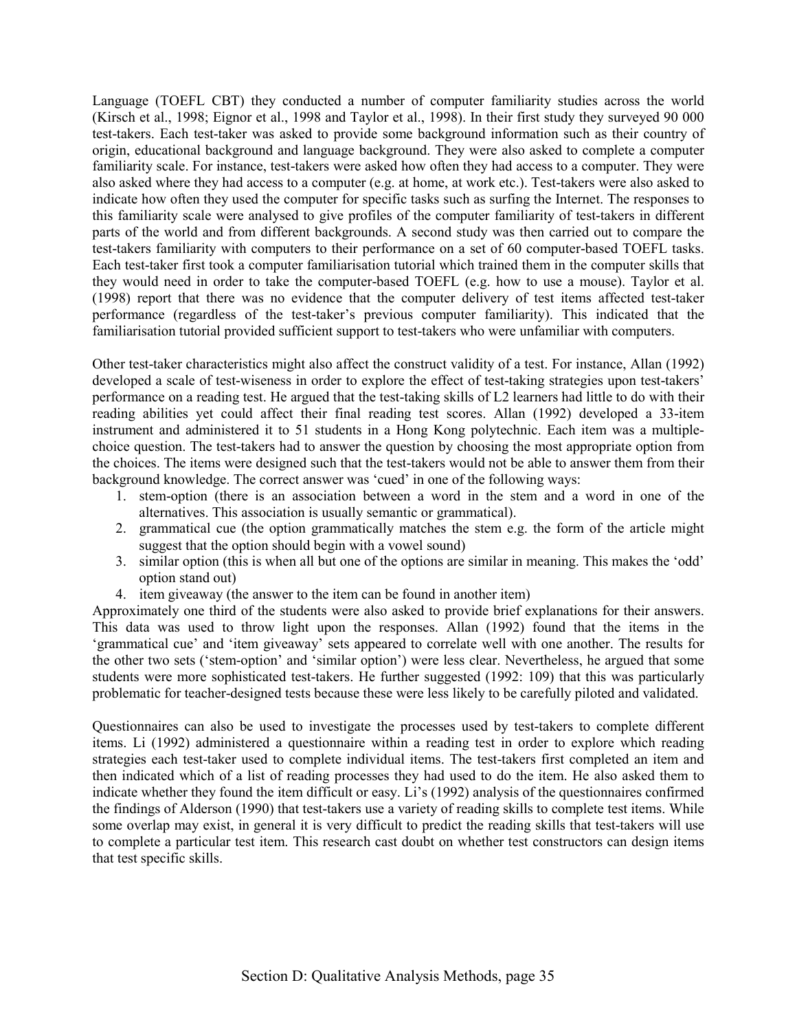Language (TOEFL CBT) they conducted a number of computer familiarity studies across the world (Kirsch et al., 1998; Eignor et al., 1998 and Taylor et al., 1998). In their first study they surveyed 90 000 test-takers. Each test-taker was asked to provide some background information such as their country of origin, educational background and language background. They were also asked to complete a computer familiarity scale. For instance, test-takers were asked how often they had access to a computer. They were also asked where they had access to a computer (e.g. at home, at work etc.). Test-takers were also asked to indicate how often they used the computer for specific tasks such as surfing the Internet. The responses to this familiarity scale were analysed to give profiles of the computer familiarity of test-takers in different parts of the world and from different backgrounds. A second study was then carried out to compare the test-takers familiarity with computers to their performance on a set of 60 computer-based TOEFL tasks. Each test-taker first took a computer familiarisation tutorial which trained them in the computer skills that they would need in order to take the computer-based TOEFL (e.g. how to use a mouse). Taylor et al. (1998) report that there was no evidence that the computer delivery of test items affected test-taker performance (regardless of the test-taker's previous computer familiarity). This indicated that the familiarisation tutorial provided sufficient support to test-takers who were unfamiliar with computers.

Other test-taker characteristics might also affect the construct validity of a test. For instance, Allan (1992) developed a scale of test-wiseness in order to explore the effect of test-taking strategies upon test-takers' performance on a reading test. He argued that the test-taking skills of L2 learners had little to do with their reading abilities yet could affect their final reading test scores. Allan (1992) developed a 33-item instrument and administered it to 51 students in a Hong Kong polytechnic. Each item was a multiple-choice question. The test-takers had to answer the question by choosing the most appropriate option from the choices. The items were designed such that the test-takers would not be able to answer them from their background knowledge. The correct answer was 'cued' in one of the following ways:

1. stem-option (there is an association between a word in the stem and a word in one of the alternatives. This association is usually semantic or grammatical).
2. grammatical cue (the option grammatically matches the stem e.g. the form of the article might suggest that the option should begin with a vowel sound)
3. similar option (this is when all but one of the options are similar in meaning. This makes the 'odd' option stand out)
4. item giveaway (the answer to the item can be found in another item)

Approximately one third of the students were also asked to provide brief explanations for their answers. This data was used to throw light upon the responses. Allan (1992) found that the items in the 'grammatical cue' and 'item giveaway' sets appeared to correlate well with one another. The results for the other two sets ('stem-option' and 'similar option') were less clear. Nevertheless, he argued that some students were more sophisticated test-takers. He further suggested (1992: 109) that this was particularly problematic for teacher-designed tests because these were less likely to be carefully piloted and validated.

Questionnaires can also be used to investigate the processes used by test-takers to complete different items. Li (1992) administered a questionnaire within a reading test in order to explore which reading strategies each test-taker used to complete individual items. The test-takers first completed an item and then indicated which of a list of reading processes they had used to do the item. He also asked them to indicate whether they found the item difficult or easy. Li's (1992) analysis of the questionnaires confirmed the findings of Alderson (1990) that test-takers use a variety of reading skills to complete test items. While some overlap may exist, in general it is very difficult to predict the reading skills that test-takers will use to complete a particular test item. This research cast doubt on whether test constructors can design items that test specific skills.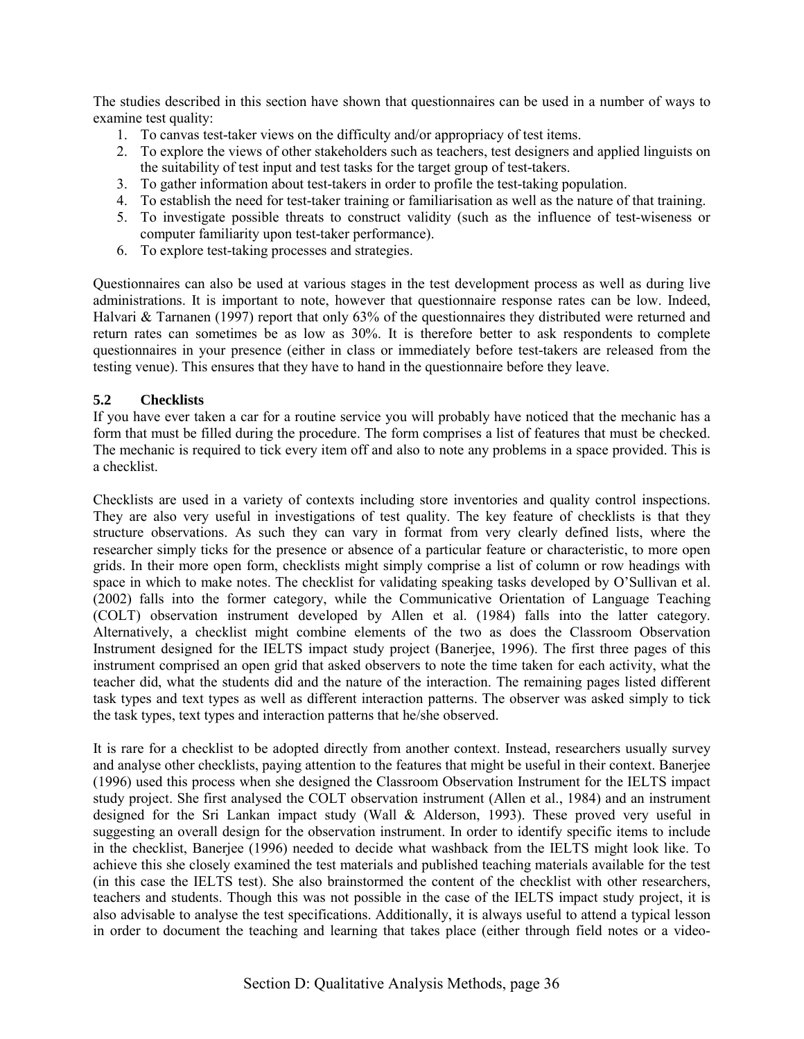The studies described in this section have shown that questionnaires can be used in a number of ways to examine test quality:

1. To canvas test-taker views on the difficulty and/or appropriacy of test items.
2. To explore the views of other stakeholders such as teachers, test designers and applied linguists on the suitability of test input and test tasks for the target group of test-takers.
3. To gather information about test-takers in order to profile the test-taking population.
4. To establish the need for test-taker training or familiarisation as well as the nature of that training.
5. To investigate possible threats to construct validity (such as the influence of test-wiseness or computer familiarity upon test-taker performance).
6. To explore test-taking processes and strategies.

Questionnaires can also be used at various stages in the test development process as well as during live administrations. It is important to note, however that questionnaire response rates can be low. Indeed, Halvari & Tarnanen (1997) report that only 63% of the questionnaires they distributed were returned and return rates can sometimes be as low as 30%. It is therefore better to ask respondents to complete questionnaires in your presence (either in class or immediately before test-takers are released from the testing venue). This ensures that they have to hand in the questionnaire before they leave.

### 5.2 Checklists

If you have ever taken a car for a routine service you will probably have noticed that the mechanic has a form that must be filled during the procedure. The form comprises a list of features that must be checked. The mechanic is required to tick every item off and also to note any problems in a space provided. This is a checklist.

Checklists are used in a variety of contexts including store inventories and quality control inspections. They are also very useful in investigations of test quality. The key feature of checklists is that they structure observations. As such they can vary in format from very clearly defined lists, where the researcher simply ticks for the presence or absence of a particular feature or characteristic, to more open grids. In their more open form, checklists might simply comprise a list of column or row headings with space in which to make notes. The checklist for validating speaking tasks developed by O'Sullivan et al. (2002) falls into the former category, while the Communicative Orientation of Language Teaching (COLT) observation instrument developed by Allen et al. (1984) falls into the latter category. Alternatively, a checklist might combine elements of the two as does the Classroom Observation Instrument designed for the IELTS impact study project (Banerjee, 1996). The first three pages of this instrument comprised an open grid that asked observers to note the time taken for each activity, what the teacher did, what the students did and the nature of the interaction. The remaining pages listed different task types and text types as well as different interaction patterns. The observer was asked simply to tick the task types, text types and interaction patterns that he/she observed.

It is rare for a checklist to be adopted directly from another context. Instead, researchers usually survey and analyse other checklists, paying attention to the features that might be useful in their context. Banerjee (1996) used this process when she designed the Classroom Observation Instrument for the IELTS impact study project. She first analysed the COLT observation instrument (Allen et al., 1984) and an instrument designed for the Sri Lankan impact study (Wall & Alderson, 1993). These proved very useful in suggesting an overall design for the observation instrument. In order to identify specific items to include in the checklist, Banerjee (1996) needed to decide what washback from the IELTS might look like. To achieve this she closely examined the test materials and published teaching materials available for the test (in this case the IELTS test). She also brainstormed the content of the checklist with other researchers, teachers and students. Though this was not possible in the case of the IELTS impact study project, it is also advisable to analyse the test specifications. Additionally, it is always useful to attend a typical lesson in order to document the teaching and learning that takes place (either through field notes or a video-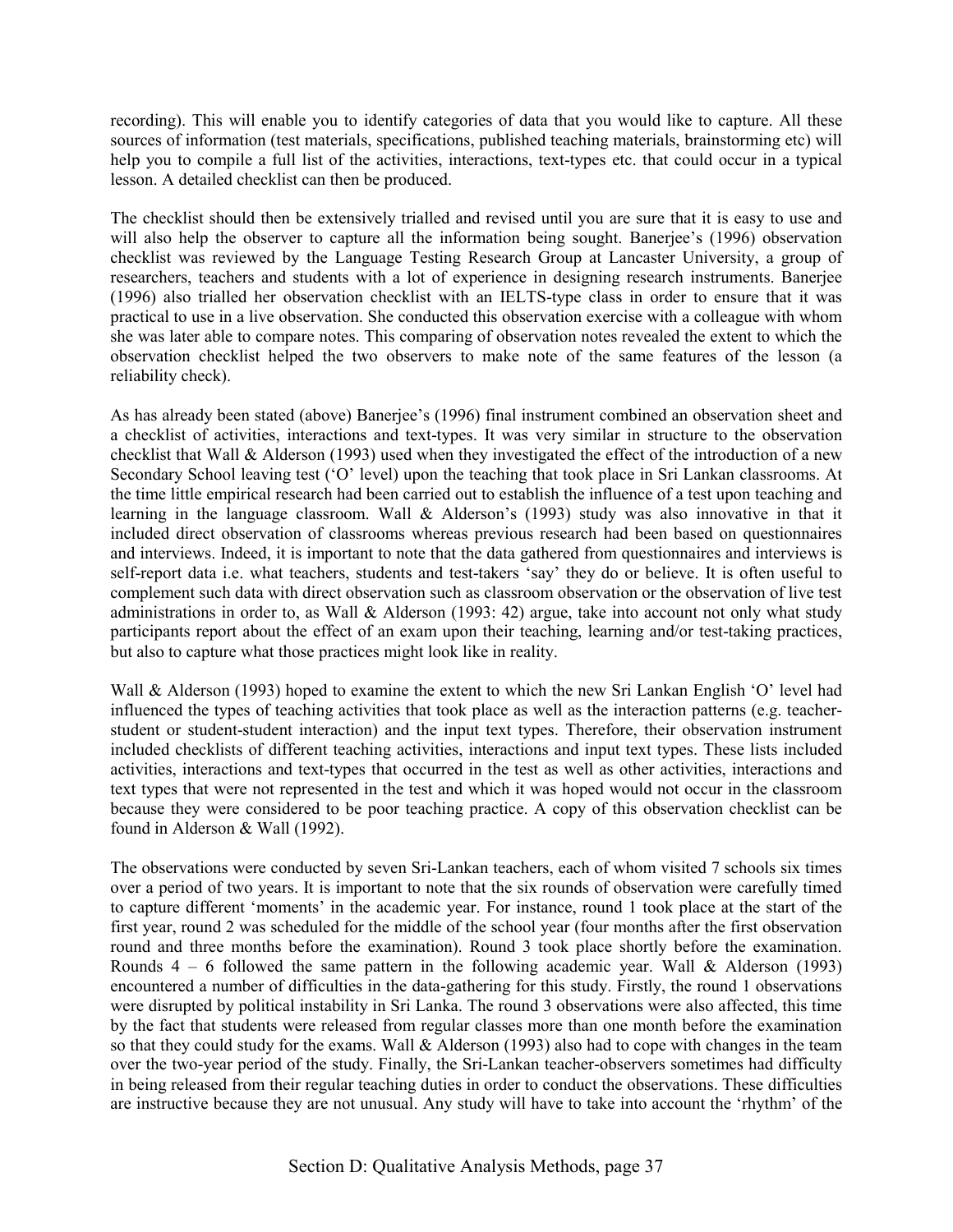recording). This will enable you to identify categories of data that you would like to capture. All these sources of information (test materials, specifications, published teaching materials, brainstorming etc) will help you to compile a full list of the activities, interactions, text-types etc. that could occur in a typical lesson. A detailed checklist can then be produced.

The checklist should then be extensively trialled and revised until you are sure that it is easy to use and will also help the observer to capture all the information being sought. Banerjee's (1996) observation checklist was reviewed by the Language Testing Research Group at Lancaster University, a group of researchers, teachers and students with a lot of experience in designing research instruments. Banerjee (1996) also trialled her observation checklist with an IELTS-type class in order to ensure that it was practical to use in a live observation. She conducted this observation exercise with a colleague with whom she was later able to compare notes. This comparing of observation notes revealed the extent to which the observation checklist helped the two observers to make note of the same features of the lesson (a reliability check).

As has already been stated (above) Banerjee's (1996) final instrument combined an observation sheet and a checklist of activities, interactions and text-types. It was very similar in structure to the observation checklist that Wall & Alderson (1993) used when they investigated the effect of the introduction of a new Secondary School leaving test ('O' level) upon the teaching that took place in Sri Lankan classrooms. At the time little empirical research had been carried out to establish the influence of a test upon teaching and learning in the language classroom. Wall & Alderson's (1993) study was also innovative in that it included direct observation of classrooms whereas previous research had been based on questionnaires and interviews. Indeed, it is important to note that the data gathered from questionnaires and interviews is self-report data i.e. what teachers, students and test-takers 'say' they do or believe. It is often useful to complement such data with direct observation such as classroom observation or the observation of live test administrations in order to, as Wall & Alderson (1993: 42) argue, take into account not only what study participants report about the effect of an exam upon their teaching, learning and/or test-taking practices, but also to capture what those practices might look like in reality.

Wall & Alderson (1993) hoped to examine the extent to which the new Sri Lankan English 'O' level had influenced the types of teaching activities that took place as well as the interaction patterns (e.g. teacher-student or student-student interaction) and the input text types. Therefore, their observation instrument included checklists of different teaching activities, interactions and input text types. These lists included activities, interactions and text-types that occurred in the test as well as other activities, interactions and text types that were not represented in the test and which it was hoped would not occur in the classroom because they were considered to be poor teaching practice. A copy of this observation checklist can be found in Alderson & Wall (1992).

The observations were conducted by seven Sri-Lankan teachers, each of whom visited 7 schools six times over a period of two years. It is important to note that the six rounds of observation were carefully timed to capture different 'moments' in the academic year. For instance, round 1 took place at the start of the first year, round 2 was scheduled for the middle of the school year (four months after the first observation round and three months before the examination). Round 3 took place shortly before the examination. Rounds 4 – 6 followed the same pattern in the following academic year. Wall & Alderson (1993) encountered a number of difficulties in the data-gathering for this study. Firstly, the round 1 observations were disrupted by political instability in Sri Lanka. The round 3 observations were also affected, this time by the fact that students were released from regular classes more than one month before the examination so that they could study for the exams. Wall & Alderson (1993) also had to cope with changes in the team over the two-year period of the study. Finally, the Sri-Lankan teacher-observers sometimes had difficulty in being released from their regular teaching duties in order to conduct the observations. These difficulties are instructive because they are not unusual. Any study will have to take into account the 'rhythm' of the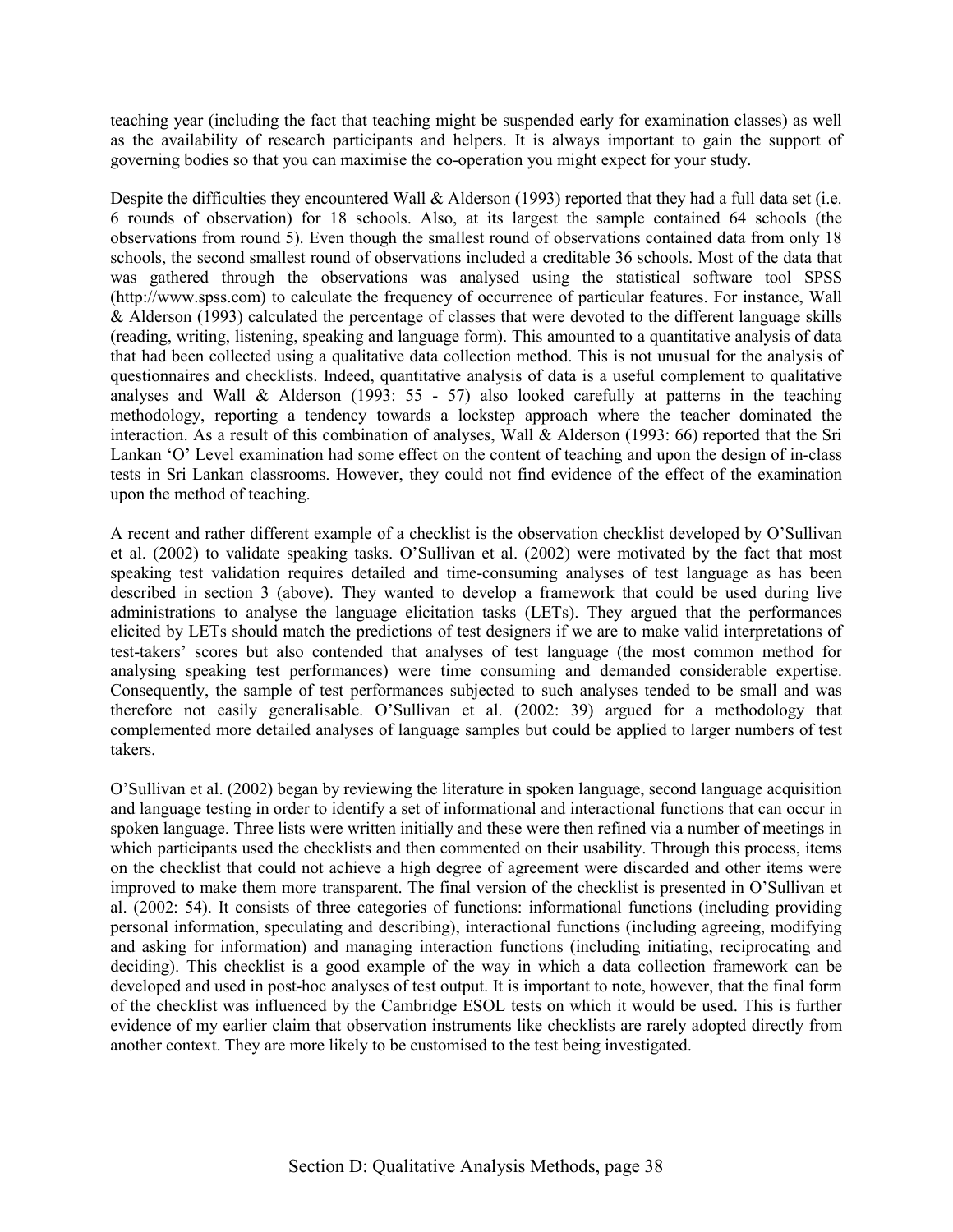teaching year (including the fact that teaching might be suspended early for examination classes) as well as the availability of research participants and helpers. It is always important to gain the support of governing bodies so that you can maximise the co-operation you might expect for your study.

Despite the difficulties they encountered Wall & Alderson (1993) reported that they had a full data set (i.e. 6 rounds of observation) for 18 schools. Also, at its largest the sample contained 64 schools (the observations from round 5). Even though the smallest round of observations contained data from only 18 schools, the second smallest round of observations included a creditable 36 schools. Most of the data that was gathered through the observations was analysed using the statistical software tool SPSS (http://www.spss.com) to calculate the frequency of occurrence of particular features. For instance, Wall & Alderson (1993) calculated the percentage of classes that were devoted to the different language skills (reading, writing, listening, speaking and language form). This amounted to a quantitative analysis of data that had been collected using a qualitative data collection method. This is not unusual for the analysis of questionnaires and checklists. Indeed, quantitative analysis of data is a useful complement to qualitative analyses and Wall & Alderson (1993: 55 - 57) also looked carefully at patterns in the teaching methodology, reporting a tendency towards a lockstep approach where the teacher dominated the interaction. As a result of this combination of analyses, Wall & Alderson (1993: 66) reported that the Sri Lankan 'O' Level examination had some effect on the content of teaching and upon the design of in-class tests in Sri Lankan classrooms. However, they could not find evidence of the effect of the examination upon the method of teaching.

A recent and rather different example of a checklist is the observation checklist developed by O'Sullivan et al. (2002) to validate speaking tasks. O'Sullivan et al. (2002) were motivated by the fact that most speaking test validation requires detailed and time-consuming analyses of test language as has been described in section 3 (above). They wanted to develop a framework that could be used during live administrations to analyse the language elicitation tasks (LETs). They argued that the performances elicited by LETs should match the predictions of test designers if we are to make valid interpretations of test-takers' scores but also contended that analyses of test language (the most common method for analysing speaking test performances) were time consuming and demanded considerable expertise. Consequently, the sample of test performances subjected to such analyses tended to be small and was therefore not easily generalisable. O'Sullivan et al. (2002: 39) argued for a methodology that complemented more detailed analyses of language samples but could be applied to larger numbers of test takers.

O'Sullivan et al. (2002) began by reviewing the literature in spoken language, second language acquisition and language testing in order to identify a set of informational and interactional functions that can occur in spoken language. Three lists were written initially and these were then refined via a number of meetings in which participants used the checklists and then commented on their usability. Through this process, items on the checklist that could not achieve a high degree of agreement were discarded and other items were improved to make them more transparent. The final version of the checklist is presented in O'Sullivan et al. (2002: 54). It consists of three categories of functions: informational functions (including providing personal information, speculating and describing), interactional functions (including agreeing, modifying and asking for information) and managing interaction functions (including initiating, reciprocating and deciding). This checklist is a good example of the way in which a data collection framework can be developed and used in post-hoc analyses of test output. It is important to note, however, that the final form of the checklist was influenced by the Cambridge ESOL tests on which it would be used. This is further evidence of my earlier claim that observation instruments like checklists are rarely adopted directly from another context. They are more likely to be customised to the test being investigated.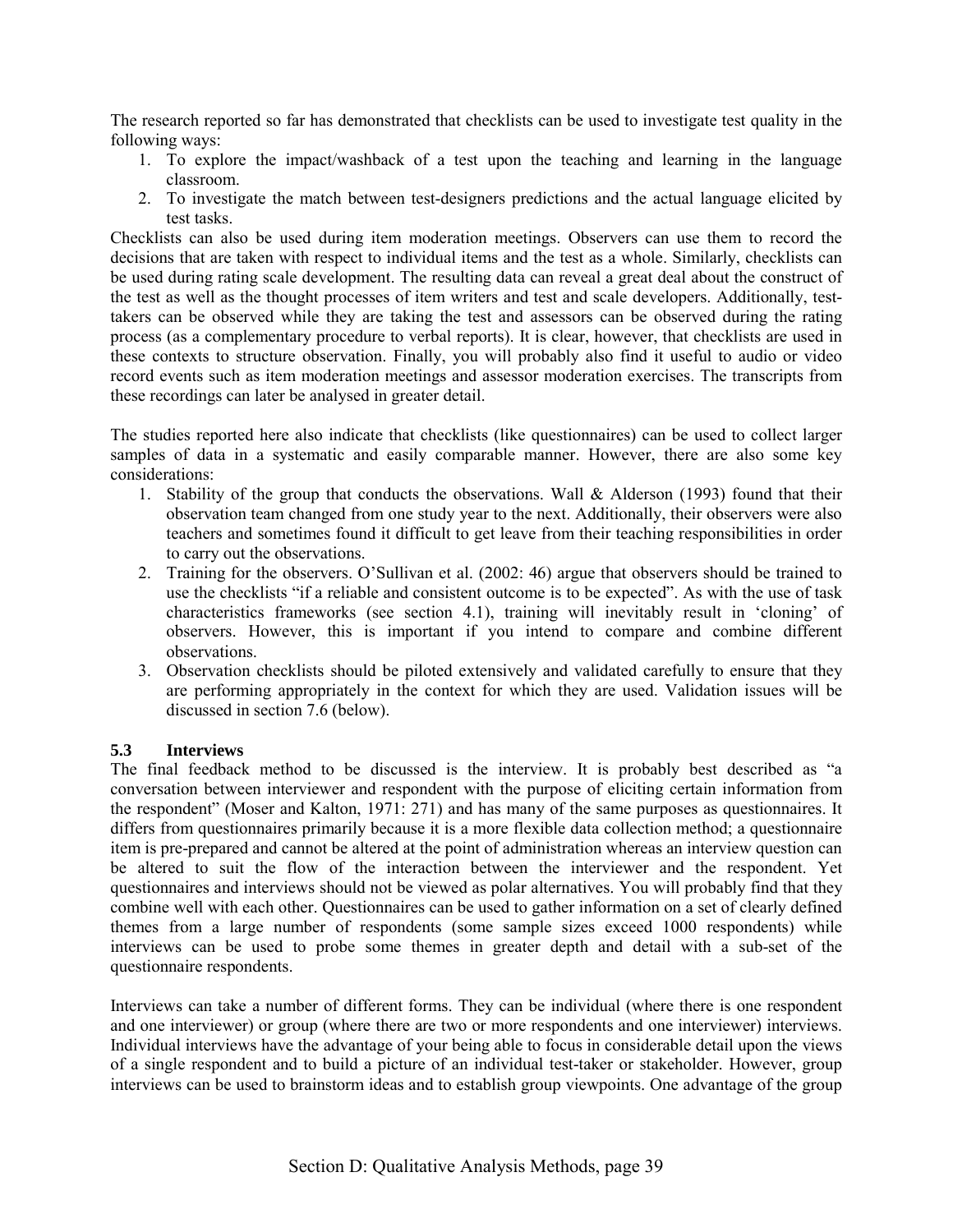The research reported so far has demonstrated that checklists can be used to investigate test quality in the following ways:

1. To explore the impact/washback of a test upon the teaching and learning in the language classroom.
2. To investigate the match between test-designers predictions and the actual language elicited by test tasks.

Checklists can also be used during item moderation meetings. Observers can use them to record the decisions that are taken with respect to individual items and the test as a whole. Similarly, checklists can be used during rating scale development. The resulting data can reveal a great deal about the construct of the test as well as the thought processes of item writers and test and scale developers. Additionally, test-takers can be observed while they are taking the test and assessors can be observed during the rating process (as a complementary procedure to verbal reports). It is clear, however, that checklists are used in these contexts to structure observation. Finally, you will probably also find it useful to audio or video record events such as item moderation meetings and assessor moderation exercises. The transcripts from these recordings can later be analysed in greater detail.

The studies reported here also indicate that checklists (like questionnaires) can be used to collect larger samples of data in a systematic and easily comparable manner. However, there are also some key considerations:

1. Stability of the group that conducts the observations. Wall & Alderson (1993) found that their observation team changed from one study year to the next. Additionally, their observers were also teachers and sometimes found it difficult to get leave from their teaching responsibilities in order to carry out the observations.
2. Training for the observers. O'Sullivan et al. (2002: 46) argue that observers should be trained to use the checklists "if a reliable and consistent outcome is to be expected". As with the use of task characteristics frameworks (see section 4.1), training will inevitably result in 'cloning' of observers. However, this is important if you intend to compare and combine different observations.
3. Observation checklists should be piloted extensively and validated carefully to ensure that they are performing appropriately in the context for which they are used. Validation issues will be discussed in section 7.6 (below).

### 5.3 Interviews

The final feedback method to be discussed is the interview. It is probably best described as "a conversation between interviewer and respondent with the purpose of eliciting certain information from the respondent" (Moser and Kalton, 1971: 271) and has many of the same purposes as questionnaires. It differs from questionnaires primarily because it is a more flexible data collection method; a questionnaire item is pre-prepared and cannot be altered at the point of administration whereas an interview question can be altered to suit the flow of the interaction between the interviewer and the respondent. Yet questionnaires and interviews should not be viewed as polar alternatives. You will probably find that they combine well with each other. Questionnaires can be used to gather information on a set of clearly defined themes from a large number of respondents (some sample sizes exceed 1000 respondents) while interviews can be used to probe some themes in greater depth and detail with a sub-set of the questionnaire respondents.

Interviews can take a number of different forms. They can be individual (where there is one respondent and one interviewer) or group (where there are two or more respondents and one interviewer) interviews. Individual interviews have the advantage of your being able to focus in considerable detail upon the views of a single respondent and to build a picture of an individual test-taker or stakeholder. However, group interviews can be used to brainstorm ideas and to establish group viewpoints. One advantage of the group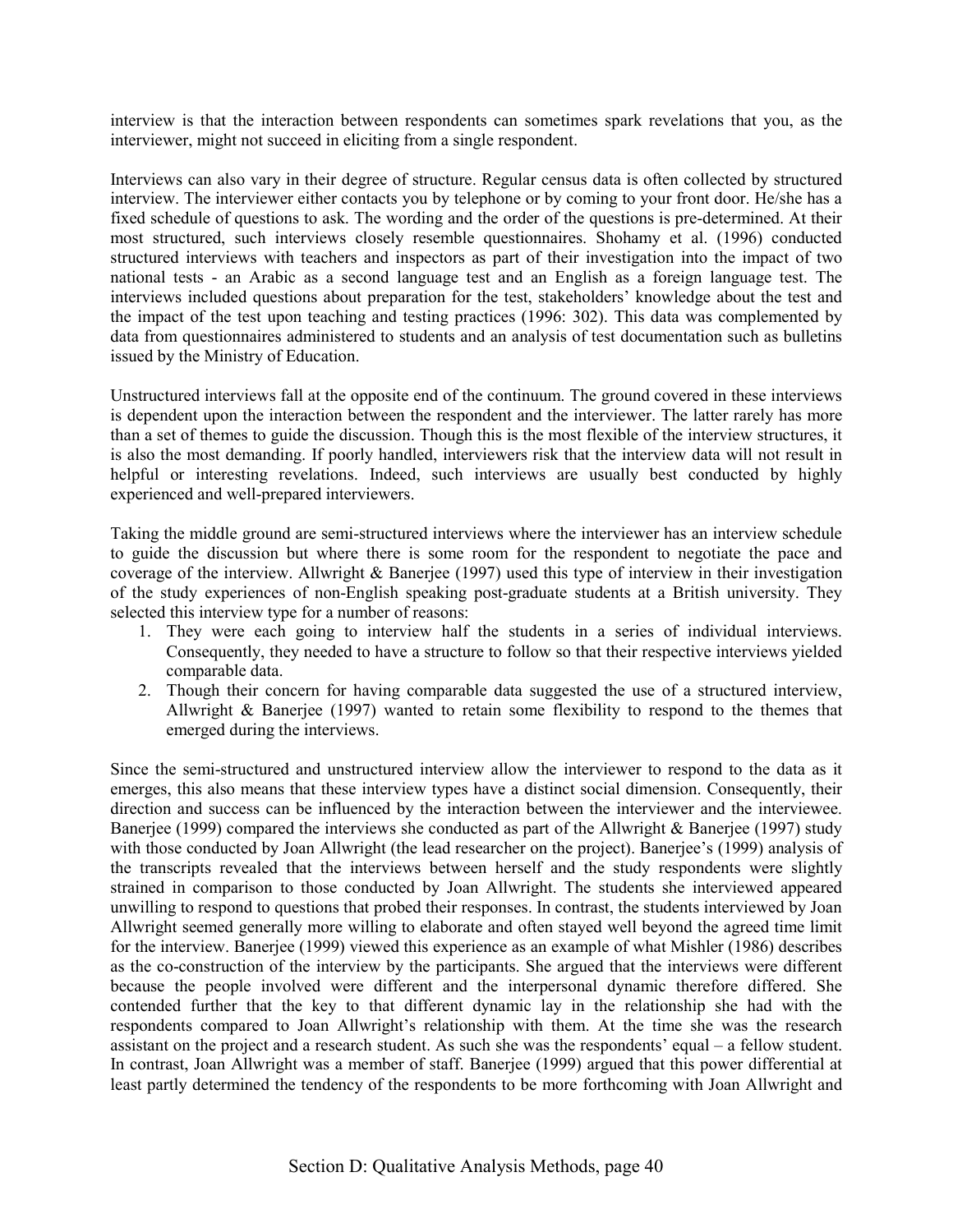interview is that the interaction between respondents can sometimes spark revelations that you, as the interviewer, might not succeed in eliciting from a single respondent.

Interviews can also vary in their degree of structure. Regular census data is often collected by structured interview. The interviewer either contacts you by telephone or by coming to your front door. He/she has a fixed schedule of questions to ask. The wording and the order of the questions is pre-determined. At their most structured, such interviews closely resemble questionnaires. Shohamy et al. (1996) conducted structured interviews with teachers and inspectors as part of their investigation into the impact of two national tests - an Arabic as a second language test and an English as a foreign language test. The interviews included questions about preparation for the test, stakeholders' knowledge about the test and the impact of the test upon teaching and testing practices (1996: 302). This data was complemented by data from questionnaires administered to students and an analysis of test documentation such as bulletins issued by the Ministry of Education.

Unstructured interviews fall at the opposite end of the continuum. The ground covered in these interviews is dependent upon the interaction between the respondent and the interviewer. The latter rarely has more than a set of themes to guide the discussion. Though this is the most flexible of the interview structures, it is also the most demanding. If poorly handled, interviewers risk that the interview data will not result in helpful or interesting revelations. Indeed, such interviews are usually best conducted by highly experienced and well-prepared interviewers.

Taking the middle ground are semi-structured interviews where the interviewer has an interview schedule to guide the discussion but where there is some room for the respondent to negotiate the pace and coverage of the interview. Allwright & Banerjee (1997) used this type of interview in their investigation of the study experiences of non-English speaking post-graduate students at a British university. They selected this interview type for a number of reasons:

1. They were each going to interview half the students in a series of individual interviews. Consequently, they needed to have a structure to follow so that their respective interviews yielded comparable data.
2. Though their concern for having comparable data suggested the use of a structured interview, Allwright & Banerjee (1997) wanted to retain some flexibility to respond to the themes that emerged during the interviews.

Since the semi-structured and unstructured interview allow the interviewer to respond to the data as it emerges, this also means that these interview types have a distinct social dimension. Consequently, their direction and success can be influenced by the interaction between the interviewer and the interviewee. Banerjee (1999) compared the interviews she conducted as part of the Allwright & Banerjee (1997) study with those conducted by Joan Allwright (the lead researcher on the project). Banerjee's (1999) analysis of the transcripts revealed that the interviews between herself and the study respondents were slightly strained in comparison to those conducted by Joan Allwright. The students she interviewed appeared unwilling to respond to questions that probed their responses. In contrast, the students interviewed by Joan Allwright seemed generally more willing to elaborate and often stayed well beyond the agreed time limit for the interview. Banerjee (1999) viewed this experience as an example of what Mishler (1986) describes as the co-construction of the interview by the participants. She argued that the interviews were different because the people involved were different and the interpersonal dynamic therefore differed. She contended further that the key to that different dynamic lay in the relationship she had with the respondents compared to Joan Allwright's relationship with them. At the time she was the research assistant on the project and a research student. As such she was the respondents' equal – a fellow student. In contrast, Joan Allwright was a member of staff. Banerjee (1999) argued that this power differential at least partly determined the tendency of the respondents to be more forthcoming with Joan Allwright and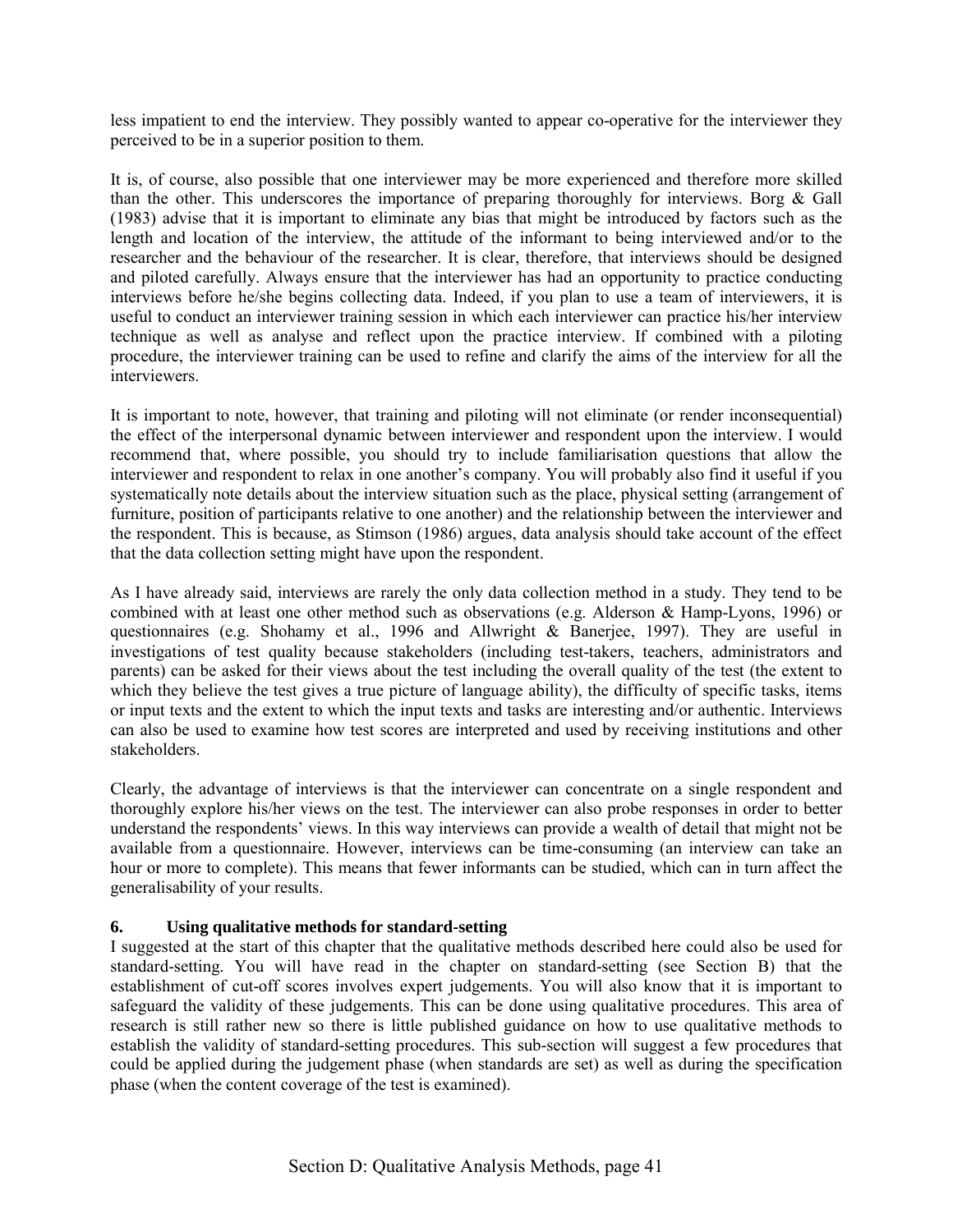less impatient to end the interview. They possibly wanted to appear co-operative for the interviewer they perceived to be in a superior position to them.

It is, of course, also possible that one interviewer may be more experienced and therefore more skilled than the other. This underscores the importance of preparing thoroughly for interviews. Borg & Gall (1983) advise that it is important to eliminate any bias that might be introduced by factors such as the length and location of the interview, the attitude of the informant to being interviewed and/or to the researcher and the behaviour of the researcher. It is clear, therefore, that interviews should be designed and piloted carefully. Always ensure that the interviewer has had an opportunity to practice conducting interviews before he/she begins collecting data. Indeed, if you plan to use a team of interviewers, it is useful to conduct an interviewer training session in which each interviewer can practice his/her interview technique as well as analyse and reflect upon the practice interview. If combined with a piloting procedure, the interviewer training can be used to refine and clarify the aims of the interview for all the interviewers.

It is important to note, however, that training and piloting will not eliminate (or render inconsequential) the effect of the interpersonal dynamic between interviewer and respondent upon the interview. I would recommend that, where possible, you should try to include familiarisation questions that allow the interviewer and respondent to relax in one another's company. You will probably also find it useful if you systematically note details about the interview situation such as the place, physical setting (arrangement of furniture, position of participants relative to one another) and the relationship between the interviewer and the respondent. This is because, as Stimson (1986) argues, data analysis should take account of the effect that the data collection setting might have upon the respondent.

As I have already said, interviews are rarely the only data collection method in a study. They tend to be combined with at least one other method such as observations (e.g. Alderson & Hamp-Lyons, 1996) or questionnaires (e.g. Shohamy et al., 1996 and Allwright & Banerjee, 1997). They are useful in investigations of test quality because stakeholders (including test-takers, teachers, administrators and parents) can be asked for their views about the test including the overall quality of the test (the extent to which they believe the test gives a true picture of language ability), the difficulty of specific tasks, items or input texts and the extent to which the input texts and tasks are interesting and/or authentic. Interviews can also be used to examine how test scores are interpreted and used by receiving institutions and other stakeholders.

Clearly, the advantage of interviews is that the interviewer can concentrate on a single respondent and thoroughly explore his/her views on the test. The interviewer can also probe responses in order to better understand the respondents' views. In this way interviews can provide a wealth of detail that might not be available from a questionnaire. However, interviews can be time-consuming (an interview can take an hour or more to complete). This means that fewer informants can be studied, which can in turn affect the generalisability of your results.

## 6. Using qualitative methods for standard-setting

I suggested at the start of this chapter that the qualitative methods described here could also be used for standard-setting. You will have read in the chapter on standard-setting (see Section B) that the establishment of cut-off scores involves expert judgements. You will also know that it is important to safeguard the validity of these judgements. This can be done using qualitative procedures. This area of research is still rather new so there is little published guidance on how to use qualitative methods to establish the validity of standard-setting procedures. This sub-section will suggest a few procedures that could be applied during the judgement phase (when standards are set) as well as during the specification phase (when the content coverage of the test is examined).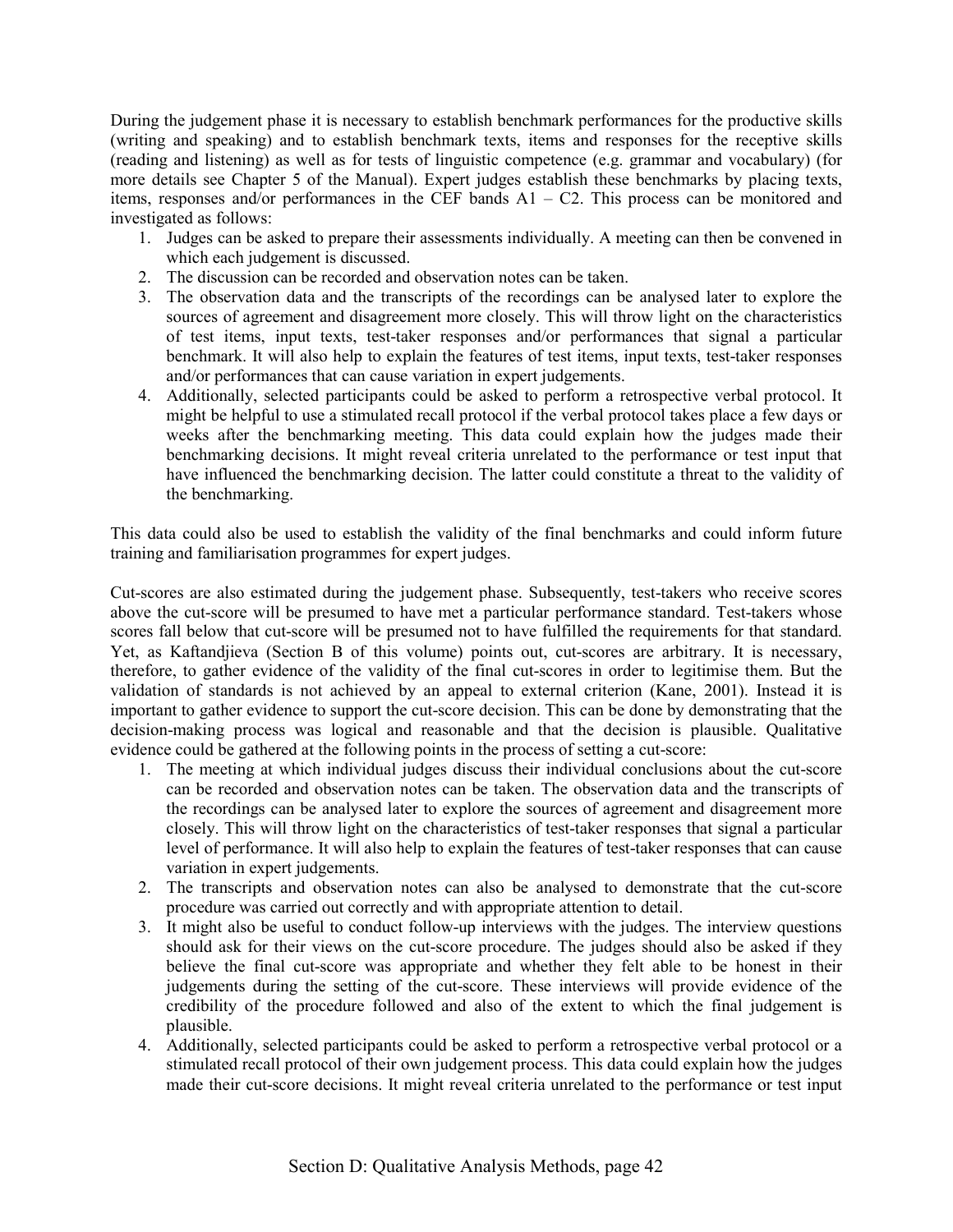During the judgement phase it is necessary to establish benchmark performances for the productive skills (writing and speaking) and to establish benchmark texts, items and responses for the receptive skills (reading and listening) as well as for tests of linguistic competence (e.g. grammar and vocabulary) (for more details see Chapter 5 of the Manual). Expert judges establish these benchmarks by placing texts, items, responses and/or performances in the CEF bands A1 – C2. This process can be monitored and investigated as follows:

1. Judges can be asked to prepare their assessments individually. A meeting can then be convened in which each judgement is discussed.
2. The discussion can be recorded and observation notes can be taken.
3. The observation data and the transcripts of the recordings can be analysed later to explore the sources of agreement and disagreement more closely. This will throw light on the characteristics of test items, input texts, test-taker responses and/or performances that signal a particular benchmark. It will also help to explain the features of test items, input texts, test-taker responses and/or performances that can cause variation in expert judgements.
4. Additionally, selected participants could be asked to perform a retrospective verbal protocol. It might be helpful to use a stimulated recall protocol if the verbal protocol takes place a few days or weeks after the benchmarking meeting. This data could explain how the judges made their benchmarking decisions. It might reveal criteria unrelated to the performance or test input that have influenced the benchmarking decision. The latter could constitute a threat to the validity of the benchmarking.

This data could also be used to establish the validity of the final benchmarks and could inform future training and familiarisation programmes for expert judges.

Cut-scores are also estimated during the judgement phase. Subsequently, test-takers who receive scores above the cut-score will be presumed to have met a particular performance standard. Test-takers whose scores fall below that cut-score will be presumed not to have fulfilled the requirements for that standard. Yet, as Kaftandjieva (Section B of this volume) points out, cut-scores are arbitrary. It is necessary, therefore, to gather evidence of the validity of the final cut-scores in order to legitimise them. But the validation of standards is not achieved by an appeal to external criterion (Kane, 2001). Instead it is important to gather evidence to support the cut-score decision. This can be done by demonstrating that the decision-making process was logical and reasonable and that the decision is plausible. Qualitative evidence could be gathered at the following points in the process of setting a cut-score:

1. The meeting at which individual judges discuss their individual conclusions about the cut-score can be recorded and observation notes can be taken. The observation data and the transcripts of the recordings can be analysed later to explore the sources of agreement and disagreement more closely. This will throw light on the characteristics of test-taker responses that signal a particular level of performance. It will also help to explain the features of test-taker responses that can cause variation in expert judgements.
2. The transcripts and observation notes can also be analysed to demonstrate that the cut-score procedure was carried out correctly and with appropriate attention to detail.
3. It might also be useful to conduct follow-up interviews with the judges. The interview questions should ask for their views on the cut-score procedure. The judges should also be asked if they believe the final cut-score was appropriate and whether they felt able to be honest in their judgements during the setting of the cut-score. These interviews will provide evidence of the credibility of the procedure followed and also of the extent to which the final judgement is plausible.
4. Additionally, selected participants could be asked to perform a retrospective verbal protocol or a stimulated recall protocol of their own judgement process. This data could explain how the judges made their cut-score decisions. It might reveal criteria unrelated to the performance or test input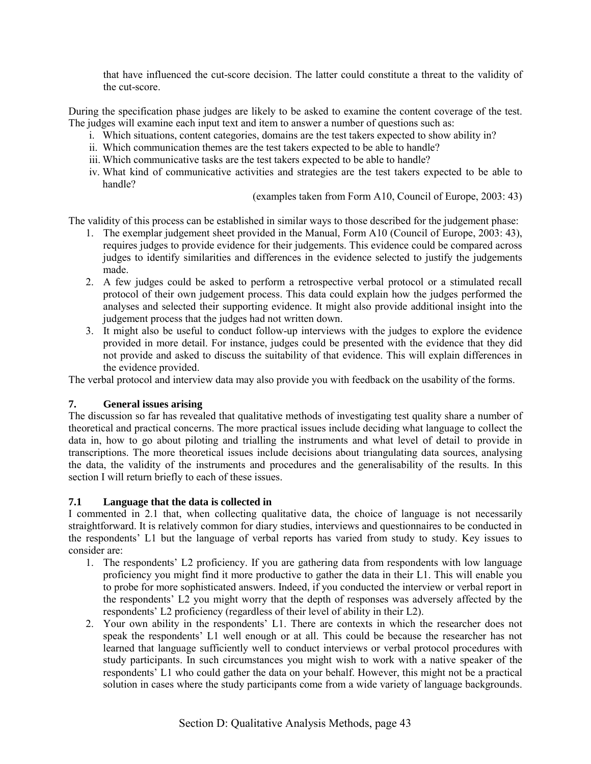that have influenced the cut-score decision. The latter could constitute a threat to the validity of the cut-score.

During the specification phase judges are likely to be asked to examine the content coverage of the test. The judges will examine each input text and item to answer a number of questions such as:

i. Which situations, content categories, domains are the test takers expected to show ability in?
ii. Which communication themes are the test takers expected to be able to handle?
iii. Which communicative tasks are the test takers expected to be able to handle?
iv. What kind of communicative activities and strategies are the test takers expected to be able to handle?

(examples taken from Form A10, Council of Europe, 2003: 43)

The validity of this process can be established in similar ways to those described for the judgement phase:

1. The exemplar judgement sheet provided in the Manual, Form A10 (Council of Europe, 2003: 43), requires judges to provide evidence for their judgements. This evidence could be compared across judges to identify similarities and differences in the evidence selected to justify the judgements made.
2. A few judges could be asked to perform a retrospective verbal protocol or a stimulated recall protocol of their own judgement process. This data could explain how the judges performed the analyses and selected their supporting evidence. It might also provide additional insight into the judgement process that the judges had not written down.
3. It might also be useful to conduct follow-up interviews with the judges to explore the evidence provided in more detail. For instance, judges could be presented with the evidence that they did not provide and asked to discuss the suitability of that evidence. This will explain differences in the evidence provided.

The verbal protocol and interview data may also provide you with feedback on the usability of the forms.

## 7. General issues arising

The discussion so far has revealed that qualitative methods of investigating test quality share a number of theoretical and practical concerns. The more practical issues include deciding what language to collect the data in, how to go about piloting and trialling the instruments and what level of detail to provide in transcriptions. The more theoretical issues include decisions about triangulating data sources, analysing the data, the validity of the instruments and procedures and the generalisability of the results. In this section I will return briefly to each of these issues.

### 7.1 Language that the data is collected in

I commented in 2.1 that, when collecting qualitative data, the choice of language is not necessarily straightforward. It is relatively common for diary studies, interviews and questionnaires to be conducted in the respondents' L1 but the language of verbal reports has varied from study to study. Key issues to consider are:

1. The respondents' L2 proficiency. If you are gathering data from respondents with low language proficiency you might find it more productive to gather the data in their L1. This will enable you to probe for more sophisticated answers. Indeed, if you conducted the interview or verbal report in the respondents' L2 you might worry that the depth of responses was adversely affected by the respondents' L2 proficiency (regardless of their level of ability in their L2).
2. Your own ability in the respondents' L1. There are contexts in which the researcher does not speak the respondents' L1 well enough or at all. This could be because the researcher has not learned that language sufficiently well to conduct interviews or verbal protocol procedures with study participants. In such circumstances you might wish to work with a native speaker of the respondents' L1 who could gather the data on your behalf. However, this might not be a practical solution in cases where the study participants come from a wide variety of language backgrounds.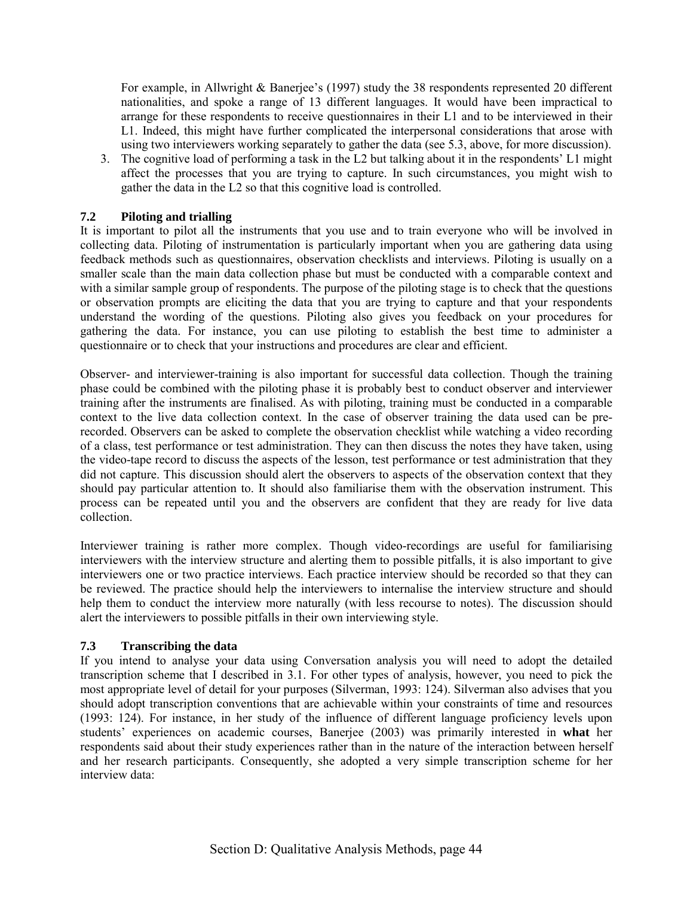For example, in Allwright & Banerjee's (1997) study the 38 respondents represented 20 different nationalities, and spoke a range of 13 different languages. It would have been impractical to arrange for these respondents to receive questionnaires in their L1 and to be interviewed in their L1. Indeed, this might have further complicated the interpersonal considerations that arose with using two interviewers working separately to gather the data (see 5.3, above, for more discussion).

3. The cognitive load of performing a task in the L2 but talking about it in the respondents' L1 might affect the processes that you are trying to capture. In such circumstances, you might wish to gather the data in the L2 so that this cognitive load is controlled.

### 7.2 Piloting and trialling

It is important to pilot all the instruments that you use and to train everyone who will be involved in collecting data. Piloting of instrumentation is particularly important when you are gathering data using feedback methods such as questionnaires, observation checklists and interviews. Piloting is usually on a smaller scale than the main data collection phase but must be conducted with a comparable context and with a similar sample group of respondents. The purpose of the piloting stage is to check that the questions or observation prompts are eliciting the data that you are trying to capture and that your respondents understand the wording of the questions. Piloting also gives you feedback on your procedures for gathering the data. For instance, you can use piloting to establish the best time to administer a questionnaire or to check that your instructions and procedures are clear and efficient.

Observer- and interviewer-training is also important for successful data collection. Though the training phase could be combined with the piloting phase it is probably best to conduct observer and interviewer training after the instruments are finalised. As with piloting, training must be conducted in a comparable context to the live data collection context. In the case of observer training the data used can be pre-recorded. Observers can be asked to complete the observation checklist while watching a video recording of a class, test performance or test administration. They can then discuss the notes they have taken, using the video-tape record to discuss the aspects of the lesson, test performance or test administration that they did not capture. This discussion should alert the observers to aspects of the observation context that they should pay particular attention to. It should also familiarise them with the observation instrument. This process can be repeated until you and the observers are confident that they are ready for live data collection.

Interviewer training is rather more complex. Though video-recordings are useful for familiarising interviewers with the interview structure and alerting them to possible pitfalls, it is also important to give interviewers one or two practice interviews. Each practice interview should be recorded so that they can be reviewed. The practice should help the interviewers to internalise the interview structure and should help them to conduct the interview more naturally (with less recourse to notes). The discussion should alert the interviewers to possible pitfalls in their own interviewing style.

### 7.3 Transcribing the data

If you intend to analyse your data using Conversation analysis you will need to adopt the detailed transcription scheme that I described in 3.1. For other types of analysis, however, you need to pick the most appropriate level of detail for your purposes (Silverman, 1993: 124). Silverman also advises that you should adopt transcription conventions that are achievable within your constraints of time and resources (1993: 124). For instance, in her study of the influence of different language proficiency levels upon students' experiences on academic courses, Banerjee (2003) was primarily interested in **what** her respondents said about their study experiences rather than in the nature of the interaction between herself and her research participants. Consequently, she adopted a very simple transcription scheme for her interview data: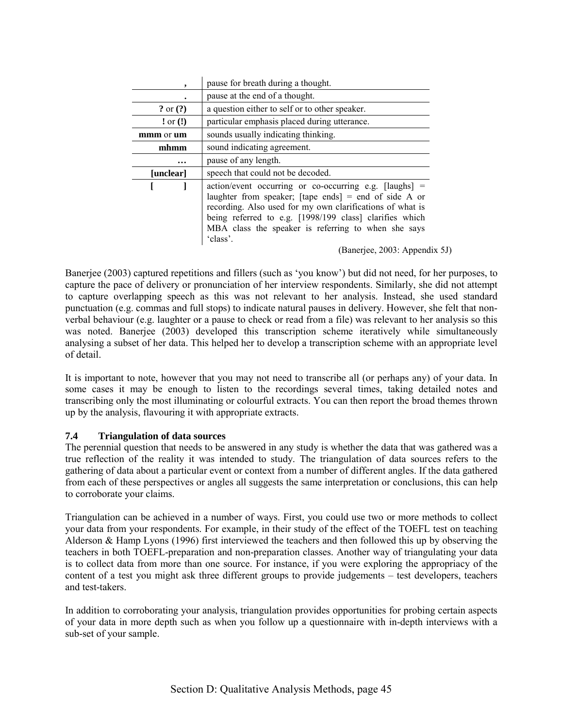| | |
|---|---|
| **,** | pause for breath during a thought. |
| **.** | pause at the end of a thought. |
| **?** or **(?)** | a question either to self or to other speaker. |
| **!** or **(!)** | particular emphasis placed during utterance. |
| **mmm** or **um** | sounds usually indicating thinking. |
| **mhmm** | sound indicating agreement. |
| **…** | pause of any length. |
| **[unclear]** | speech that could not be decoded. |
| **[ ]** | action/event occurring or co-occurring e.g. [laughs] = laughter from speaker; [tape ends] = end of side A or recording. Also used for my own clarifications of what is being referred to e.g. [1998/199 class] clarifies which MBA class the speaker is referring to when she says 'class'. |

(Banerjee, 2003: Appendix 5J)

Banerjee (2003) captured repetitions and fillers (such as 'you know') but did not need, for her purposes, to capture the pace of delivery or pronunciation of her interview respondents. Similarly, she did not attempt to capture overlapping speech as this was not relevant to her analysis. Instead, she used standard punctuation (e.g. commas and full stops) to indicate natural pauses in delivery. However, she felt that non-verbal behaviour (e.g. laughter or a pause to check or read from a file) was relevant to her analysis so this was noted. Banerjee (2003) developed this transcription scheme iteratively while simultaneously analysing a subset of her data. This helped her to develop a transcription scheme with an appropriate level of detail.

It is important to note, however that you may not need to transcribe all (or perhaps any) of your data. In some cases it may be enough to listen to the recordings several times, taking detailed notes and transcribing only the most illuminating or colourful extracts. You can then report the broad themes thrown up by the analysis, flavouring it with appropriate extracts.

### 7.4 Triangulation of data sources

The perennial question that needs to be answered in any study is whether the data that was gathered was a true reflection of the reality it was intended to study. The triangulation of data sources refers to the gathering of data about a particular event or context from a number of different angles. If the data gathered from each of these perspectives or angles all suggests the same interpretation or conclusions, this can help to corroborate your claims.

Triangulation can be achieved in a number of ways. First, you could use two or more methods to collect your data from your respondents. For example, in their study of the effect of the TOEFL test on teaching Alderson & Hamp Lyons (1996) first interviewed the teachers and then followed this up by observing the teachers in both TOEFL-preparation and non-preparation classes. Another way of triangulating your data is to collect data from more than one source. For instance, if you were exploring the appropriacy of the content of a test you might ask three different groups to provide judgements – test developers, teachers and test-takers.

In addition to corroborating your analysis, triangulation provides opportunities for probing certain aspects of your data in more depth such as when you follow up a questionnaire with in-depth interviews with a sub-set of your sample.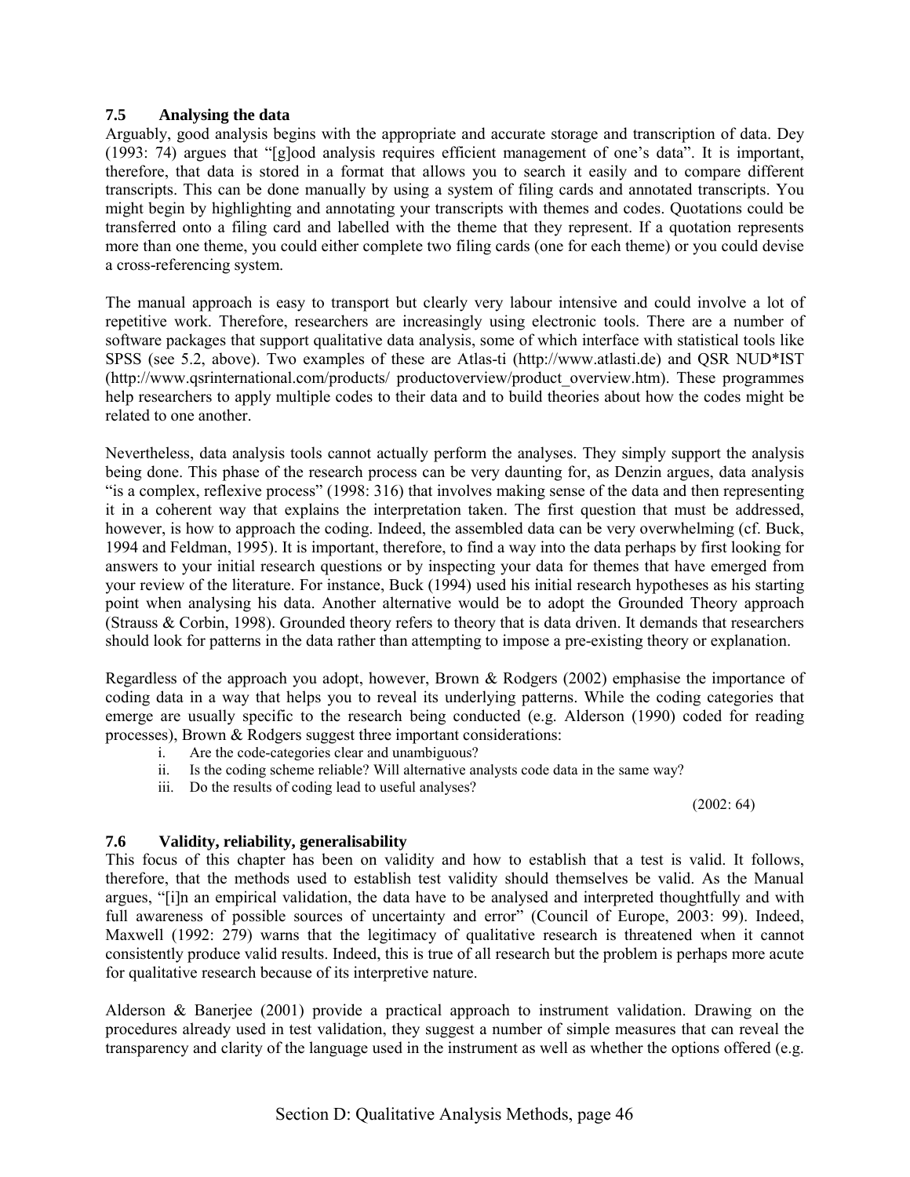## 7.5 Analysing the data

Arguably, good analysis begins with the appropriate and accurate storage and transcription of data. Dey (1993: 74) argues that "[g]ood analysis requires efficient management of one's data". It is important, therefore, that data is stored in a format that allows you to search it easily and to compare different transcripts. This can be done manually by using a system of filing cards and annotated transcripts. You might begin by highlighting and annotating your transcripts with themes and codes. Quotations could be transferred onto a filing card and labelled with the theme that they represent. If a quotation represents more than one theme, you could either complete two filing cards (one for each theme) or you could devise a cross-referencing system.

The manual approach is easy to transport but clearly very labour intensive and could involve a lot of repetitive work. Therefore, researchers are increasingly using electronic tools. There are a number of software packages that support qualitative data analysis, some of which interface with statistical tools like SPSS (see 5.2, above). Two examples of these are Atlas-ti (http://www.atlasti.de) and QSR NUD*IST (http://www.qsrinternational.com/products/ productoverview/product_overview.htm). These programmes help researchers to apply multiple codes to their data and to build theories about how the codes might be related to one another.

Nevertheless, data analysis tools cannot actually perform the analyses. They simply support the analysis being done. This phase of the research process can be very daunting for, as Denzin argues, data analysis "is a complex, reflexive process" (1998: 316) that involves making sense of the data and then representing it in a coherent way that explains the interpretation taken. The first question that must be addressed, however, is how to approach the coding. Indeed, the assembled data can be very overwhelming (cf. Buck, 1994 and Feldman, 1995). It is important, therefore, to find a way into the data perhaps by first looking for answers to your initial research questions or by inspecting your data for themes that have emerged from your review of the literature. For instance, Buck (1994) used his initial research hypotheses as his starting point when analysing his data. Another alternative would be to adopt the Grounded Theory approach (Strauss & Corbin, 1998). Grounded theory refers to theory that is data driven. It demands that researchers should look for patterns in the data rather than attempting to impose a pre-existing theory or explanation.

Regardless of the approach you adopt, however, Brown & Rodgers (2002) emphasise the importance of coding data in a way that helps you to reveal its underlying patterns. While the coding categories that emerge are usually specific to the research being conducted (e.g. Alderson (1990) coded for reading processes), Brown & Rodgers suggest three important considerations:

i. Are the code-categories clear and unambiguous?
ii. Is the coding scheme reliable? Will alternative analysts code data in the same way?
iii. Do the results of coding lead to useful analyses?

(2002: 64)

## 7.6 Validity, reliability, generalisability

This focus of this chapter has been on validity and how to establish that a test is valid. It follows, therefore, that the methods used to establish test validity should themselves be valid. As the Manual argues, "[i]n an empirical validation, the data have to be analysed and interpreted thoughtfully and with full awareness of possible sources of uncertainty and error" (Council of Europe, 2003: 99). Indeed, Maxwell (1992: 279) warns that the legitimacy of qualitative research is threatened when it cannot consistently produce valid results. Indeed, this is true of all research but the problem is perhaps more acute for qualitative research because of its interpretive nature.

Alderson & Banerjee (2001) provide a practical approach to instrument validation. Drawing on the procedures already used in test validation, they suggest a number of simple measures that can reveal the transparency and clarity of the language used in the instrument as well as whether the options offered (e.g.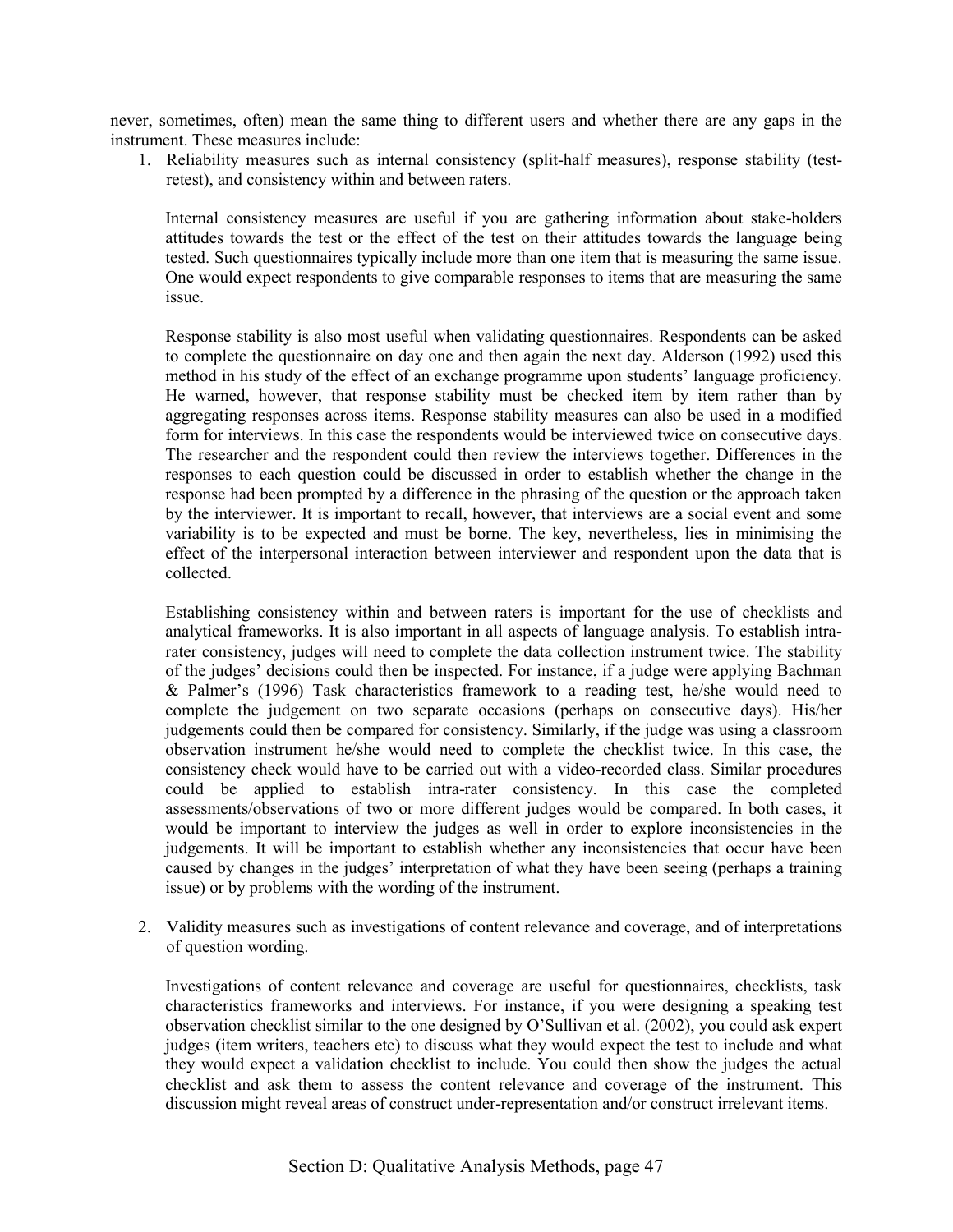never, sometimes, often) mean the same thing to different users and whether there are any gaps in the instrument. These measures include:

1. Reliability measures such as internal consistency (split-half measures), response stability (test-retest), and consistency within and between raters.

   Internal consistency measures are useful if you are gathering information about stake-holders attitudes towards the test or the effect of the test on their attitudes towards the language being tested. Such questionnaires typically include more than one item that is measuring the same issue. One would expect respondents to give comparable responses to items that are measuring the same issue.

   Response stability is also most useful when validating questionnaires. Respondents can be asked to complete the questionnaire on day one and then again the next day. Alderson (1992) used this method in his study of the effect of an exchange programme upon students' language proficiency. He warned, however, that response stability must be checked item by item rather than by aggregating responses across items. Response stability measures can also be used in a modified form for interviews. In this case the respondents would be interviewed twice on consecutive days. The researcher and the respondent could then review the interviews together. Differences in the responses to each question could be discussed in order to establish whether the change in the response had been prompted by a difference in the phrasing of the question or the approach taken by the interviewer. It is important to recall, however, that interviews are a social event and some variability is to be expected and must be borne. The key, nevertheless, lies in minimising the effect of the interpersonal interaction between interviewer and respondent upon the data that is collected.

   Establishing consistency within and between raters is important for the use of checklists and analytical frameworks. It is also important in all aspects of language analysis. To establish intra-rater consistency, judges will need to complete the data collection instrument twice. The stability of the judges' decisions could then be inspected. For instance, if a judge were applying Bachman & Palmer's (1996) Task characteristics framework to a reading test, he/she would need to complete the judgement on two separate occasions (perhaps on consecutive days). His/her judgements could then be compared for consistency. Similarly, if the judge was using a classroom observation instrument he/she would need to complete the checklist twice. In this case, the consistency check would have to be carried out with a video-recorded class. Similar procedures could be applied to establish intra-rater consistency. In this case the completed assessments/observations of two or more different judges would be compared. In both cases, it would be important to interview the judges as well in order to explore inconsistencies in the judgements. It will be important to establish whether any inconsistencies that occur have been caused by changes in the judges' interpretation of what they have been seeing (perhaps a training issue) or by problems with the wording of the instrument.

2. Validity measures such as investigations of content relevance and coverage, and of interpretations of question wording.

   Investigations of content relevance and coverage are useful for questionnaires, checklists, task characteristics frameworks and interviews. For instance, if you were designing a speaking test observation checklist similar to the one designed by O'Sullivan et al. (2002), you could ask expert judges (item writers, teachers etc) to discuss what they would expect the test to include and what they would expect a validation checklist to include. You could then show the judges the actual checklist and ask them to assess the content relevance and coverage of the instrument. This discussion might reveal areas of construct under-representation and/or construct irrelevant items.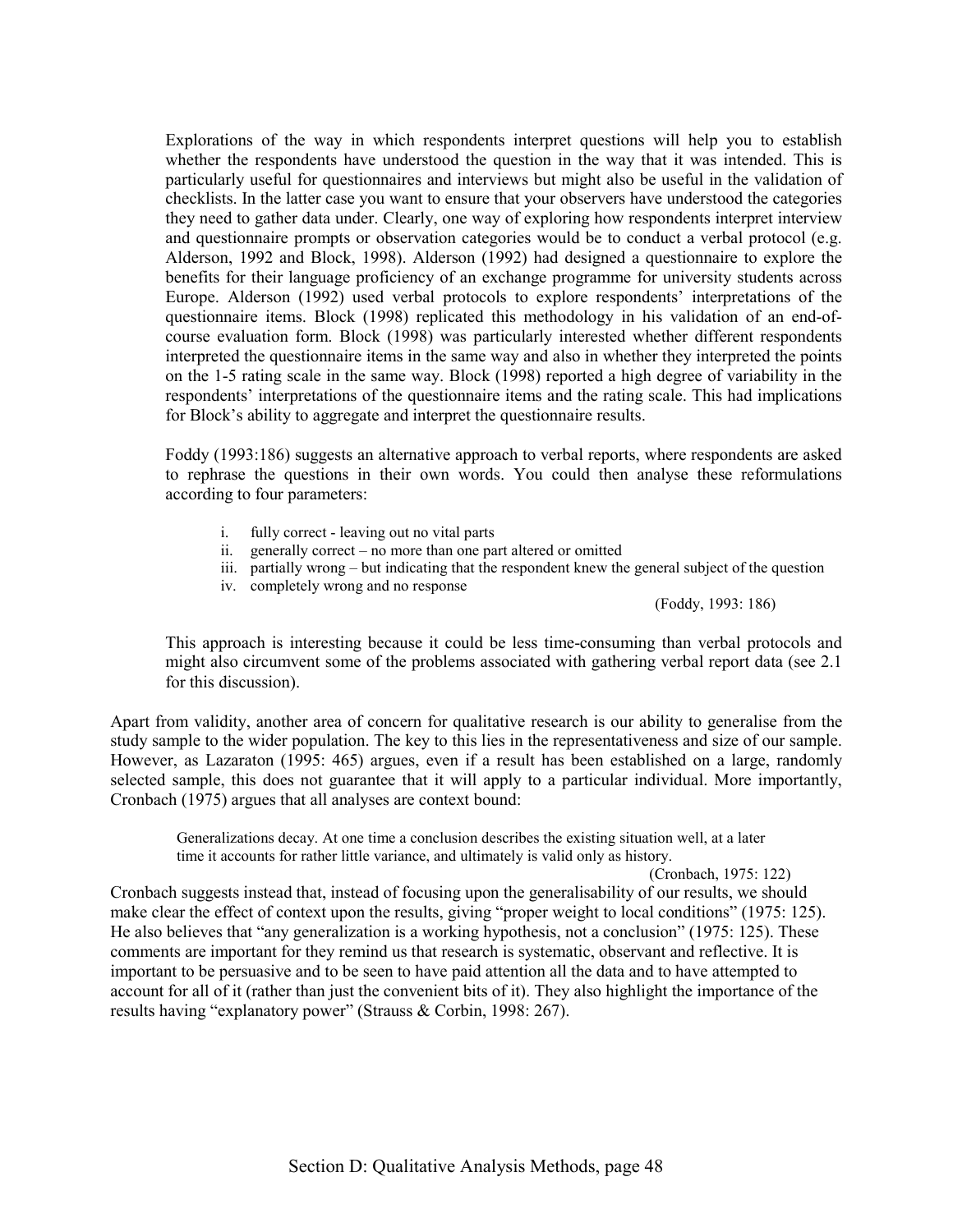Explorations of the way in which respondents interpret questions will help you to establish whether the respondents have understood the question in the way that it was intended. This is particularly useful for questionnaires and interviews but might also be useful in the validation of checklists. In the latter case you want to ensure that your observers have understood the categories they need to gather data under. Clearly, one way of exploring how respondents interpret interview and questionnaire prompts or observation categories would be to conduct a verbal protocol (e.g. Alderson, 1992 and Block, 1998). Alderson (1992) had designed a questionnaire to explore the benefits for their language proficiency of an exchange programme for university students across Europe. Alderson (1992) used verbal protocols to explore respondents' interpretations of the questionnaire items. Block (1998) replicated this methodology in his validation of an end-of-course evaluation form. Block (1998) was particularly interested whether different respondents interpreted the questionnaire items in the same way and also in whether they interpreted the points on the 1-5 rating scale in the same way. Block (1998) reported a high degree of variability in the respondents' interpretations of the questionnaire items and the rating scale. This had implications for Block's ability to aggregate and interpret the questionnaire results.

Foddy (1993:186) suggests an alternative approach to verbal reports, where respondents are asked to rephrase the questions in their own words. You could then analyse these reformulations according to four parameters:

> i. fully correct - leaving out no vital parts
> ii. generally correct – no more than one part altered or omitted
> iii. partially wrong – but indicating that the respondent knew the general subject of the question
> iv. completely wrong and no response
>
> (Foddy, 1993: 186)

This approach is interesting because it could be less time-consuming than verbal protocols and might also circumvent some of the problems associated with gathering verbal report data (see 2.1 for this discussion).

Apart from validity, another area of concern for qualitative research is our ability to generalise from the study sample to the wider population. The key to this lies in the representativeness and size of our sample. However, as Lazaraton (1995: 465) argues, even if a result has been established on a large, randomly selected sample, this does not guarantee that it will apply to a particular individual. More importantly, Cronbach (1975) argues that all analyses are context bound:

> Generalizations decay. At one time a conclusion describes the existing situation well, at a later time it accounts for rather little variance, and ultimately is valid only as history.
>
> (Cronbach, 1975: 122)

Cronbach suggests instead that, instead of focusing upon the generalisability of our results, we should make clear the effect of context upon the results, giving "proper weight to local conditions" (1975: 125). He also believes that "any generalization is a working hypothesis, not a conclusion" (1975: 125). These comments are important for they remind us that research is systematic, observant and reflective. It is important to be persuasive and to be seen to have paid attention all the data and to have attempted to account for all of it (rather than just the convenient bits of it). They also highlight the importance of the results having "explanatory power" (Strauss & Corbin, 1998: 267).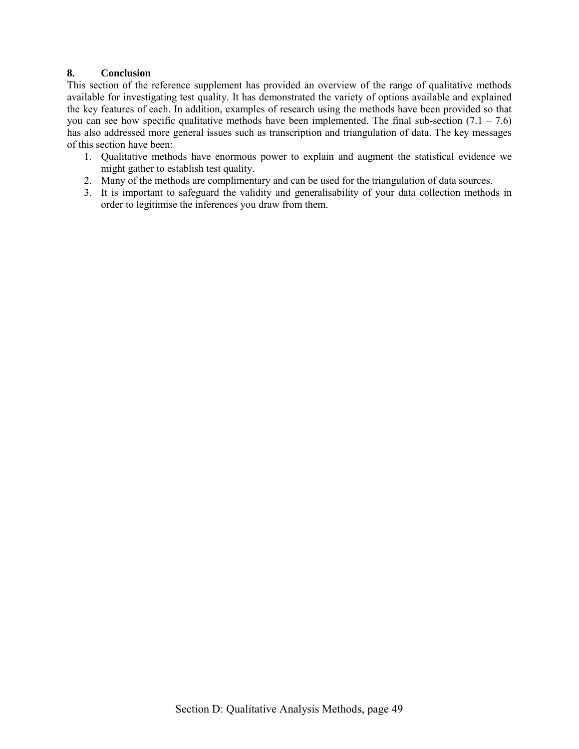## 8. Conclusion

This section of the reference supplement has provided an overview of the range of qualitative methods available for investigating test quality. It has demonstrated the variety of options available and explained the key features of each. In addition, examples of research using the methods have been provided so that you can see how specific qualitative methods have been implemented. The final sub-section (7.1 – 7.6) has also addressed more general issues such as transcription and triangulation of data. The key messages of this section have been:

1. Qualitative methods have enormous power to explain and augment the statistical evidence we might gather to establish test quality.
2. Many of the methods are complimentary and can be used for the triangulation of data sources.
3. It is important to safeguard the validity and generalisability of your data collection methods in order to legitimise the inferences you draw from them.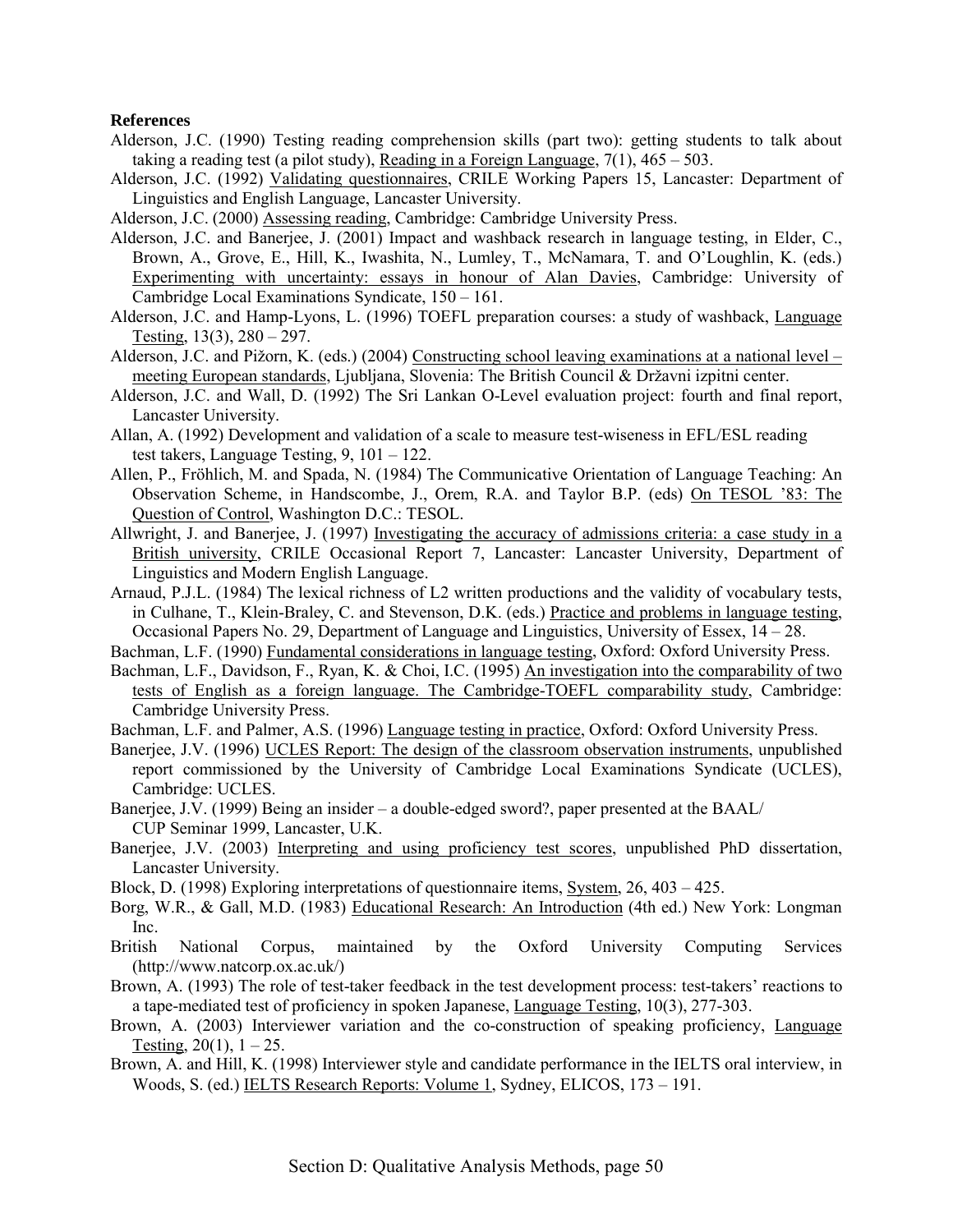**References**

Alderson, J.C. (1990) Testing reading comprehension skills (part two): getting students to talk about taking a reading test (a pilot study), Reading in a Foreign Language, 7(1), 465 – 503.

Alderson, J.C. (1992) Validating questionnaires, CRILE Working Papers 15, Lancaster: Department of Linguistics and English Language, Lancaster University.

Alderson, J.C. (2000) Assessing reading, Cambridge: Cambridge University Press.

Alderson, J.C. and Banerjee, J. (2001) Impact and washback research in language testing, in Elder, C., Brown, A., Grove, E., Hill, K., Iwashita, N., Lumley, T., McNamara, T. and O'Loughlin, K. (eds.) Experimenting with uncertainty: essays in honour of Alan Davies, Cambridge: University of Cambridge Local Examinations Syndicate, 150 – 161.

Alderson, J.C. and Hamp-Lyons, L. (1996) TOEFL preparation courses: a study of washback, Language Testing, 13(3), 280 – 297.

Alderson, J.C. and Pižorn, K. (eds.) (2004) Constructing school leaving examinations at a national level – meeting European standards, Ljubljana, Slovenia: The British Council & Državni izpitni center.

Alderson, J.C. and Wall, D. (1992) The Sri Lankan O-Level evaluation project: fourth and final report, Lancaster University.

Allan, A. (1992) Development and validation of a scale to measure test-wiseness in EFL/ESL reading test takers, Language Testing, 9, 101 – 122.

Allen, P., Fröhlich, M. and Spada, N. (1984) The Communicative Orientation of Language Teaching: An Observation Scheme, in Handscombe, J., Orem, R.A. and Taylor B.P. (eds) On TESOL '83: The Question of Control, Washington D.C.: TESOL.

Allwright, J. and Banerjee, J. (1997) Investigating the accuracy of admissions criteria: a case study in a British university, CRILE Occasional Report 7, Lancaster: Lancaster University, Department of Linguistics and Modern English Language.

Arnaud, P.J.L. (1984) The lexical richness of L2 written productions and the validity of vocabulary tests, in Culhane, T., Klein-Braley, C. and Stevenson, D.K. (eds.) Practice and problems in language testing, Occasional Papers No. 29, Department of Language and Linguistics, University of Essex, 14 – 28.

Bachman, L.F. (1990) Fundamental considerations in language testing, Oxford: Oxford University Press.

Bachman, L.F., Davidson, F., Ryan, K. & Choi, I.C. (1995) An investigation into the comparability of two tests of English as a foreign language. The Cambridge-TOEFL comparability study, Cambridge: Cambridge University Press.

Bachman, L.F. and Palmer, A.S. (1996) Language testing in practice, Oxford: Oxford University Press.

Banerjee, J.V. (1996) UCLES Report: The design of the classroom observation instruments, unpublished report commissioned by the University of Cambridge Local Examinations Syndicate (UCLES), Cambridge: UCLES.

Banerjee, J.V. (1999) Being an insider – a double-edged sword?, paper presented at the BAAL/ CUP Seminar 1999, Lancaster, U.K.

Banerjee, J.V. (2003) Interpreting and using proficiency test scores, unpublished PhD dissertation, Lancaster University.

Block, D. (1998) Exploring interpretations of questionnaire items, System, 26, 403 – 425.

Borg, W.R., & Gall, M.D. (1983) Educational Research: An Introduction (4th ed.) New York: Longman Inc.

British National Corpus, maintained by the Oxford University Computing Services (http://www.natcorp.ox.ac.uk/)

Brown, A. (1993) The role of test-taker feedback in the test development process: test-takers' reactions to a tape-mediated test of proficiency in spoken Japanese, Language Testing, 10(3), 277-303.

Brown, A. (2003) Interviewer variation and the co-construction of speaking proficiency, Language Testing, 20(1), 1 – 25.

Brown, A. and Hill, K. (1998) Interviewer style and candidate performance in the IELTS oral interview, in Woods, S. (ed.) IELTS Research Reports: Volume 1, Sydney, ELICOS, 173 – 191.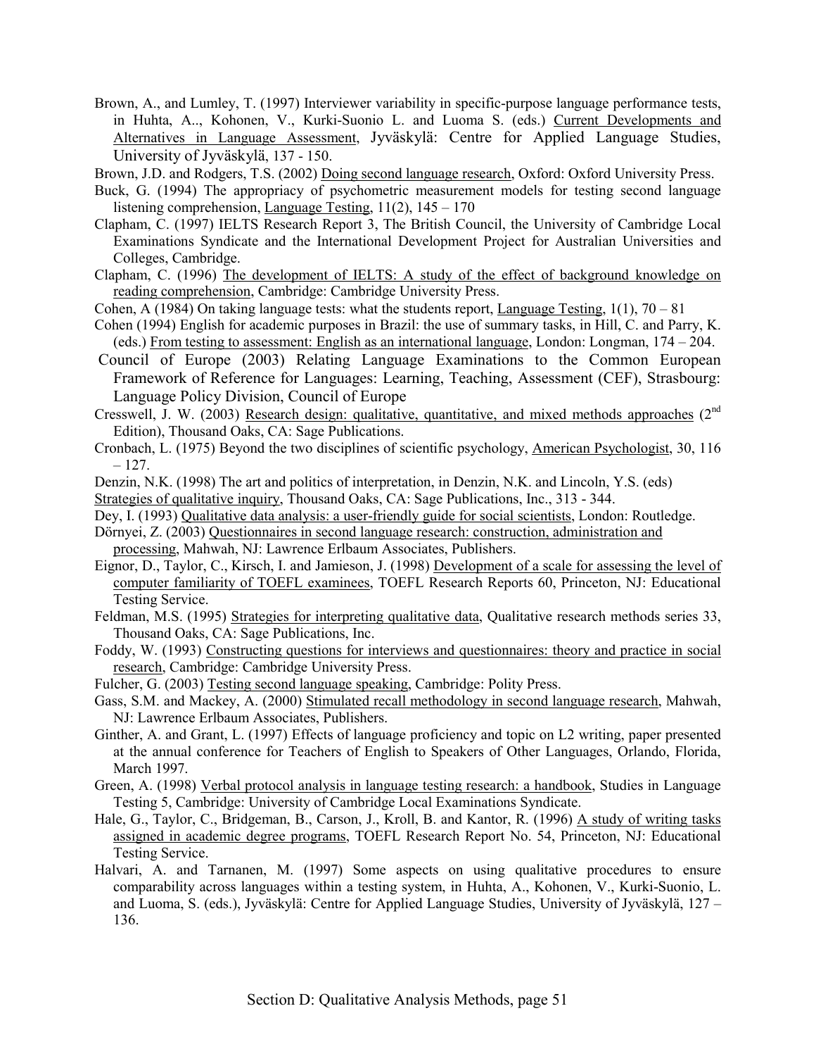Brown, A., and Lumley, T. (1997) Interviewer variability in specific-purpose language performance tests, in Huhta, A.., Kohonen, V., Kurki-Suonio L. and Luoma S. (eds.) Current Developments and Alternatives in Language Assessment, Jyväskylä: Centre for Applied Language Studies, University of Jyväskylä, 137 - 150.

Brown, J.D. and Rodgers, T.S. (2002) Doing second language research, Oxford: Oxford University Press.

Buck, G. (1994) The appropriacy of psychometric measurement models for testing second language listening comprehension, Language Testing, 11(2), 145 – 170

Clapham, C. (1997) IELTS Research Report 3, The British Council, the University of Cambridge Local Examinations Syndicate and the International Development Project for Australian Universities and Colleges, Cambridge.

Clapham, C. (1996) The development of IELTS: A study of the effect of background knowledge on reading comprehension, Cambridge: Cambridge University Press.

Cohen, A (1984) On taking language tests: what the students report, Language Testing, 1(1), 70 – 81

Cohen (1994) English for academic purposes in Brazil: the use of summary tasks, in Hill, C. and Parry, K. (eds.) From testing to assessment: English as an international language, London: Longman, 174 – 204.

Council of Europe (2003) Relating Language Examinations to the Common European Framework of Reference for Languages: Learning, Teaching, Assessment (CEF), Strasbourg: Language Policy Division, Council of Europe

Cresswell, J. W. (2003) Research design: qualitative, quantitative, and mixed methods approaches (2nd Edition), Thousand Oaks, CA: Sage Publications.

Cronbach, L. (1975) Beyond the two disciplines of scientific psychology, American Psychologist, 30, 116 – 127.

Denzin, N.K. (1998) The art and politics of interpretation, in Denzin, N.K. and Lincoln, Y.S. (eds) Strategies of qualitative inquiry, Thousand Oaks, CA: Sage Publications, Inc., 313 - 344.

Dey, I. (1993) Qualitative data analysis: a user-friendly guide for social scientists, London: Routledge.

Dörnyei, Z. (2003) Questionnaires in second language research: construction, administration and processing, Mahwah, NJ: Lawrence Erlbaum Associates, Publishers.

Eignor, D., Taylor, C., Kirsch, I. and Jamieson, J. (1998) Development of a scale for assessing the level of computer familiarity of TOEFL examinees, TOEFL Research Reports 60, Princeton, NJ: Educational Testing Service.

Feldman, M.S. (1995) Strategies for interpreting qualitative data, Qualitative research methods series 33, Thousand Oaks, CA: Sage Publications, Inc.

Foddy, W. (1993) Constructing questions for interviews and questionnaires: theory and practice in social research, Cambridge: Cambridge University Press.

Fulcher, G. (2003) Testing second language speaking, Cambridge: Polity Press.

Gass, S.M. and Mackey, A. (2000) Stimulated recall methodology in second language research, Mahwah, NJ: Lawrence Erlbaum Associates, Publishers.

Ginther, A. and Grant, L. (1997) Effects of language proficiency and topic on L2 writing, paper presented at the annual conference for Teachers of English to Speakers of Other Languages, Orlando, Florida, March 1997.

Green, A. (1998) Verbal protocol analysis in language testing research: a handbook, Studies in Language Testing 5, Cambridge: University of Cambridge Local Examinations Syndicate.

Hale, G., Taylor, C., Bridgeman, B., Carson, J., Kroll, B. and Kantor, R. (1996) A study of writing tasks assigned in academic degree programs, TOEFL Research Report No. 54, Princeton, NJ: Educational Testing Service.

Halvari, A. and Tarnanen, M. (1997) Some aspects on using qualitative procedures to ensure comparability across languages within a testing system, in Huhta, A., Kohonen, V., Kurki-Suonio, L. and Luoma, S. (eds.), Jyväskylä: Centre for Applied Language Studies, University of Jyväskylä, 127 – 136.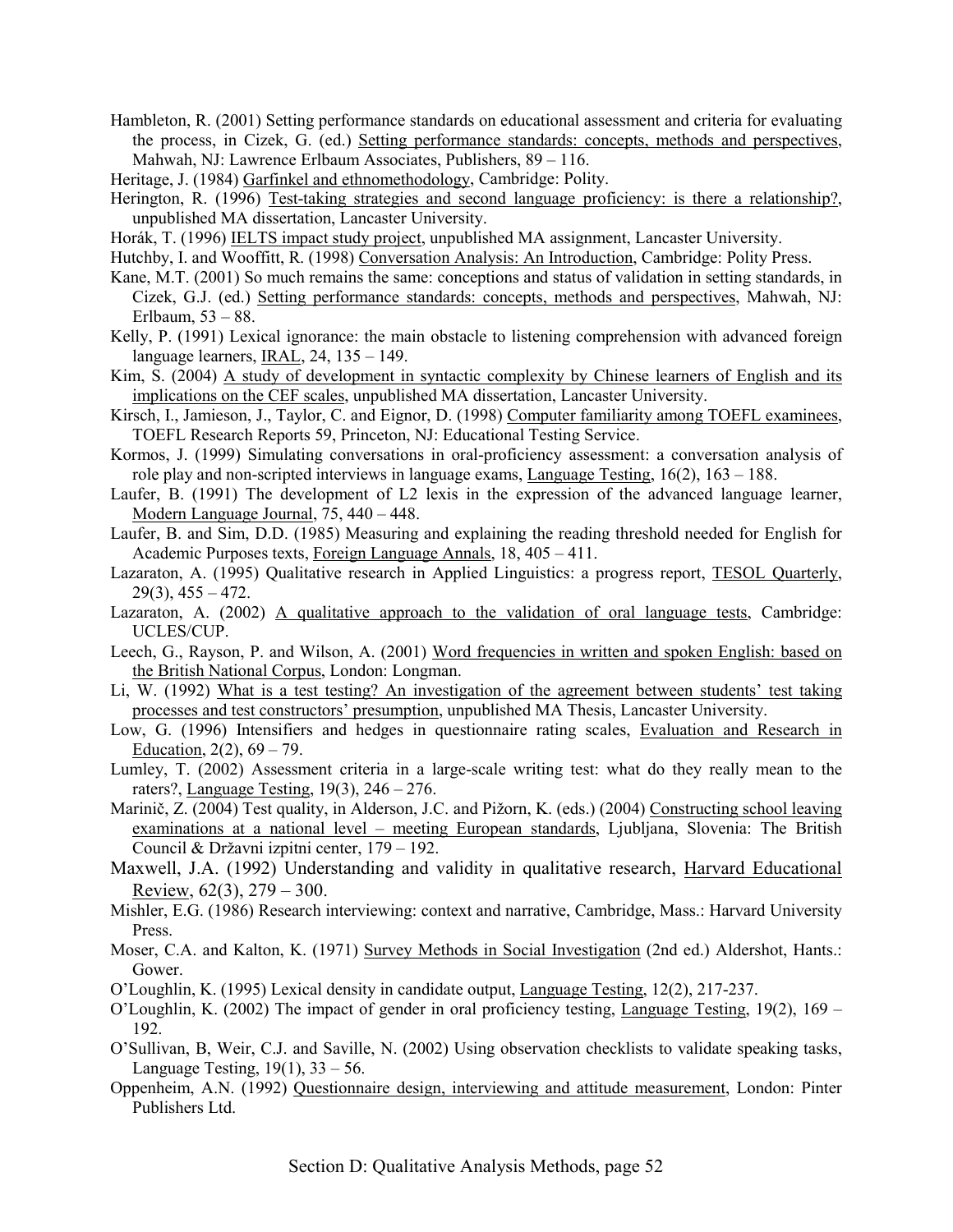Hambleton, R. (2001) Setting performance standards on educational assessment and criteria for evaluating the process, in Cizek, G. (ed.) Setting performance standards: concepts, methods and perspectives, Mahwah, NJ: Lawrence Erlbaum Associates, Publishers, 89 – 116.

Heritage, J. (1984) Garfinkel and ethnomethodology, Cambridge: Polity.

Herington, R. (1996) Test-taking strategies and second language proficiency: is there a relationship?, unpublished MA dissertation, Lancaster University.

Horák, T. (1996) IELTS impact study project, unpublished MA assignment, Lancaster University.

Hutchby, I. and Wooffitt, R. (1998) Conversation Analysis: An Introduction, Cambridge: Polity Press.

Kane, M.T. (2001) So much remains the same: conceptions and status of validation in setting standards, in Cizek, G.J. (ed.) Setting performance standards: concepts, methods and perspectives, Mahwah, NJ: Erlbaum, 53 – 88.

Kelly, P. (1991) Lexical ignorance: the main obstacle to listening comprehension with advanced foreign language learners, IRAL, 24, 135 – 149.

Kim, S. (2004) A study of development in syntactic complexity by Chinese learners of English and its implications on the CEF scales, unpublished MA dissertation, Lancaster University.

Kirsch, I., Jamieson, J., Taylor, C. and Eignor, D. (1998) Computer familiarity among TOEFL examinees, TOEFL Research Reports 59, Princeton, NJ: Educational Testing Service.

Kormos, J. (1999) Simulating conversations in oral-proficiency assessment: a conversation analysis of role play and non-scripted interviews in language exams, Language Testing, 16(2), 163 – 188.

Laufer, B. (1991) The development of L2 lexis in the expression of the advanced language learner, Modern Language Journal, 75, 440 – 448.

Laufer, B. and Sim, D.D. (1985) Measuring and explaining the reading threshold needed for English for Academic Purposes texts, Foreign Language Annals, 18, 405 – 411.

Lazaraton, A. (1995) Qualitative research in Applied Linguistics: a progress report, TESOL Quarterly, 29(3), 455 – 472.

Lazaraton, A. (2002) A qualitative approach to the validation of oral language tests, Cambridge: UCLES/CUP.

Leech, G., Rayson, P. and Wilson, A. (2001) Word frequencies in written and spoken English: based on the British National Corpus, London: Longman.

Li, W. (1992) What is a test testing? An investigation of the agreement between students' test taking processes and test constructors' presumption, unpublished MA Thesis, Lancaster University.

Low, G. (1996) Intensifiers and hedges in questionnaire rating scales, Evaluation and Research in Education, 2(2), 69 – 79.

Lumley, T. (2002) Assessment criteria in a large-scale writing test: what do they really mean to the raters?, Language Testing, 19(3), 246 – 276.

Marinič, Z. (2004) Test quality, in Alderson, J.C. and Pižorn, K. (eds.) (2004) Constructing school leaving examinations at a national level – meeting European standards, Ljubljana, Slovenia: The British Council & Državni izpitni center, 179 – 192.

Maxwell, J.A. (1992) Understanding and validity in qualitative research, Harvard Educational Review, 62(3), 279 – 300.

Mishler, E.G. (1986) Research interviewing: context and narrative, Cambridge, Mass.: Harvard University Press.

Moser, C.A. and Kalton, K. (1971) Survey Methods in Social Investigation (2nd ed.) Aldershot, Hants.: Gower.

O'Loughlin, K. (1995) Lexical density in candidate output, Language Testing, 12(2), 217-237.

O'Loughlin, K. (2002) The impact of gender in oral proficiency testing, Language Testing, 19(2), 169 – 192.

O'Sullivan, B, Weir, C.J. and Saville, N. (2002) Using observation checklists to validate speaking tasks, Language Testing, 19(1), 33 – 56.

Oppenheim, A.N. (1992) Questionnaire design, interviewing and attitude measurement, London: Pinter Publishers Ltd.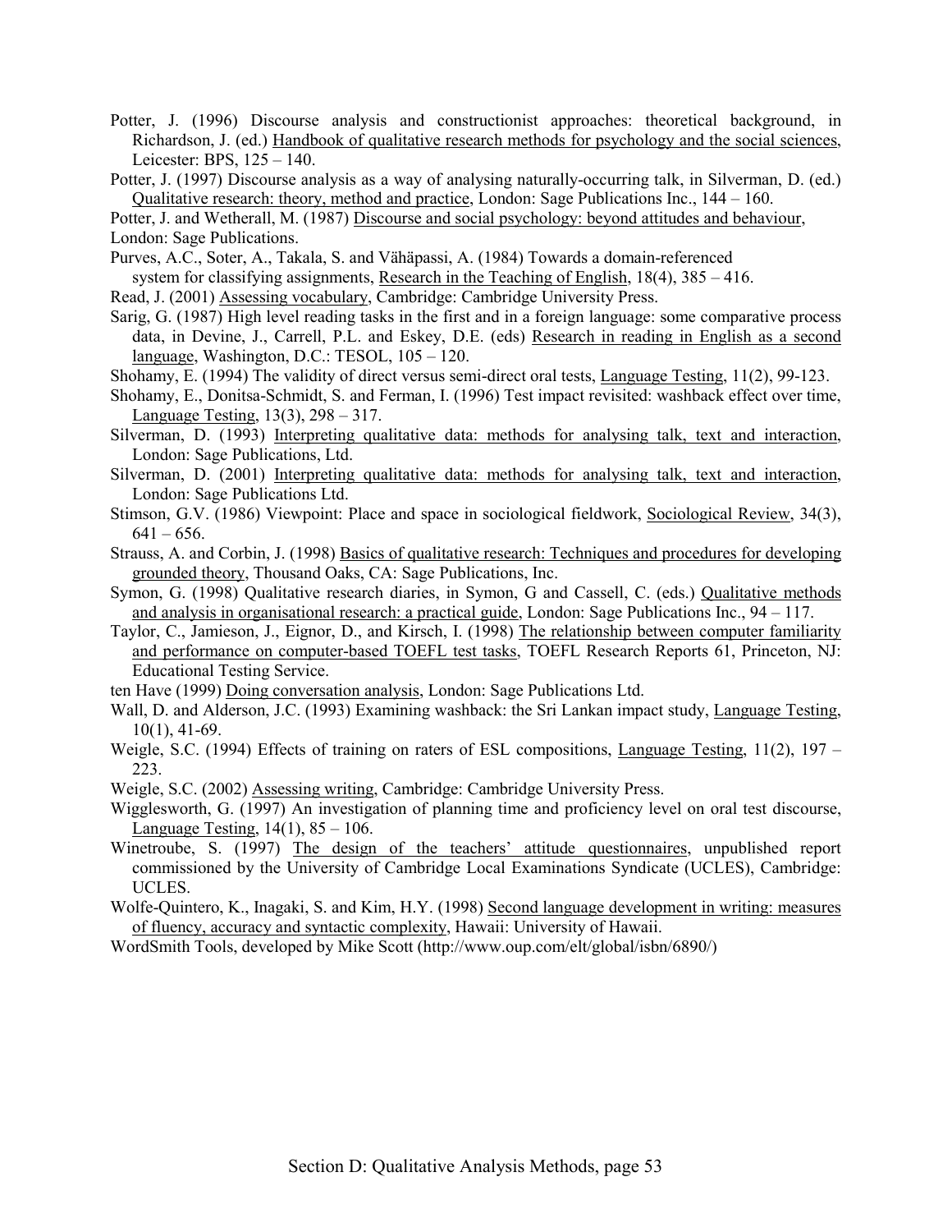Potter, J. (1996) Discourse analysis and constructionist approaches: theoretical background, in Richardson, J. (ed.) Handbook of qualitative research methods for psychology and the social sciences, Leicester: BPS, 125 – 140.

Potter, J. (1997) Discourse analysis as a way of analysing naturally-occurring talk, in Silverman, D. (ed.) Qualitative research: theory, method and practice, London: Sage Publications Inc., 144 – 160.

Potter, J. and Wetherall, M. (1987) Discourse and social psychology: beyond attitudes and behaviour, London: Sage Publications.

Purves, A.C., Soter, A., Takala, S. and Vähäpassi, A. (1984) Towards a domain-referenced system for classifying assignments, Research in the Teaching of English, 18(4), 385 – 416.

Read, J. (2001) Assessing vocabulary, Cambridge: Cambridge University Press.

Sarig, G. (1987) High level reading tasks in the first and in a foreign language: some comparative process data, in Devine, J., Carrell, P.L. and Eskey, D.E. (eds) Research in reading in English as a second language, Washington, D.C.: TESOL, 105 – 120.

Shohamy, E. (1994) The validity of direct versus semi-direct oral tests, Language Testing, 11(2), 99-123.

Shohamy, E., Donitsa-Schmidt, S. and Ferman, I. (1996) Test impact revisited: washback effect over time, Language Testing, 13(3), 298 – 317.

Silverman, D. (1993) Interpreting qualitative data: methods for analysing talk, text and interaction, London: Sage Publications, Ltd.

Silverman, D. (2001) Interpreting qualitative data: methods for analysing talk, text and interaction, London: Sage Publications Ltd.

Stimson, G.V. (1986) Viewpoint: Place and space in sociological fieldwork, Sociological Review, 34(3), 641 – 656.

Strauss, A. and Corbin, J. (1998) Basics of qualitative research: Techniques and procedures for developing grounded theory, Thousand Oaks, CA: Sage Publications, Inc.

Symon, G. (1998) Qualitative research diaries, in Symon, G and Cassell, C. (eds.) Qualitative methods and analysis in organisational research: a practical guide, London: Sage Publications Inc., 94 – 117.

Taylor, C., Jamieson, J., Eignor, D., and Kirsch, I. (1998) The relationship between computer familiarity and performance on computer-based TOEFL test tasks, TOEFL Research Reports 61, Princeton, NJ: Educational Testing Service.

ten Have (1999) Doing conversation analysis, London: Sage Publications Ltd.

Wall, D. and Alderson, J.C. (1993) Examining washback: the Sri Lankan impact study, Language Testing, 10(1), 41-69.

Weigle, S.C. (1994) Effects of training on raters of ESL compositions, Language Testing, 11(2), 197 – 223.

Weigle, S.C. (2002) Assessing writing, Cambridge: Cambridge University Press.

Wigglesworth, G. (1997) An investigation of planning time and proficiency level on oral test discourse, Language Testing, 14(1), 85 – 106.

Winetroube, S. (1997) The design of the teachers' attitude questionnaires, unpublished report commissioned by the University of Cambridge Local Examinations Syndicate (UCLES), Cambridge: UCLES.

Wolfe-Quintero, K., Inagaki, S. and Kim, H.Y. (1998) Second language development in writing: measures of fluency, accuracy and syntactic complexity, Hawaii: University of Hawaii.

WordSmith Tools, developed by Mike Scott (http://www.oup.com/elt/global/isbn/6890/)